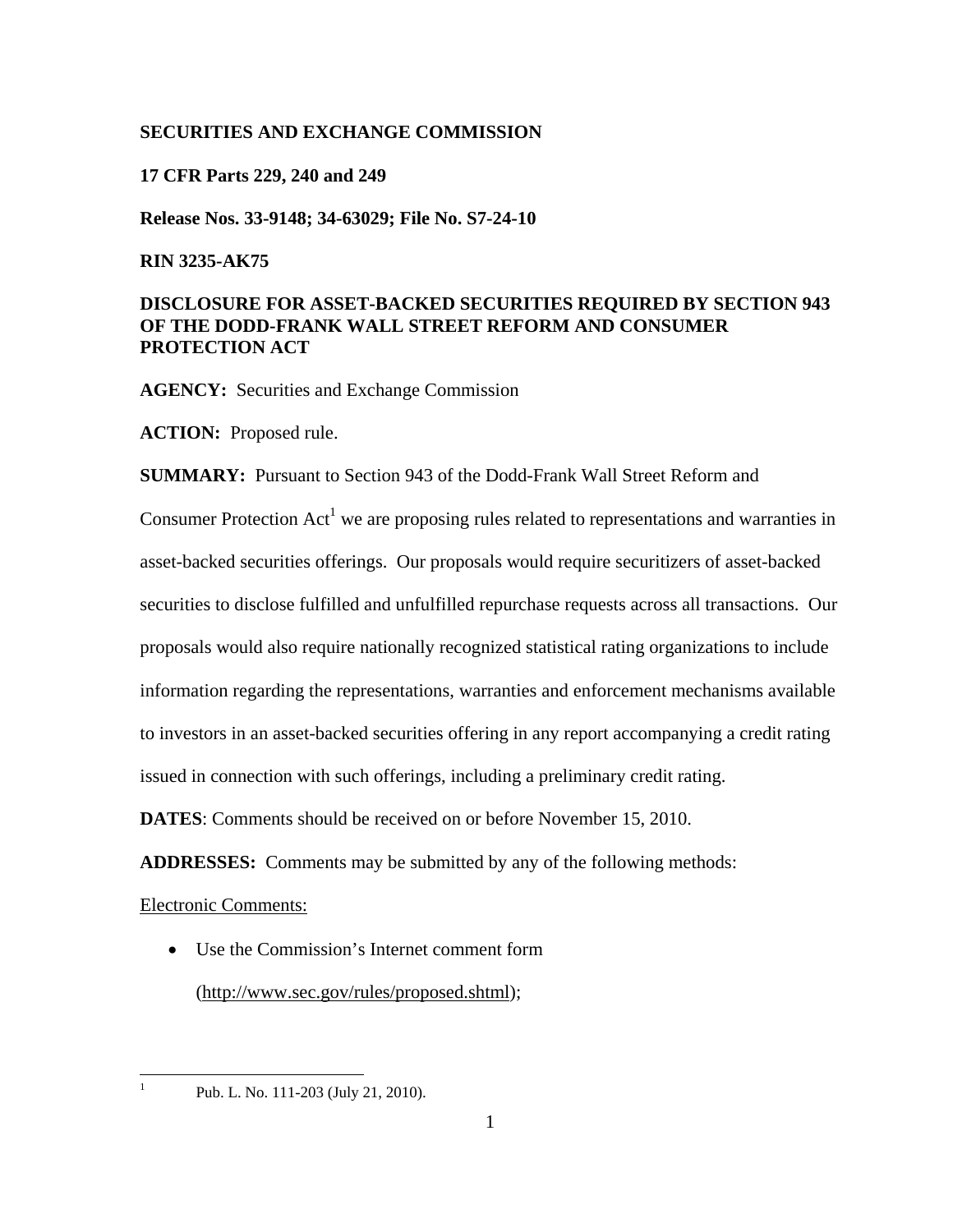**SECURITIES AND EXCHANGE COMMISSION**

**17 CFR Parts 229, 240 and 249**

**Release Nos. 33-9148; 34-63029; File No. S7-24-10**

**RIN 3235-AK75**

**DISCLOSURE FOR ASSET-BACKED SECURITIES REQUIRED BY SECTION 943 OF THE DODD-FRANK WALL STREET REFORM AND CONSUMER PROTECTION ACT**

**AGENCY:** Securities and Exchange Commission

**ACTION:** Proposed rule.

**SUMMARY:** Pursuant to Section 943 of the Dodd-Frank Wall Street Reform and Consumer Protection Act[1] we are proposing rules related to representations and warranties in asset-backed securities offerings. Our proposals would require securitizers of asset-backed securities to disclose fulfilled and unfulfilled repurchase requests across all transactions. Our proposals would also require nationally recognized statistical rating organizations to include information regarding the representations, warranties and enforcement mechanisms available to investors in an asset-backed securities offering in any report accompanying a credit rating issued in connection with such offerings, including a preliminary credit rating.

**DATES**: Comments should be received on or before November 15, 2010.

**ADDRESSES:** Comments may be submitted by any of the following methods:

Electronic Comments:

- Use the Commission's Internet comment form (http://www.sec.gov/rules/proposed.shtml);

---

[1] Pub. L. No. 111-203 (July 21, 2010).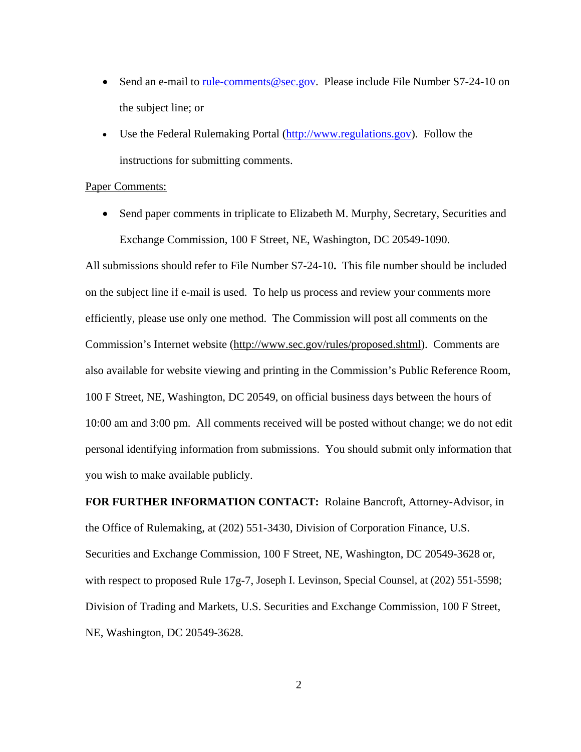- Send an e-mail to rule-comments@sec.gov. Please include File Number S7-24-10 on the subject line; or
- Use the Federal Rulemaking Portal (http://www.regulations.gov). Follow the instructions for submitting comments.

Paper Comments:

- Send paper comments in triplicate to Elizabeth M. Murphy, Secretary, Securities and Exchange Commission, 100 F Street, NE, Washington, DC 20549-1090.

All submissions should refer to File Number S7-24-10**.** This file number should be included on the subject line if e-mail is used. To help us process and review your comments more efficiently, please use only one method. The Commission will post all comments on the Commission's Internet website (http://www.sec.gov/rules/proposed.shtml). Comments are also available for website viewing and printing in the Commission's Public Reference Room, 100 F Street, NE, Washington, DC 20549, on official business days between the hours of 10:00 am and 3:00 pm. All comments received will be posted without change; we do not edit personal identifying information from submissions. You should submit only information that you wish to make available publicly.

**FOR FURTHER INFORMATION CONTACT:** Rolaine Bancroft, Attorney-Advisor, in the Office of Rulemaking, at (202) 551-3430, Division of Corporation Finance, U.S. Securities and Exchange Commission, 100 F Street, NE, Washington, DC 20549-3628 or, with respect to proposed Rule 17g-7, Joseph I. Levinson, Special Counsel, at (202) 551-5598; Division of Trading and Markets, U.S. Securities and Exchange Commission, 100 F Street, NE, Washington, DC 20549-3628.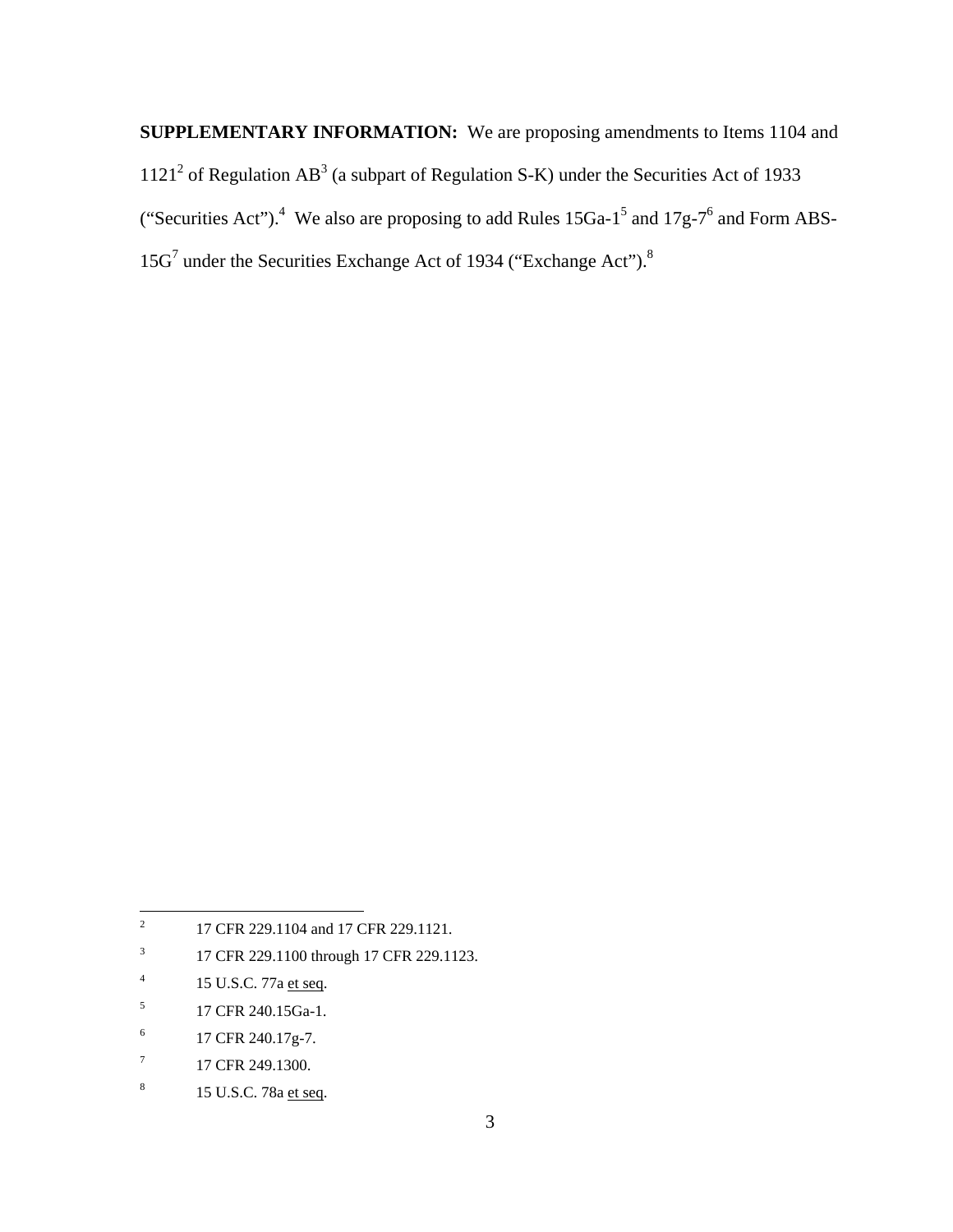**SUPPLEMENTARY INFORMATION:** We are proposing amendments to Items 1104 and 1121[2] of Regulation AB[3] (a subpart of Regulation S-K) under the Securities Act of 1933 ("Securities Act").[4] We also are proposing to add Rules 15Ga-1[5] and 17g-7[6] and Form ABS-15G[7] under the Securities Exchange Act of 1934 ("Exchange Act").[8]

---

[2] 17 CFR 229.1104 and 17 CFR 229.1121.

[3] 17 CFR 229.1100 through 17 CFR 229.1123.

[4] 15 U.S.C. 77a et seq.

[5] 17 CFR 240.15Ga-1.

[6] 17 CFR 240.17g-7.

[7] 17 CFR 249.1300.

[8] 15 U.S.C. 78a et seq.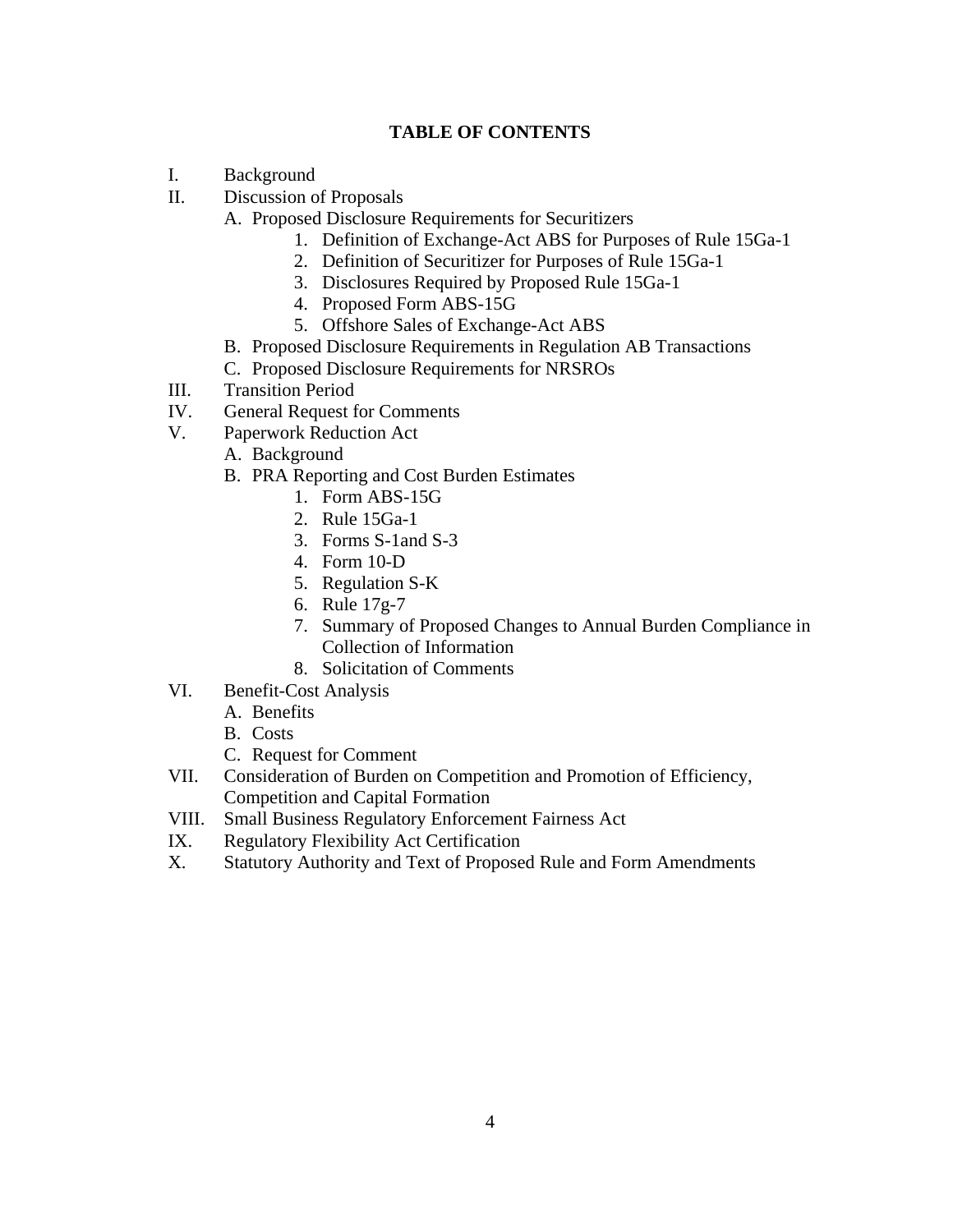## TABLE OF CONTENTS

I. Background

II. Discussion of Proposals

- A. Proposed Disclosure Requirements for Securitizers
  1. Definition of Exchange-Act ABS for Purposes of Rule 15Ga-1
  2. Definition of Securitizer for Purposes of Rule 15Ga-1
  3. Disclosures Required by Proposed Rule 15Ga-1
  4. Proposed Form ABS-15G
  5. Offshore Sales of Exchange-Act ABS
- B. Proposed Disclosure Requirements in Regulation AB Transactions
- C. Proposed Disclosure Requirements for NRSROs

III. Transition Period

IV. General Request for Comments

V. Paperwork Reduction Act

- A. Background
- B. PRA Reporting and Cost Burden Estimates
  1. Form ABS-15G
  2. Rule 15Ga-1
  3. Forms S-1and S-3
  4. Form 10-D
  5. Regulation S-K
  6. Rule 17g-7
  7. Summary of Proposed Changes to Annual Burden Compliance in Collection of Information
  8. Solicitation of Comments

VI. Benefit-Cost Analysis

- A. Benefits
- B. Costs
- C. Request for Comment

VII. Consideration of Burden on Competition and Promotion of Efficiency, Competition and Capital Formation

VIII. Small Business Regulatory Enforcement Fairness Act

IX. Regulatory Flexibility Act Certification

X. Statutory Authority and Text of Proposed Rule and Form Amendments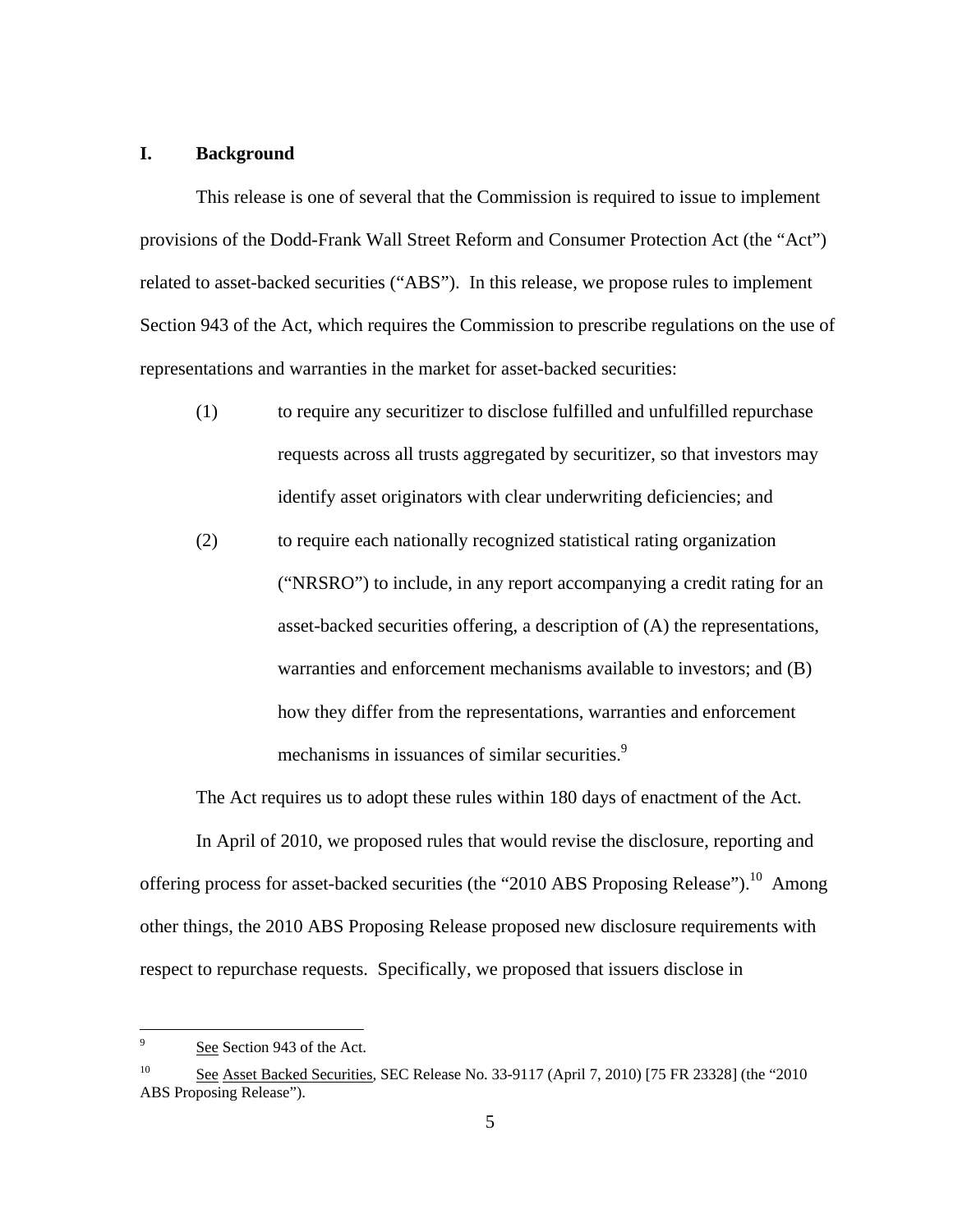## I. Background

This release is one of several that the Commission is required to issue to implement provisions of the Dodd-Frank Wall Street Reform and Consumer Protection Act (the "Act") related to asset-backed securities ("ABS"). In this release, we propose rules to implement Section 943 of the Act, which requires the Commission to prescribe regulations on the use of representations and warranties in the market for asset-backed securities:

(1) to require any securitizer to disclose fulfilled and unfulfilled repurchase requests across all trusts aggregated by securitizer, so that investors may identify asset originators with clear underwriting deficiencies; and

(2) to require each nationally recognized statistical rating organization ("NRSRO") to include, in any report accompanying a credit rating for an asset-backed securities offering, a description of (A) the representations, warranties and enforcement mechanisms available to investors; and (B) how they differ from the representations, warranties and enforcement mechanisms in issuances of similar securities.[9]

The Act requires us to adopt these rules within 180 days of enactment of the Act.

In April of 2010, we proposed rules that would revise the disclosure, reporting and offering process for asset-backed securities (the "2010 ABS Proposing Release").[10] Among other things, the 2010 ABS Proposing Release proposed new disclosure requirements with respect to repurchase requests. Specifically, we proposed that issuers disclose in

---

[9] See Section 943 of the Act.

[10] See Asset Backed Securities, SEC Release No. 33-9117 (April 7, 2010) [75 FR 23328] (the "2010 ABS Proposing Release").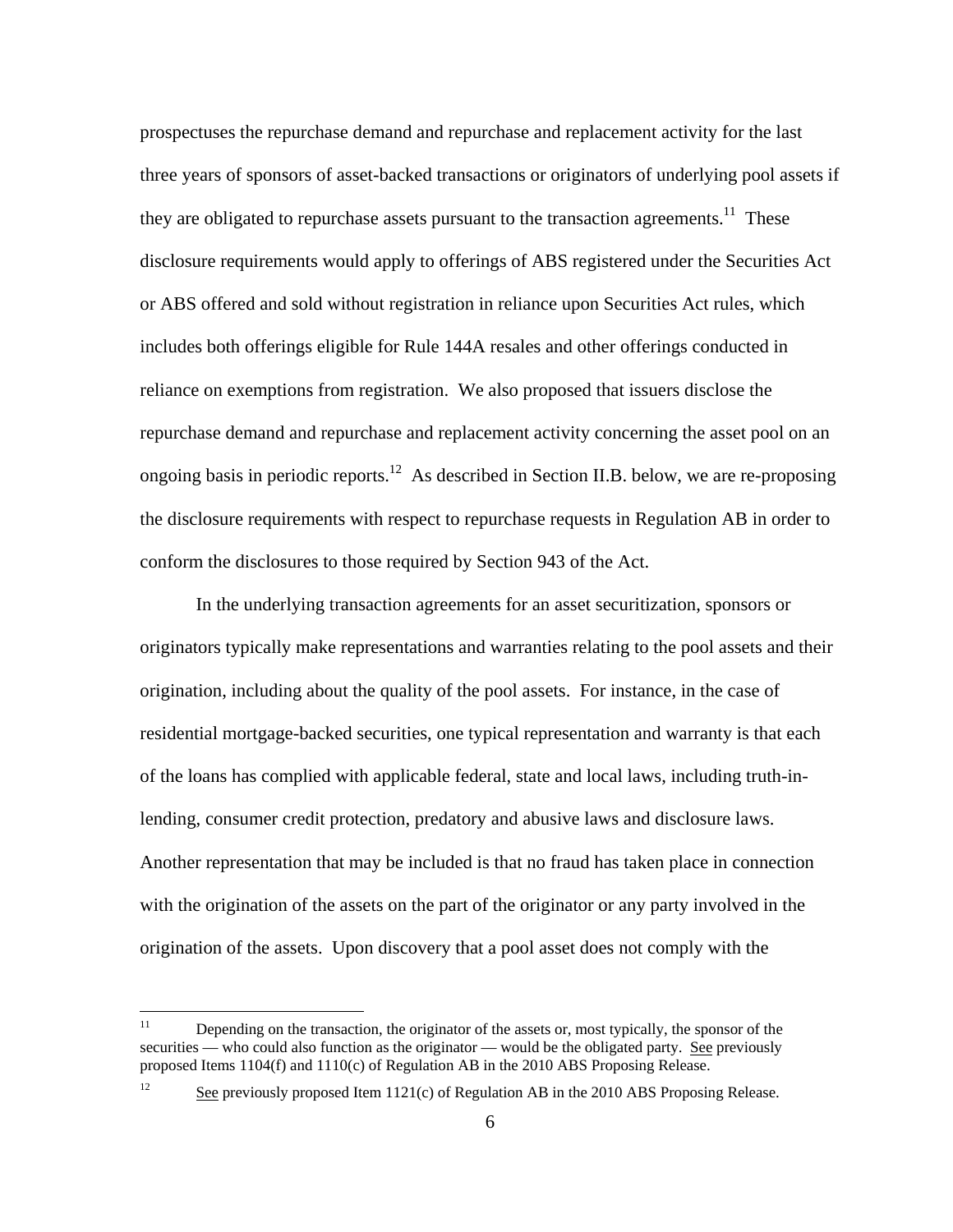prospectuses the repurchase demand and repurchase and replacement activity for the last three years of sponsors of asset-backed transactions or originators of underlying pool assets if they are obligated to repurchase assets pursuant to the transaction agreements.[11] These disclosure requirements would apply to offerings of ABS registered under the Securities Act or ABS offered and sold without registration in reliance upon Securities Act rules, which includes both offerings eligible for Rule 144A resales and other offerings conducted in reliance on exemptions from registration. We also proposed that issuers disclose the repurchase demand and repurchase and replacement activity concerning the asset pool on an ongoing basis in periodic reports.[12] As described in Section II.B. below, we are re-proposing the disclosure requirements with respect to repurchase requests in Regulation AB in order to conform the disclosures to those required by Section 943 of the Act.

In the underlying transaction agreements for an asset securitization, sponsors or originators typically make representations and warranties relating to the pool assets and their origination, including about the quality of the pool assets. For instance, in the case of residential mortgage-backed securities, one typical representation and warranty is that each of the loans has complied with applicable federal, state and local laws, including truth-in-lending, consumer credit protection, predatory and abusive laws and disclosure laws. Another representation that may be included is that no fraud has taken place in connection with the origination of the assets on the part of the originator or any party involved in the origination of the assets. Upon discovery that a pool asset does not comply with the

---

[11] Depending on the transaction, the originator of the assets or, most typically, the sponsor of the securities — who could also function as the originator — would be the obligated party. See previously proposed Items 1104(f) and 1110(c) of Regulation AB in the 2010 ABS Proposing Release.

[12] See previously proposed Item 1121(c) of Regulation AB in the 2010 ABS Proposing Release.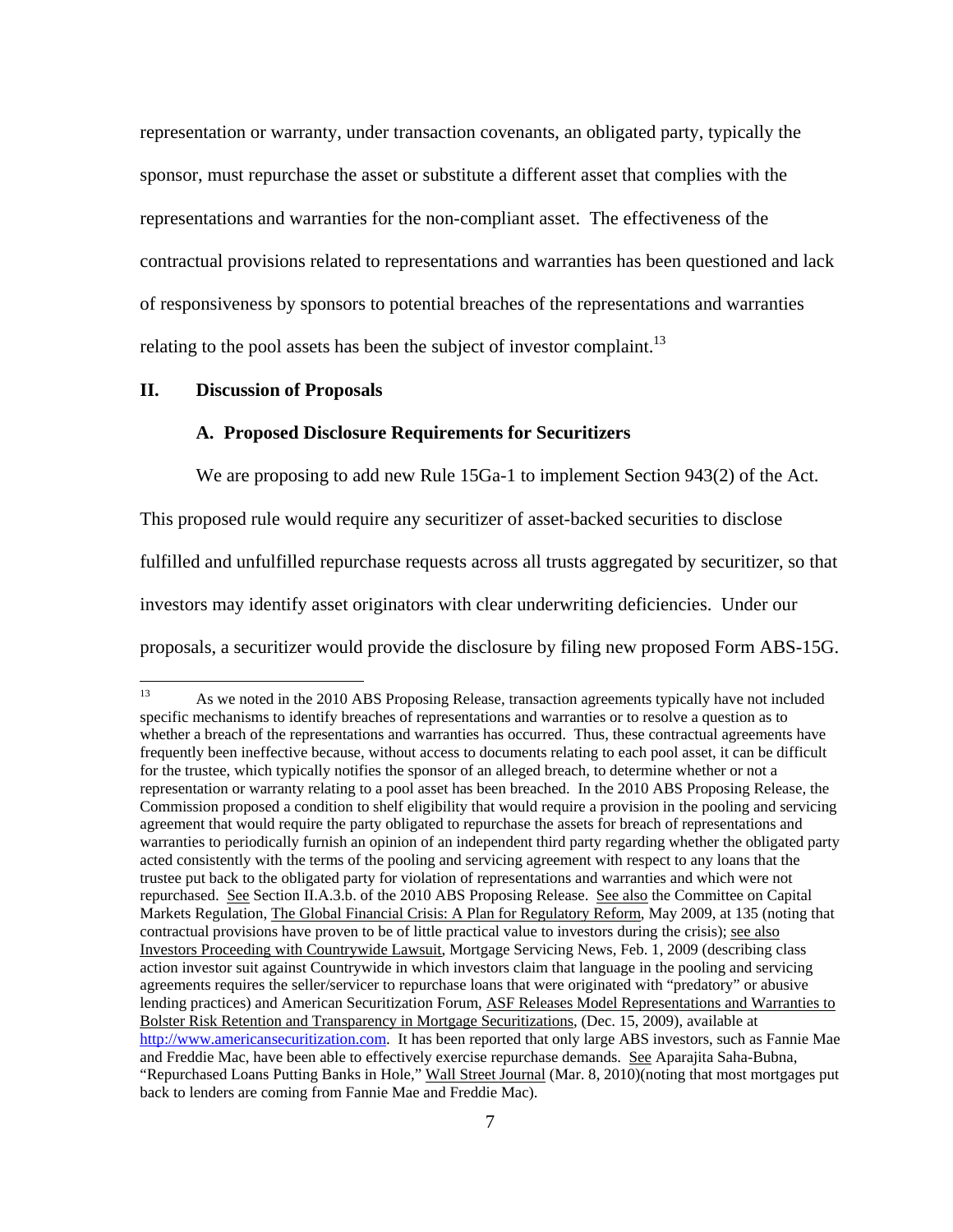representation or warranty, under transaction covenants, an obligated party, typically the sponsor, must repurchase the asset or substitute a different asset that complies with the representations and warranties for the non-compliant asset. The effectiveness of the contractual provisions related to representations and warranties has been questioned and lack of responsiveness by sponsors to potential breaches of the representations and warranties relating to the pool assets has been the subject of investor complaint.[13]

## II. Discussion of Proposals

### A. Proposed Disclosure Requirements for Securitizers

We are proposing to add new Rule 15Ga-1 to implement Section 943(2) of the Act. This proposed rule would require any securitizer of asset-backed securities to disclose fulfilled and unfulfilled repurchase requests across all trusts aggregated by securitizer, so that investors may identify asset originators with clear underwriting deficiencies. Under our proposals, a securitizer would provide the disclosure by filing new proposed Form ABS-15G.

---

[13] As we noted in the 2010 ABS Proposing Release, transaction agreements typically have not included specific mechanisms to identify breaches of representations and warranties or to resolve a question as to whether a breach of the representations and warranties has occurred. Thus, these contractual agreements have frequently been ineffective because, without access to documents relating to each pool asset, it can be difficult for the trustee, which typically notifies the sponsor of an alleged breach, to determine whether or not a representation or warranty relating to a pool asset has been breached. In the 2010 ABS Proposing Release, the Commission proposed a condition to shelf eligibility that would require a provision in the pooling and servicing agreement that would require the party obligated to repurchase the assets for breach of representations and warranties to periodically furnish an opinion of an independent third party regarding whether the obligated party acted consistently with the terms of the pooling and servicing agreement with respect to any loans that the trustee put back to the obligated party for violation of representations and warranties and which were not repurchased. See Section II.A.3.b. of the 2010 ABS Proposing Release. See also the Committee on Capital Markets Regulation, The Global Financial Crisis: A Plan for Regulatory Reform, May 2009, at 135 (noting that contractual provisions have proven to be of little practical value to investors during the crisis); see also Investors Proceeding with Countrywide Lawsuit, Mortgage Servicing News, Feb. 1, 2009 (describing class action investor suit against Countrywide in which investors claim that language in the pooling and servicing agreements requires the seller/servicer to repurchase loans that were originated with "predatory" or abusive lending practices) and American Securitization Forum, ASF Releases Model Representations and Warranties to Bolster Risk Retention and Transparency in Mortgage Securitizations, (Dec. 15, 2009), available at http://www.americansecuritization.com. It has been reported that only large ABS investors, such as Fannie Mae and Freddie Mac, have been able to effectively exercise repurchase demands. See Aparajita Saha-Bubna, "Repurchased Loans Putting Banks in Hole," Wall Street Journal (Mar. 8, 2010)(noting that most mortgages put back to lenders are coming from Fannie Mae and Freddie Mac).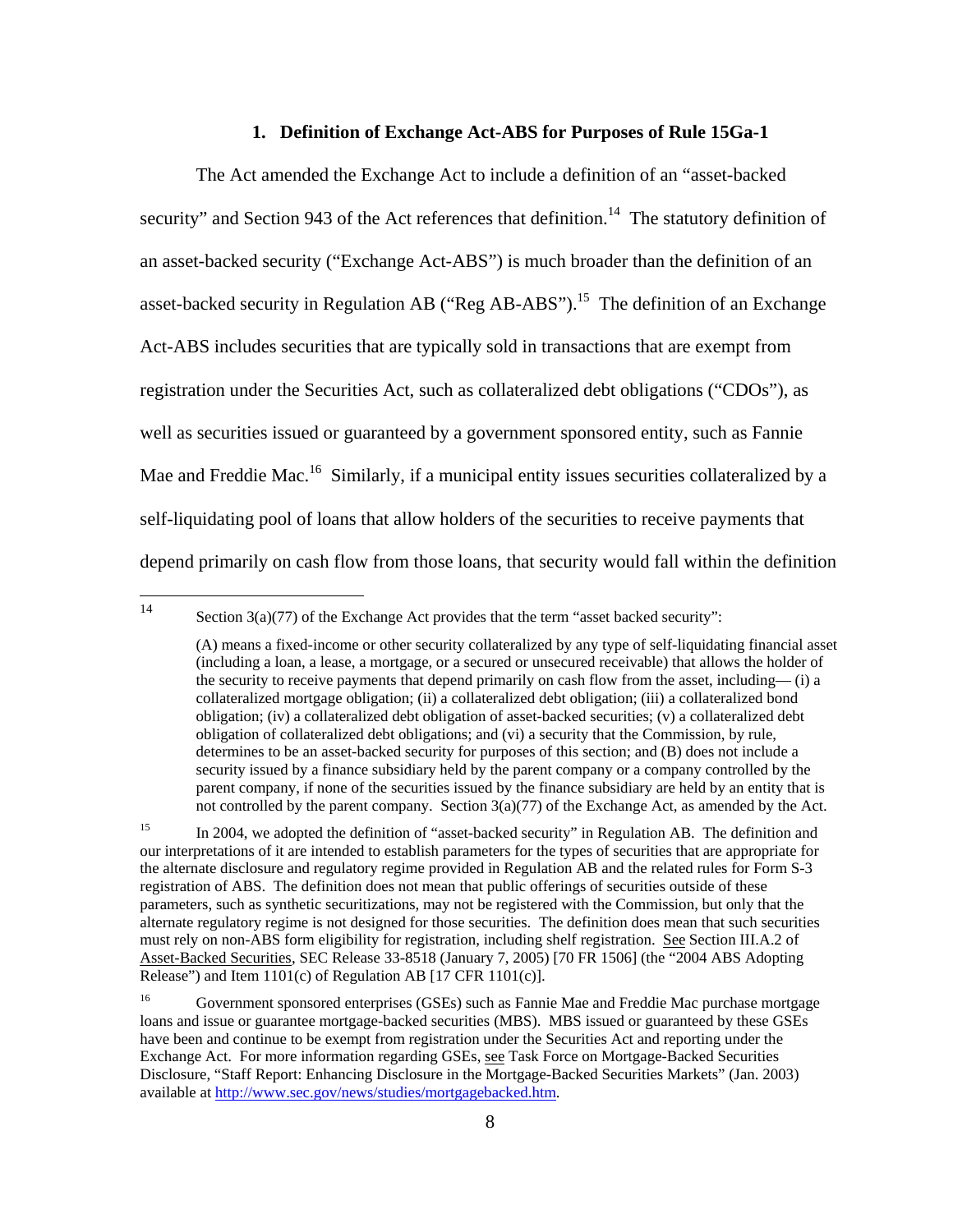### 1. Definition of Exchange Act-ABS for Purposes of Rule 15Ga-1

The Act amended the Exchange Act to include a definition of an "asset-backed security" and Section 943 of the Act references that definition.[14] The statutory definition of an asset-backed security ("Exchange Act-ABS") is much broader than the definition of an asset-backed security in Regulation AB ("Reg AB-ABS").[15] The definition of an Exchange Act-ABS includes securities that are typically sold in transactions that are exempt from registration under the Securities Act, such as collateralized debt obligations ("CDOs"), as well as securities issued or guaranteed by a government sponsored entity, such as Fannie Mae and Freddie Mac.[16] Similarly, if a municipal entity issues securities collateralized by a self-liquidating pool of loans that allow holders of the securities to receive payments that depend primarily on cash flow from those loans, that security would fall within the definition

---

[14] Section 3(a)(77) of the Exchange Act provides that the term "asset backed security":

> (A) means a fixed-income or other security collateralized by any type of self-liquidating financial asset (including a loan, a lease, a mortgage, or a secured or unsecured receivable) that allows the holder of the security to receive payments that depend primarily on cash flow from the asset, including— (i) a collateralized mortgage obligation; (ii) a collateralized debt obligation; (iii) a collateralized bond obligation; (iv) a collateralized debt obligation of asset-backed securities; (v) a collateralized debt obligation of collateralized debt obligations; and (vi) a security that the Commission, by rule, determines to be an asset-backed security for purposes of this section; and (B) does not include a security issued by a finance subsidiary held by the parent company or a company controlled by the parent company, if none of the securities issued by the finance subsidiary are held by an entity that is not controlled by the parent company. Section 3(a)(77) of the Exchange Act, as amended by the Act.

[15] In 2004, we adopted the definition of "asset-backed security" in Regulation AB. The definition and our interpretations of it are intended to establish parameters for the types of securities that are appropriate for the alternate disclosure and regulatory regime provided in Regulation AB and the related rules for Form S-3 registration of ABS. The definition does not mean that public offerings of securities outside of these parameters, such as synthetic securitizations, may not be registered with the Commission, but only that the alternate regulatory regime is not designed for those securities. The definition does mean that such securities must rely on non-ABS form eligibility for registration, including shelf registration. See Section III.A.2 of Asset-Backed Securities, SEC Release 33-8518 (January 7, 2005) [70 FR 1506] (the "2004 ABS Adopting Release") and Item 1101(c) of Regulation AB [17 CFR 1101(c)].

[16] Government sponsored enterprises (GSEs) such as Fannie Mae and Freddie Mac purchase mortgage loans and issue or guarantee mortgage-backed securities (MBS). MBS issued or guaranteed by these GSEs have been and continue to be exempt from registration under the Securities Act and reporting under the Exchange Act. For more information regarding GSEs, see Task Force on Mortgage-Backed Securities Disclosure, "Staff Report: Enhancing Disclosure in the Mortgage-Backed Securities Markets" (Jan. 2003) available at http://www.sec.gov/news/studies/mortgagebacked.htm.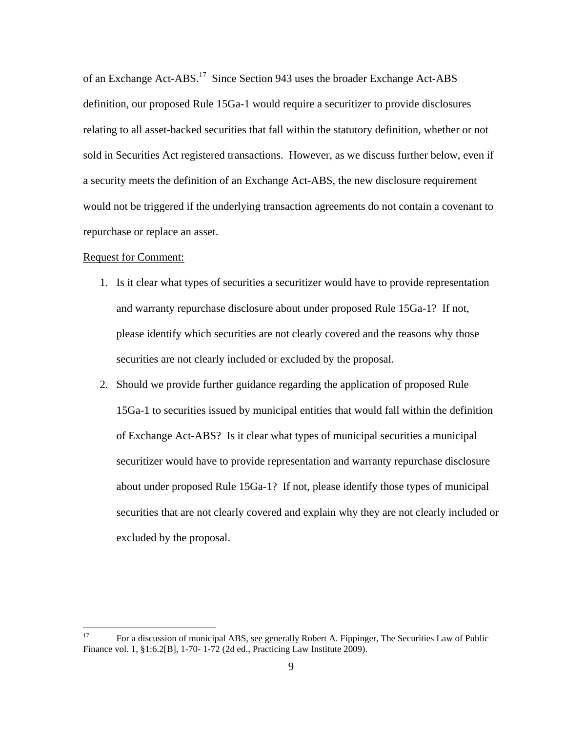of an Exchange Act-ABS.[17] Since Section 943 uses the broader Exchange Act-ABS definition, our proposed Rule 15Ga-1 would require a securitizer to provide disclosures relating to all asset-backed securities that fall within the statutory definition, whether or not sold in Securities Act registered transactions. However, as we discuss further below, even if a security meets the definition of an Exchange Act-ABS, the new disclosure requirement would not be triggered if the underlying transaction agreements do not contain a covenant to repurchase or replace an asset.

Request for Comment:

1. Is it clear what types of securities a securitizer would have to provide representation and warranty repurchase disclosure about under proposed Rule 15Ga-1? If not, please identify which securities are not clearly covered and the reasons why those securities are not clearly included or excluded by the proposal.
2. Should we provide further guidance regarding the application of proposed Rule 15Ga-1 to securities issued by municipal entities that would fall within the definition of Exchange Act-ABS? Is it clear what types of municipal securities a municipal securitizer would have to provide representation and warranty repurchase disclosure about under proposed Rule 15Ga-1? If not, please identify those types of municipal securities that are not clearly covered and explain why they are not clearly included or excluded by the proposal.

[17] For a discussion of municipal ABS, see generally Robert A. Fippinger, The Securities Law of Public Finance vol. 1, §1:6.2[B], 1-70- 1-72 (2d ed., Practicing Law Institute 2009).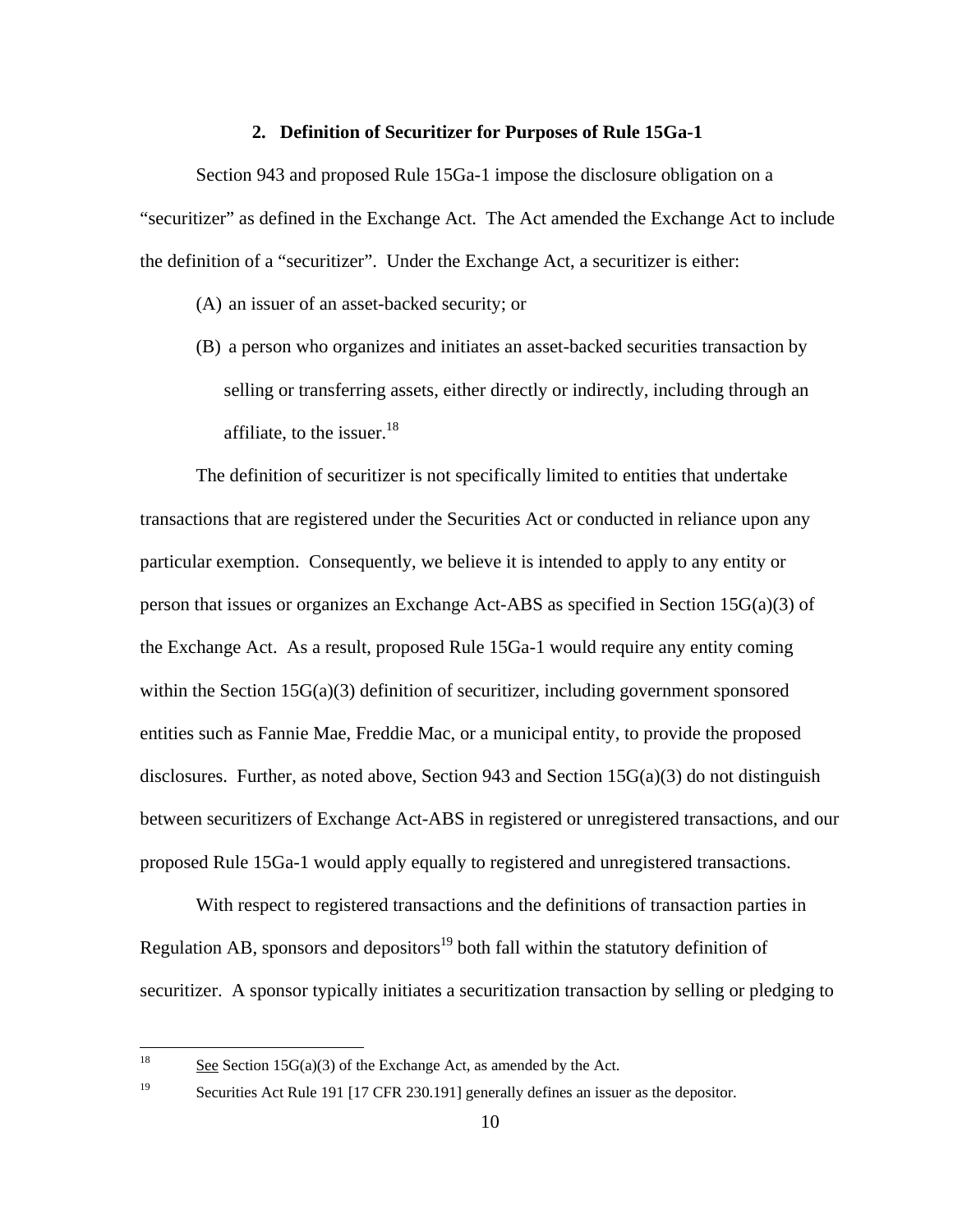### 2. Definition of Securitizer for Purposes of Rule 15Ga-1

Section 943 and proposed Rule 15Ga-1 impose the disclosure obligation on a "securitizer" as defined in the Exchange Act. The Act amended the Exchange Act to include the definition of a "securitizer". Under the Exchange Act, a securitizer is either:

(A) an issuer of an asset-backed security; or

(B) a person who organizes and initiates an asset-backed securities transaction by selling or transferring assets, either directly or indirectly, including through an affiliate, to the issuer.[18]

The definition of securitizer is not specifically limited to entities that undertake transactions that are registered under the Securities Act or conducted in reliance upon any particular exemption. Consequently, we believe it is intended to apply to any entity or person that issues or organizes an Exchange Act-ABS as specified in Section 15G(a)(3) of the Exchange Act. As a result, proposed Rule 15Ga-1 would require any entity coming within the Section 15G(a)(3) definition of securitizer, including government sponsored entities such as Fannie Mae, Freddie Mac, or a municipal entity, to provide the proposed disclosures. Further, as noted above, Section 943 and Section 15G(a)(3) do not distinguish between securitizers of Exchange Act-ABS in registered or unregistered transactions, and our proposed Rule 15Ga-1 would apply equally to registered and unregistered transactions.

With respect to registered transactions and the definitions of transaction parties in Regulation AB, sponsors and depositors[19] both fall within the statutory definition of securitizer. A sponsor typically initiates a securitization transaction by selling or pledging to

---

[18] See Section 15G(a)(3) of the Exchange Act, as amended by the Act.

[19] Securities Act Rule 191 [17 CFR 230.191] generally defines an issuer as the depositor.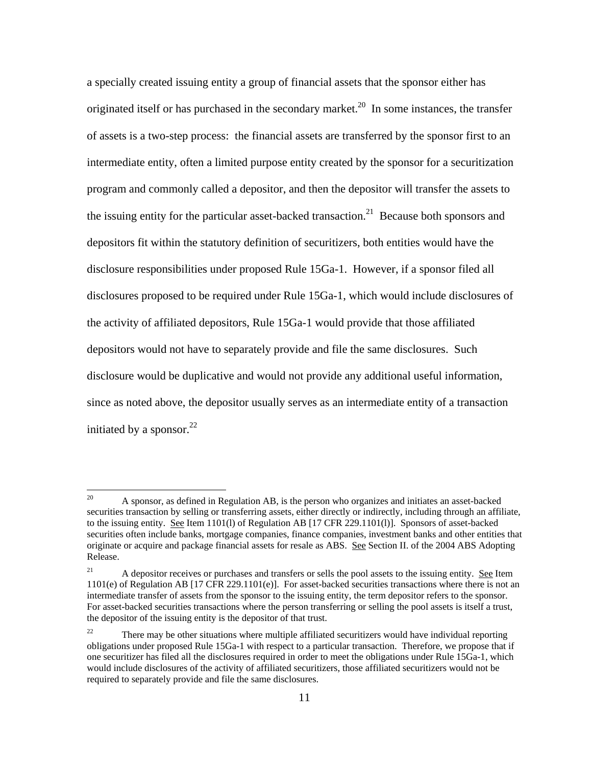a specially created issuing entity a group of financial assets that the sponsor either has originated itself or has purchased in the secondary market.[20] In some instances, the transfer of assets is a two-step process: the financial assets are transferred by the sponsor first to an intermediate entity, often a limited purpose entity created by the sponsor for a securitization program and commonly called a depositor, and then the depositor will transfer the assets to the issuing entity for the particular asset-backed transaction.[21] Because both sponsors and depositors fit within the statutory definition of securitizers, both entities would have the disclosure responsibilities under proposed Rule 15Ga-1. However, if a sponsor filed all disclosures proposed to be required under Rule 15Ga-1, which would include disclosures of the activity of affiliated depositors, Rule 15Ga-1 would provide that those affiliated depositors would not have to separately provide and file the same disclosures. Such disclosure would be duplicative and would not provide any additional useful information, since as noted above, the depositor usually serves as an intermediate entity of a transaction initiated by a sponsor.[22]

---

[20] A sponsor, as defined in Regulation AB, is the person who organizes and initiates an asset-backed securities transaction by selling or transferring assets, either directly or indirectly, including through an affiliate, to the issuing entity. See Item 1101(l) of Regulation AB [17 CFR 229.1101(l)]. Sponsors of asset-backed securities often include banks, mortgage companies, finance companies, investment banks and other entities that originate or acquire and package financial assets for resale as ABS. See Section II. of the 2004 ABS Adopting Release.

[21] A depositor receives or purchases and transfers or sells the pool assets to the issuing entity. See Item 1101(e) of Regulation AB [17 CFR 229.1101(e)]. For asset-backed securities transactions where there is not an intermediate transfer of assets from the sponsor to the issuing entity, the term depositor refers to the sponsor. For asset-backed securities transactions where the person transferring or selling the pool assets is itself a trust, the depositor of the issuing entity is the depositor of that trust.

[22] There may be other situations where multiple affiliated securitizers would have individual reporting obligations under proposed Rule 15Ga-1 with respect to a particular transaction. Therefore, we propose that if one securitizer has filed all the disclosures required in order to meet the obligations under Rule 15Ga-1, which would include disclosures of the activity of affiliated securitizers, those affiliated securitizers would not be required to separately provide and file the same disclosures.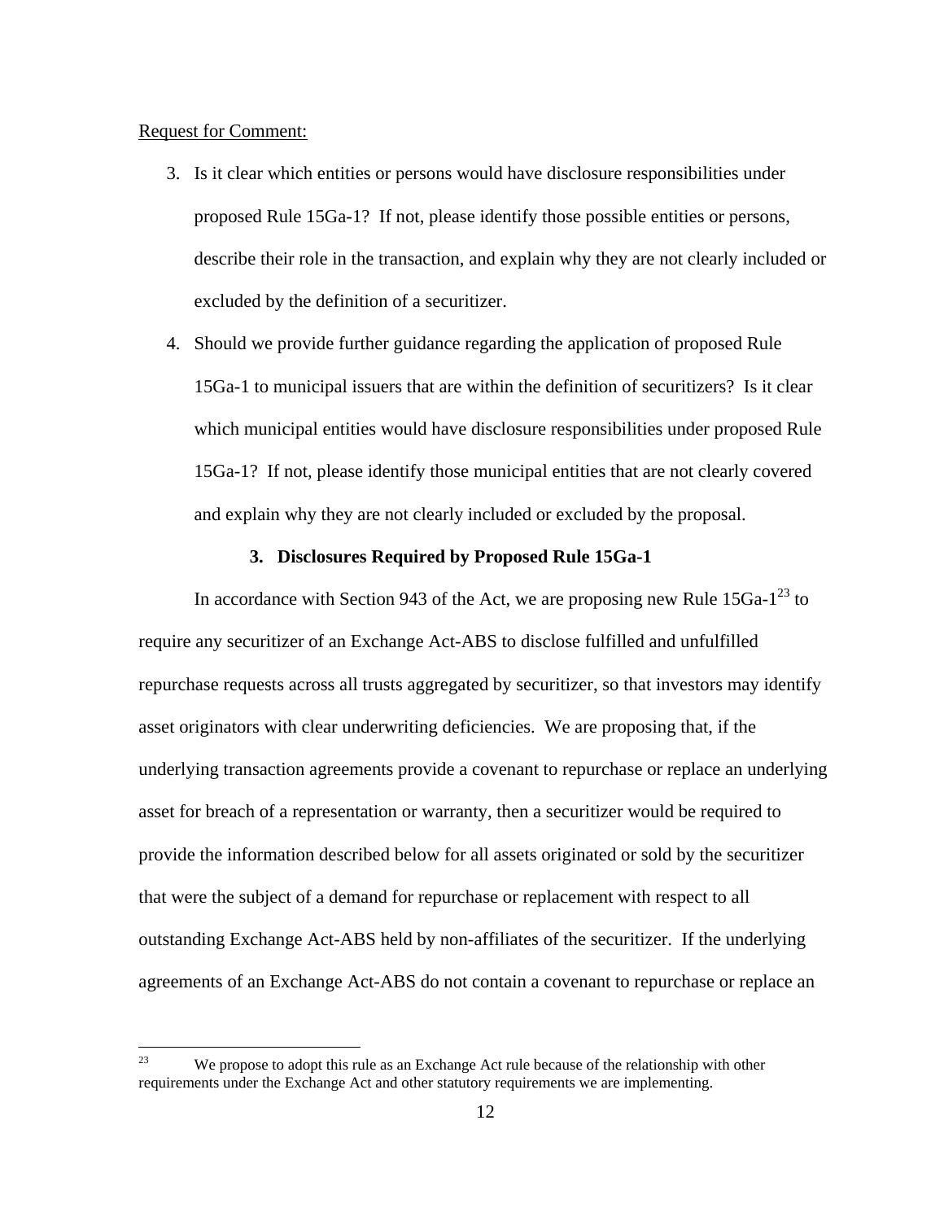Request for Comment:

3. Is it clear which entities or persons would have disclosure responsibilities under proposed Rule 15Ga-1? If not, please identify those possible entities or persons, describe their role in the transaction, and explain why they are not clearly included or excluded by the definition of a securitizer.
4. Should we provide further guidance regarding the application of proposed Rule 15Ga-1 to municipal issuers that are within the definition of securitizers? Is it clear which municipal entities would have disclosure responsibilities under proposed Rule 15Ga-1? If not, please identify those municipal entities that are not clearly covered and explain why they are not clearly included or excluded by the proposal.

### 3. Disclosures Required by Proposed Rule 15Ga-1

In accordance with Section 943 of the Act, we are proposing new Rule 15Ga-1[23] to require any securitizer of an Exchange Act-ABS to disclose fulfilled and unfulfilled repurchase requests across all trusts aggregated by securitizer, so that investors may identify asset originators with clear underwriting deficiencies. We are proposing that, if the underlying transaction agreements provide a covenant to repurchase or replace an underlying asset for breach of a representation or warranty, then a securitizer would be required to provide the information described below for all assets originated or sold by the securitizer that were the subject of a demand for repurchase or replacement with respect to all outstanding Exchange Act-ABS held by non-affiliates of the securitizer. If the underlying agreements of an Exchange Act-ABS do not contain a covenant to repurchase or replace an

[23] We propose to adopt this rule as an Exchange Act rule because of the relationship with other requirements under the Exchange Act and other statutory requirements we are implementing.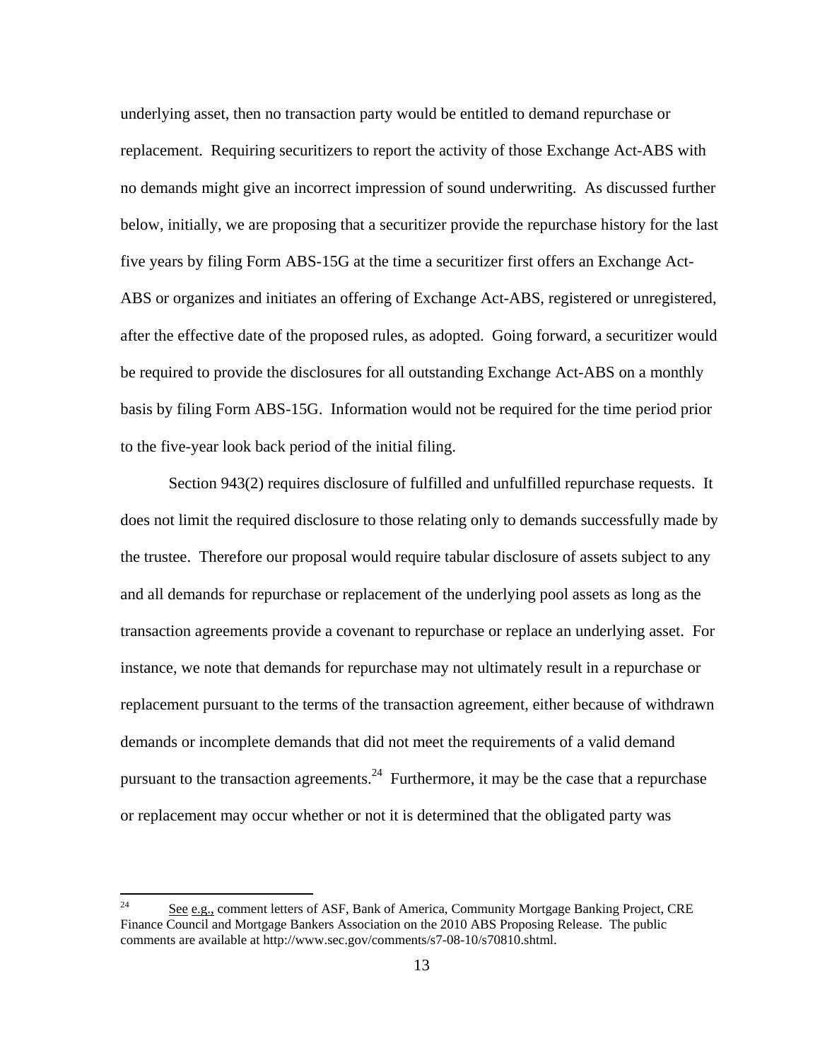underlying asset, then no transaction party would be entitled to demand repurchase or replacement. Requiring securitizers to report the activity of those Exchange Act-ABS with no demands might give an incorrect impression of sound underwriting. As discussed further below, initially, we are proposing that a securitizer provide the repurchase history for the last five years by filing Form ABS-15G at the time a securitizer first offers an Exchange Act-ABS or organizes and initiates an offering of Exchange Act-ABS, registered or unregistered, after the effective date of the proposed rules, as adopted. Going forward, a securitizer would be required to provide the disclosures for all outstanding Exchange Act-ABS on a monthly basis by filing Form ABS-15G. Information would not be required for the time period prior to the five-year look back period of the initial filing.

Section 943(2) requires disclosure of fulfilled and unfulfilled repurchase requests. It does not limit the required disclosure to those relating only to demands successfully made by the trustee. Therefore our proposal would require tabular disclosure of assets subject to any and all demands for repurchase or replacement of the underlying pool assets as long as the transaction agreements provide a covenant to repurchase or replace an underlying asset. For instance, we note that demands for repurchase may not ultimately result in a repurchase or replacement pursuant to the terms of the transaction agreement, either because of withdrawn demands or incomplete demands that did not meet the requirements of a valid demand pursuant to the transaction agreements.[24] Furthermore, it may be the case that a repurchase or replacement may occur whether or not it is determined that the obligated party was

---

[24] See e.g., comment letters of ASF, Bank of America, Community Mortgage Banking Project, CRE Finance Council and Mortgage Bankers Association on the 2010 ABS Proposing Release. The public comments are available at http://www.sec.gov/comments/s7-08-10/s70810.shtml.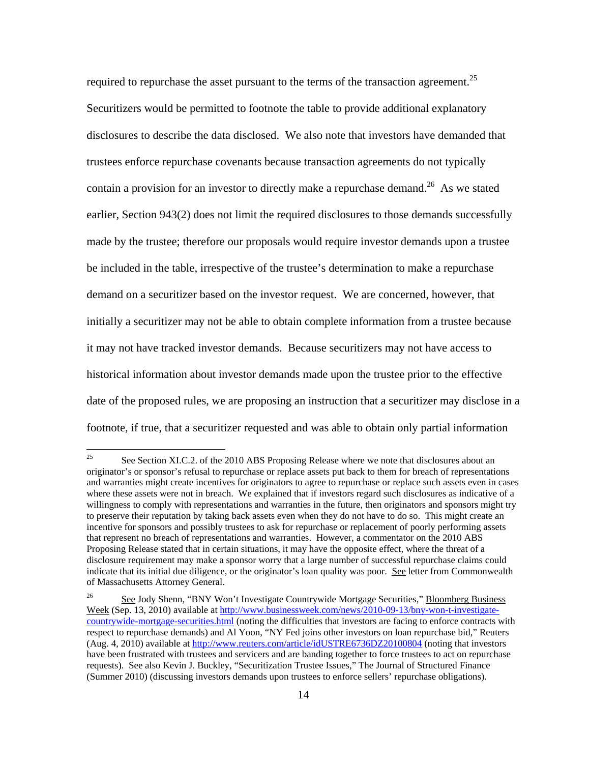required to repurchase the asset pursuant to the terms of the transaction agreement.[25] Securitizers would be permitted to footnote the table to provide additional explanatory disclosures to describe the data disclosed. We also note that investors have demanded that trustees enforce repurchase covenants because transaction agreements do not typically contain a provision for an investor to directly make a repurchase demand.[26] As we stated earlier, Section 943(2) does not limit the required disclosures to those demands successfully made by the trustee; therefore our proposals would require investor demands upon a trustee be included in the table, irrespective of the trustee's determination to make a repurchase demand on a securitizer based on the investor request. We are concerned, however, that initially a securitizer may not be able to obtain complete information from a trustee because it may not have tracked investor demands. Because securitizers may not have access to historical information about investor demands made upon the trustee prior to the effective date of the proposed rules, we are proposing an instruction that a securitizer may disclose in a footnote, if true, that a securitizer requested and was able to obtain only partial information

---

[25] See Section XI.C.2. of the 2010 ABS Proposing Release where we note that disclosures about an originator's or sponsor's refusal to repurchase or replace assets put back to them for breach of representations and warranties might create incentives for originators to agree to repurchase or replace such assets even in cases where these assets were not in breach. We explained that if investors regard such disclosures as indicative of a willingness to comply with representations and warranties in the future, then originators and sponsors might try to preserve their reputation by taking back assets even when they do not have to do so. This might create an incentive for sponsors and possibly trustees to ask for repurchase or replacement of poorly performing assets that represent no breach of representations and warranties. However, a commentator on the 2010 ABS Proposing Release stated that in certain situations, it may have the opposite effect, where the threat of a disclosure requirement may make a sponsor worry that a large number of successful repurchase claims could indicate that its initial due diligence, or the originator's loan quality was poor. See letter from Commonwealth of Massachusetts Attorney General.

[26] See Jody Shenn, "BNY Won't Investigate Countrywide Mortgage Securities," Bloomberg Business Week (Sep. 13, 2010) available at http://www.businessweek.com/news/2010-09-13/bny-won-t-investigate-countrywide-mortgage-securities.html (noting the difficulties that investors are facing to enforce contracts with respect to repurchase demands) and Al Yoon, "NY Fed joins other investors on loan repurchase bid," Reuters (Aug. 4, 2010) available at http://www.reuters.com/article/idUSTRE6736DZ20100804 (noting that investors have been frustrated with trustees and servicers and are banding together to force trustees to act on repurchase requests). See also Kevin J. Buckley, "Securitization Trustee Issues," The Journal of Structured Finance (Summer 2010) (discussing investors demands upon trustees to enforce sellers' repurchase obligations).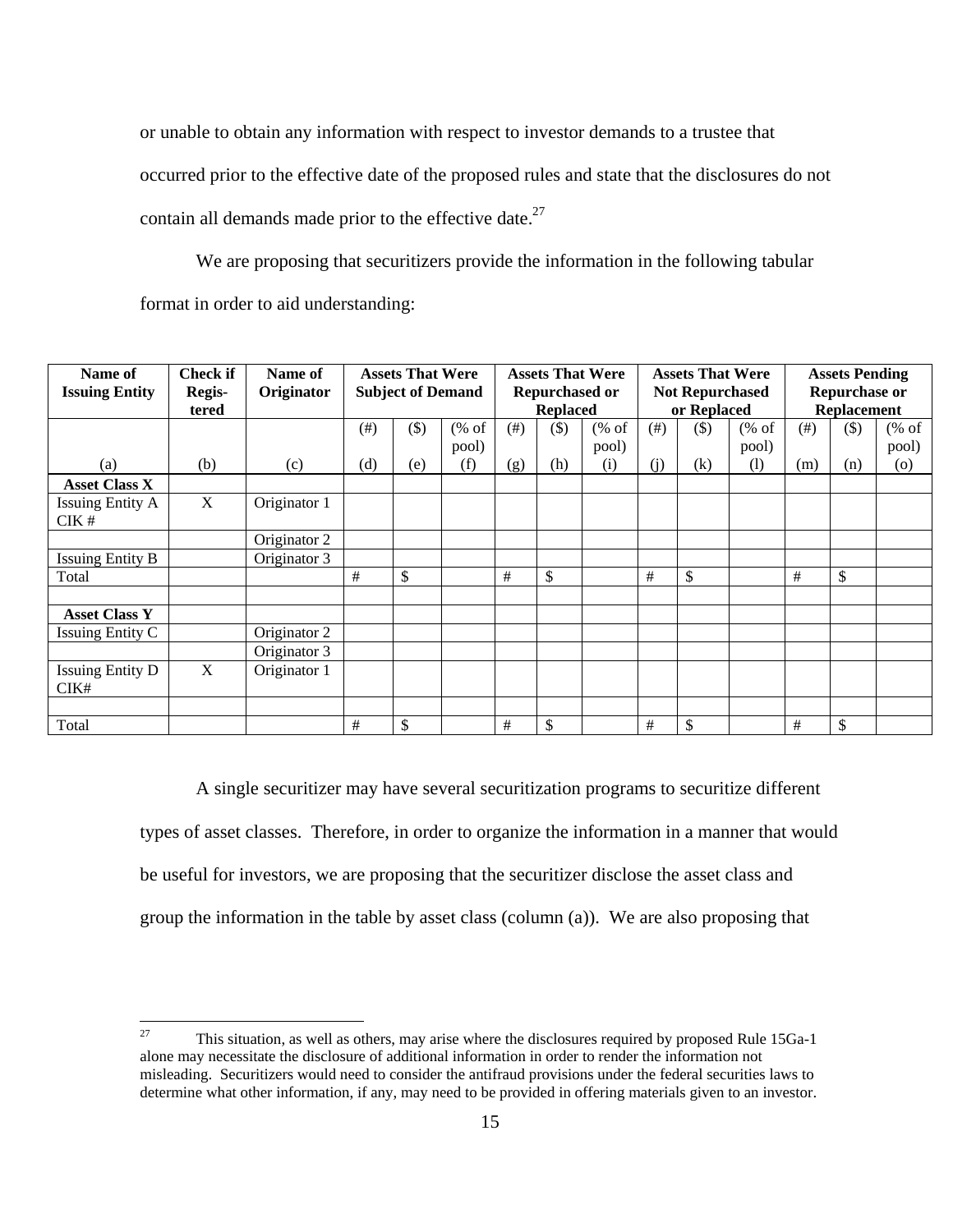or unable to obtain any information with respect to investor demands to a trustee that occurred prior to the effective date of the proposed rules and state that the disclosures do not contain all demands made prior to the effective date.[27]

We are proposing that securitizers provide the information in the following tabular format in order to aid understanding:

| Name of Issuing Entity | Check if Regis-tered | Name of Originator | Assets That Were Subject of Demand | | | Assets That Were Repurchased or Replaced | | | Assets That Were Not Repurchased or Replaced | | | Assets Pending Repurchase or Replacement | | |
|---|---|---|---|---|---|---|---|---|---|---|---|---|---|---|
| | | | (#) | ($) | (% of pool) | (#) | ($) | (% of pool) | (#) | ($) | (% of pool) | (#) | ($) | (% of pool) |
| (a) | (b) | (c) | (d) | (e) | (f) | (g) | (h) | (i) | (j) | (k) | (l) | (m) | (n) | (o) |
| **Asset Class X** | | | | | | | | | | | | | | |
| Issuing Entity A CIK # | X | Originator 1 | | | | | | | | | | | | |
| | | Originator 2 | | | | | | | | | | | | |
| Issuing Entity B | | Originator 3 | | | | | | | | | | | | |
| Total | | | # | $ | | # | $ | | # | $ | | # | $ | |
| | | | | | | | | | | | | | | |
| **Asset Class Y** | | | | | | | | | | | | | | |
| Issuing Entity C | | Originator 2 | | | | | | | | | | | | |
| | | Originator 3 | | | | | | | | | | | | |
| Issuing Entity D CIK# | X | Originator 1 | | | | | | | | | | | | |
| | | | | | | | | | | | | | | |
| Total | | | # | $ | | # | $ | | # | $ | | # | $ | |

A single securitizer may have several securitization programs to securitize different types of asset classes. Therefore, in order to organize the information in a manner that would be useful for investors, we are proposing that the securitizer disclose the asset class and group the information in the table by asset class (column (a)). We are also proposing that

[27] This situation, as well as others, may arise where the disclosures required by proposed Rule 15Ga-1 alone may necessitate the disclosure of additional information in order to render the information not misleading. Securitizers would need to consider the antifraud provisions under the federal securities laws to determine what other information, if any, may need to be provided in offering materials given to an investor.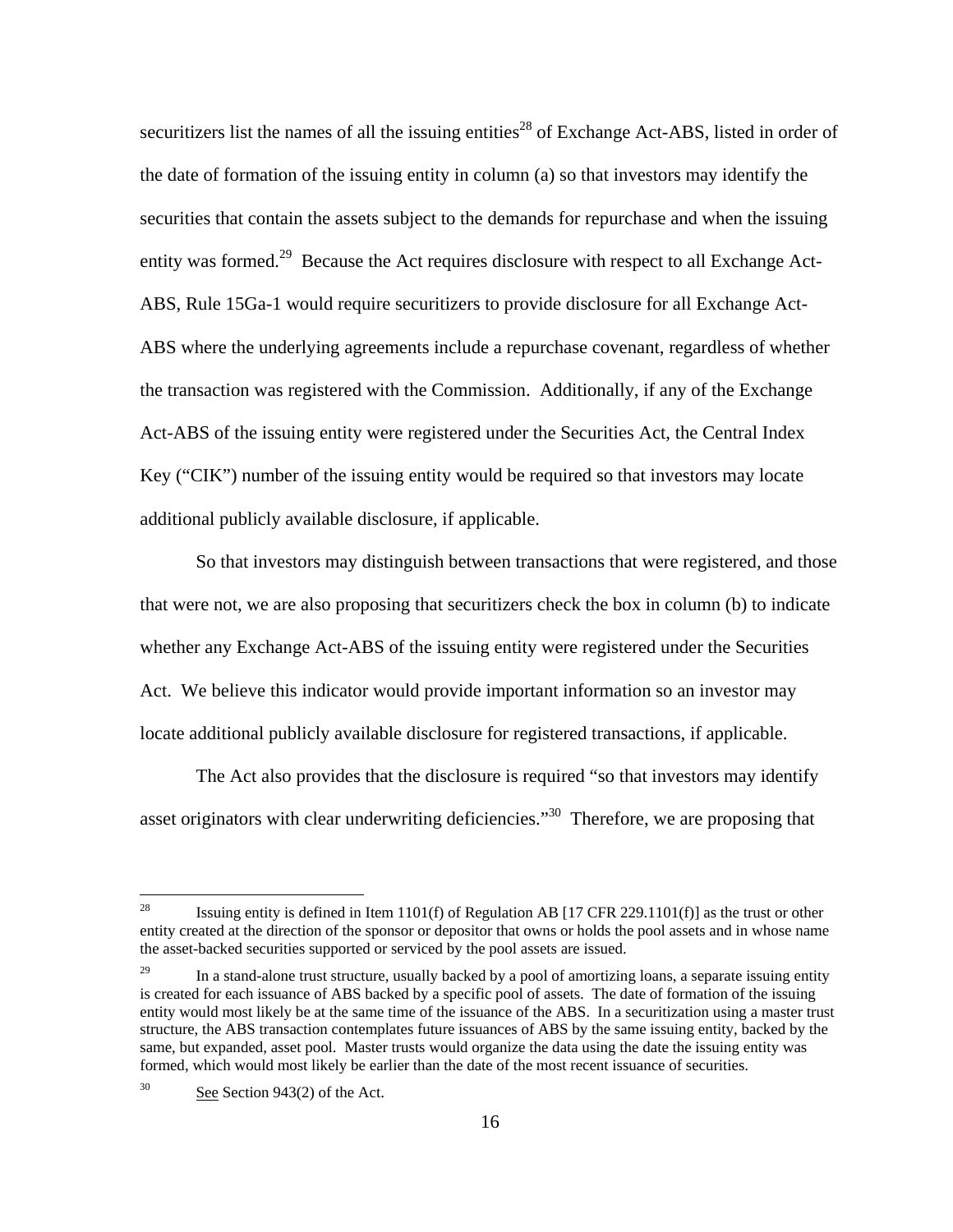securitizers list the names of all the issuing entities[28] of Exchange Act-ABS, listed in order of the date of formation of the issuing entity in column (a) so that investors may identify the securities that contain the assets subject to the demands for repurchase and when the issuing entity was formed.[29] Because the Act requires disclosure with respect to all Exchange Act-ABS, Rule 15Ga-1 would require securitizers to provide disclosure for all Exchange Act-ABS where the underlying agreements include a repurchase covenant, regardless of whether the transaction was registered with the Commission. Additionally, if any of the Exchange Act-ABS of the issuing entity were registered under the Securities Act, the Central Index Key ("CIK") number of the issuing entity would be required so that investors may locate additional publicly available disclosure, if applicable.

So that investors may distinguish between transactions that were registered, and those that were not, we are also proposing that securitizers check the box in column (b) to indicate whether any Exchange Act-ABS of the issuing entity were registered under the Securities Act. We believe this indicator would provide important information so an investor may locate additional publicly available disclosure for registered transactions, if applicable.

The Act also provides that the disclosure is required "so that investors may identify asset originators with clear underwriting deficiencies."[30] Therefore, we are proposing that

---

[28] Issuing entity is defined in Item 1101(f) of Regulation AB [17 CFR 229.1101(f)] as the trust or other entity created at the direction of the sponsor or depositor that owns or holds the pool assets and in whose name the asset-backed securities supported or serviced by the pool assets are issued.

[29] In a stand-alone trust structure, usually backed by a pool of amortizing loans, a separate issuing entity is created for each issuance of ABS backed by a specific pool of assets. The date of formation of the issuing entity would most likely be at the same time of the issuance of the ABS. In a securitization using a master trust structure, the ABS transaction contemplates future issuances of ABS by the same issuing entity, backed by the same, but expanded, asset pool. Master trusts would organize the data using the date the issuing entity was formed, which would most likely be earlier than the date of the most recent issuance of securities.

[30] See Section 943(2) of the Act.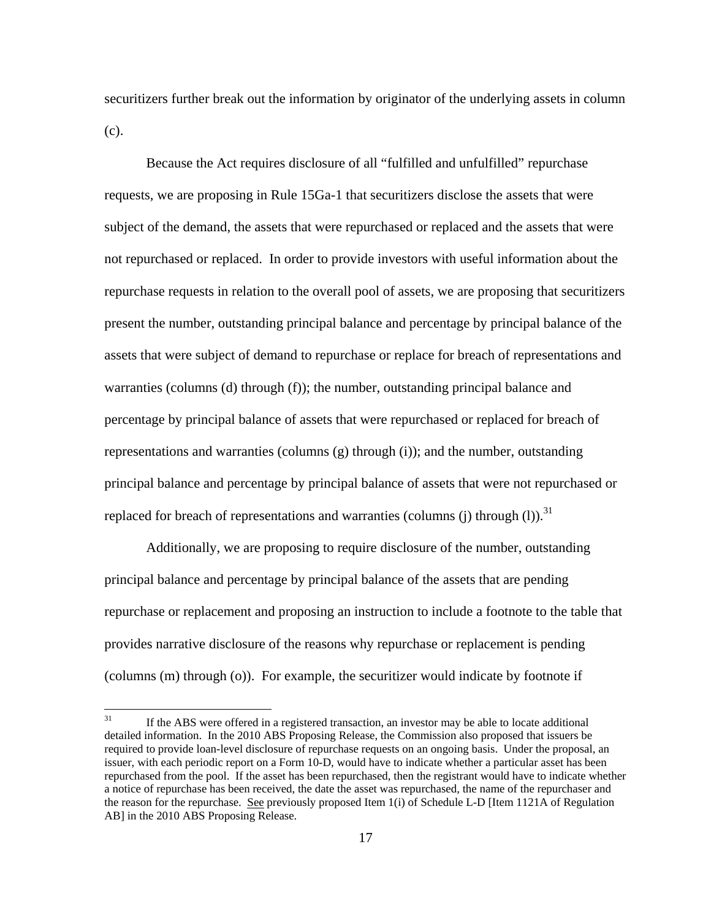securitizers further break out the information by originator of the underlying assets in column (c).

Because the Act requires disclosure of all "fulfilled and unfulfilled" repurchase requests, we are proposing in Rule 15Ga-1 that securitizers disclose the assets that were subject of the demand, the assets that were repurchased or replaced and the assets that were not repurchased or replaced. In order to provide investors with useful information about the repurchase requests in relation to the overall pool of assets, we are proposing that securitizers present the number, outstanding principal balance and percentage by principal balance of the assets that were subject of demand to repurchase or replace for breach of representations and warranties (columns (d) through (f)); the number, outstanding principal balance and percentage by principal balance of assets that were repurchased or replaced for breach of representations and warranties (columns (g) through (i)); and the number, outstanding principal balance and percentage by principal balance of assets that were not repurchased or replaced for breach of representations and warranties (columns (j) through (l)).[31]

Additionally, we are proposing to require disclosure of the number, outstanding principal balance and percentage by principal balance of the assets that are pending repurchase or replacement and proposing an instruction to include a footnote to the table that provides narrative disclosure of the reasons why repurchase or replacement is pending (columns (m) through (o)). For example, the securitizer would indicate by footnote if

---

[31] If the ABS were offered in a registered transaction, an investor may be able to locate additional detailed information. In the 2010 ABS Proposing Release, the Commission also proposed that issuers be required to provide loan-level disclosure of repurchase requests on an ongoing basis. Under the proposal, an issuer, with each periodic report on a Form 10-D, would have to indicate whether a particular asset has been repurchased from the pool. If the asset has been repurchased, then the registrant would have to indicate whether a notice of repurchase has been received, the date the asset was repurchased, the name of the repurchaser and the reason for the repurchase. See previously proposed Item 1(i) of Schedule L-D [Item 1121A of Regulation AB] in the 2010 ABS Proposing Release.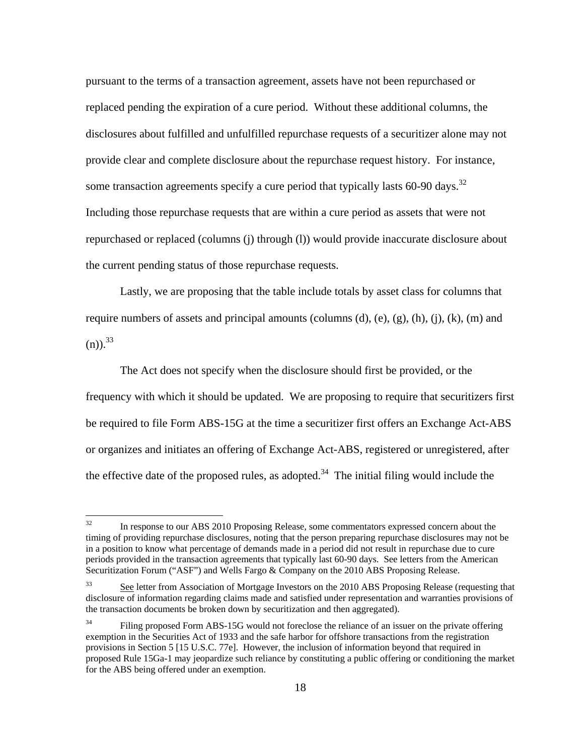pursuant to the terms of a transaction agreement, assets have not been repurchased or replaced pending the expiration of a cure period. Without these additional columns, the disclosures about fulfilled and unfulfilled repurchase requests of a securitizer alone may not provide clear and complete disclosure about the repurchase request history. For instance, some transaction agreements specify a cure period that typically lasts 60-90 days.[32] Including those repurchase requests that are within a cure period as assets that were not repurchased or replaced (columns (j) through (l)) would provide inaccurate disclosure about the current pending status of those repurchase requests.

Lastly, we are proposing that the table include totals by asset class for columns that require numbers of assets and principal amounts (columns (d), (e), (g), (h), (j), (k), (m) and (n)).[33]

The Act does not specify when the disclosure should first be provided, or the frequency with which it should be updated. We are proposing to require that securitizers first be required to file Form ABS-15G at the time a securitizer first offers an Exchange Act-ABS or organizes and initiates an offering of Exchange Act-ABS, registered or unregistered, after the effective date of the proposed rules, as adopted.[34] The initial filing would include the

---

[32] In response to our ABS 2010 Proposing Release, some commentators expressed concern about the timing of providing repurchase disclosures, noting that the person preparing repurchase disclosures may not be in a position to know what percentage of demands made in a period did not result in repurchase due to cure periods provided in the transaction agreements that typically last 60-90 days. See letters from the American Securitization Forum ("ASF") and Wells Fargo & Company on the 2010 ABS Proposing Release.

[33] See letter from Association of Mortgage Investors on the 2010 ABS Proposing Release (requesting that disclosure of information regarding claims made and satisfied under representation and warranties provisions of the transaction documents be broken down by securitization and then aggregated).

[34] Filing proposed Form ABS-15G would not foreclose the reliance of an issuer on the private offering exemption in the Securities Act of 1933 and the safe harbor for offshore transactions from the registration provisions in Section 5 [15 U.S.C. 77e]. However, the inclusion of information beyond that required in proposed Rule 15Ga-1 may jeopardize such reliance by constituting a public offering or conditioning the market for the ABS being offered under an exemption.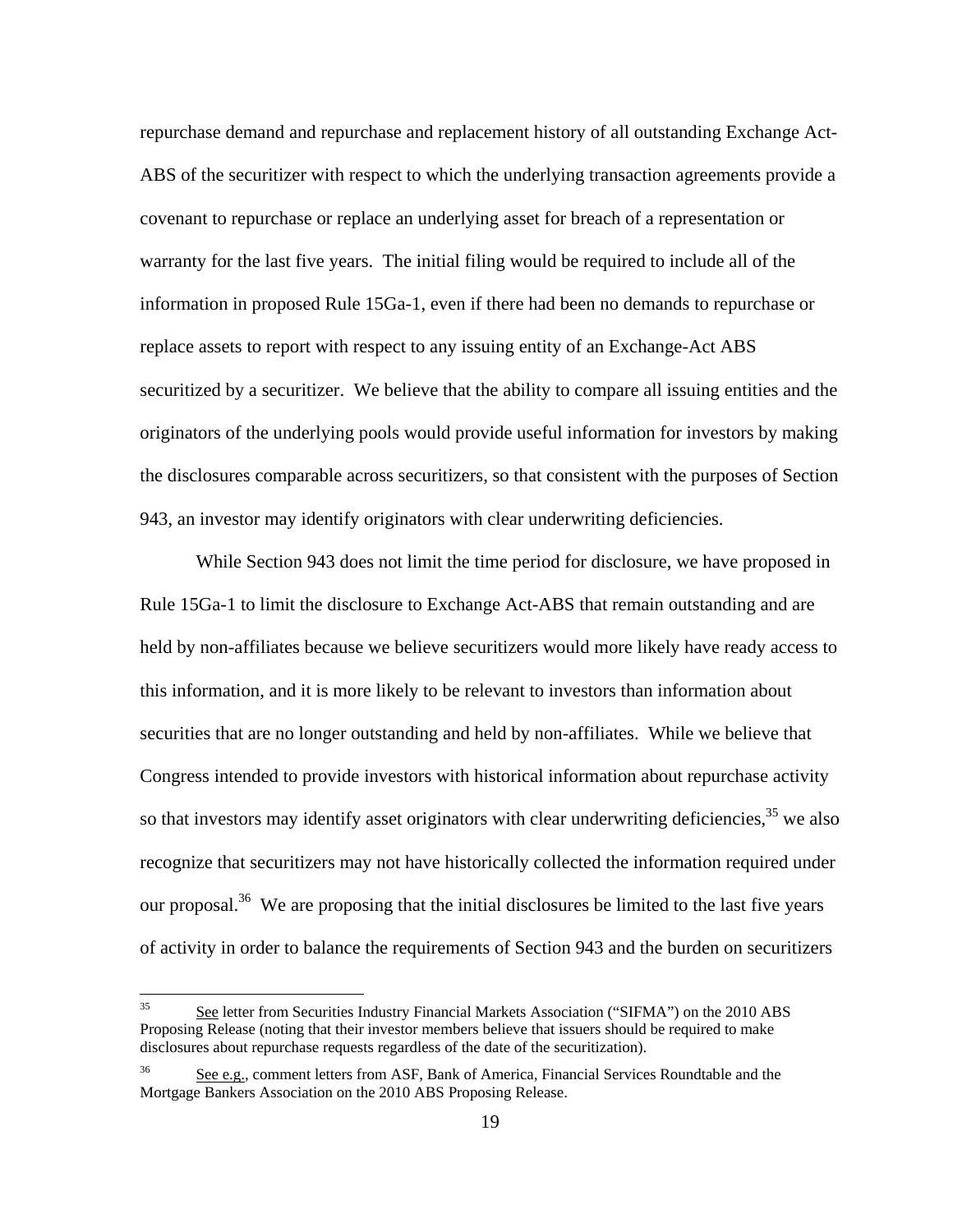repurchase demand and repurchase and replacement history of all outstanding Exchange Act-ABS of the securitizer with respect to which the underlying transaction agreements provide a covenant to repurchase or replace an underlying asset for breach of a representation or warranty for the last five years. The initial filing would be required to include all of the information in proposed Rule 15Ga-1, even if there had been no demands to repurchase or replace assets to report with respect to any issuing entity of an Exchange-Act ABS securitized by a securitizer. We believe that the ability to compare all issuing entities and the originators of the underlying pools would provide useful information for investors by making the disclosures comparable across securitizers, so that consistent with the purposes of Section 943, an investor may identify originators with clear underwriting deficiencies.

While Section 943 does not limit the time period for disclosure, we have proposed in Rule 15Ga-1 to limit the disclosure to Exchange Act-ABS that remain outstanding and are held by non-affiliates because we believe securitizers would more likely have ready access to this information, and it is more likely to be relevant to investors than information about securities that are no longer outstanding and held by non-affiliates. While we believe that Congress intended to provide investors with historical information about repurchase activity so that investors may identify asset originators with clear underwriting deficiencies,[35] we also recognize that securitizers may not have historically collected the information required under our proposal.[36] We are proposing that the initial disclosures be limited to the last five years of activity in order to balance the requirements of Section 943 and the burden on securitizers

[35] See letter from Securities Industry Financial Markets Association ("SIFMA") on the 2010 ABS Proposing Release (noting that their investor members believe that issuers should be required to make disclosures about repurchase requests regardless of the date of the securitization).

[36] See e.g., comment letters from ASF, Bank of America, Financial Services Roundtable and the Mortgage Bankers Association on the 2010 ABS Proposing Release.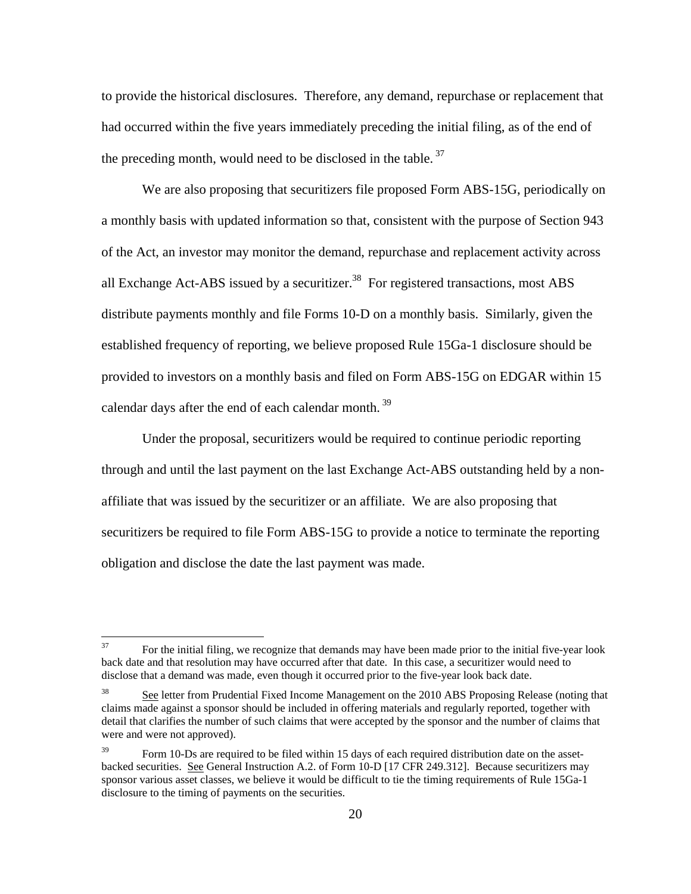to provide the historical disclosures. Therefore, any demand, repurchase or replacement that had occurred within the five years immediately preceding the initial filing, as of the end of the preceding month, would need to be disclosed in the table. [37]

We are also proposing that securitizers file proposed Form ABS-15G, periodically on a monthly basis with updated information so that, consistent with the purpose of Section 943 of the Act, an investor may monitor the demand, repurchase and replacement activity across all Exchange Act-ABS issued by a securitizer.[38] For registered transactions, most ABS distribute payments monthly and file Forms 10-D on a monthly basis. Similarly, given the established frequency of reporting, we believe proposed Rule 15Ga-1 disclosure should be provided to investors on a monthly basis and filed on Form ABS-15G on EDGAR within 15 calendar days after the end of each calendar month. [39]

Under the proposal, securitizers would be required to continue periodic reporting through and until the last payment on the last Exchange Act-ABS outstanding held by a non-affiliate that was issued by the securitizer or an affiliate. We are also proposing that securitizers be required to file Form ABS-15G to provide a notice to terminate the reporting obligation and disclose the date the last payment was made.

---

[37] For the initial filing, we recognize that demands may have been made prior to the initial five-year look back date and that resolution may have occurred after that date. In this case, a securitizer would need to disclose that a demand was made, even though it occurred prior to the five-year look back date.

[38] See letter from Prudential Fixed Income Management on the 2010 ABS Proposing Release (noting that claims made against a sponsor should be included in offering materials and regularly reported, together with detail that clarifies the number of such claims that were accepted by the sponsor and the number of claims that were and were not approved).

[39] Form 10-Ds are required to be filed within 15 days of each required distribution date on the asset-backed securities. See General Instruction A.2. of Form 10-D [17 CFR 249.312]. Because securitizers may sponsor various asset classes, we believe it would be difficult to tie the timing requirements of Rule 15Ga-1 disclosure to the timing of payments on the securities.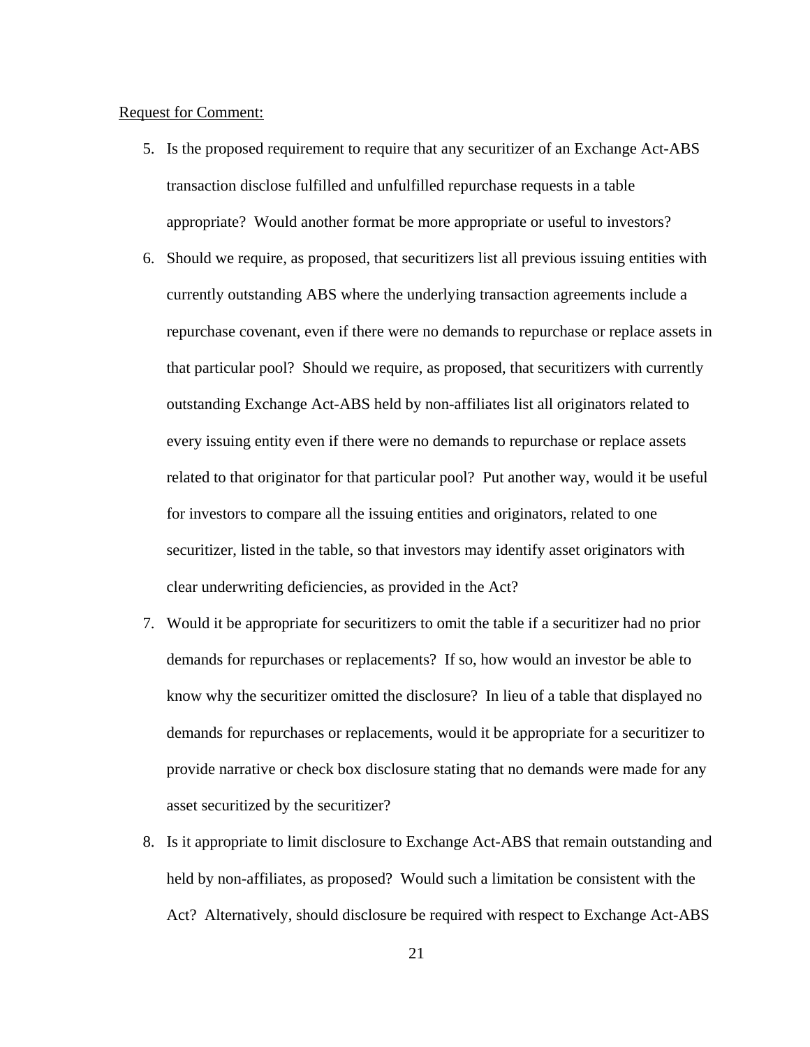Request for Comment:

5. Is the proposed requirement to require that any securitizer of an Exchange Act-ABS transaction disclose fulfilled and unfulfilled repurchase requests in a table appropriate? Would another format be more appropriate or useful to investors?
6. Should we require, as proposed, that securitizers list all previous issuing entities with currently outstanding ABS where the underlying transaction agreements include a repurchase covenant, even if there were no demands to repurchase or replace assets in that particular pool? Should we require, as proposed, that securitizers with currently outstanding Exchange Act-ABS held by non-affiliates list all originators related to every issuing entity even if there were no demands to repurchase or replace assets related to that originator for that particular pool? Put another way, would it be useful for investors to compare all the issuing entities and originators, related to one securitizer, listed in the table, so that investors may identify asset originators with clear underwriting deficiencies, as provided in the Act?
7. Would it be appropriate for securitizers to omit the table if a securitizer had no prior demands for repurchases or replacements? If so, how would an investor be able to know why the securitizer omitted the disclosure? In lieu of a table that displayed no demands for repurchases or replacements, would it be appropriate for a securitizer to provide narrative or check box disclosure stating that no demands were made for any asset securitized by the securitizer?
8. Is it appropriate to limit disclosure to Exchange Act-ABS that remain outstanding and held by non-affiliates, as proposed? Would such a limitation be consistent with the Act? Alternatively, should disclosure be required with respect to Exchange Act-ABS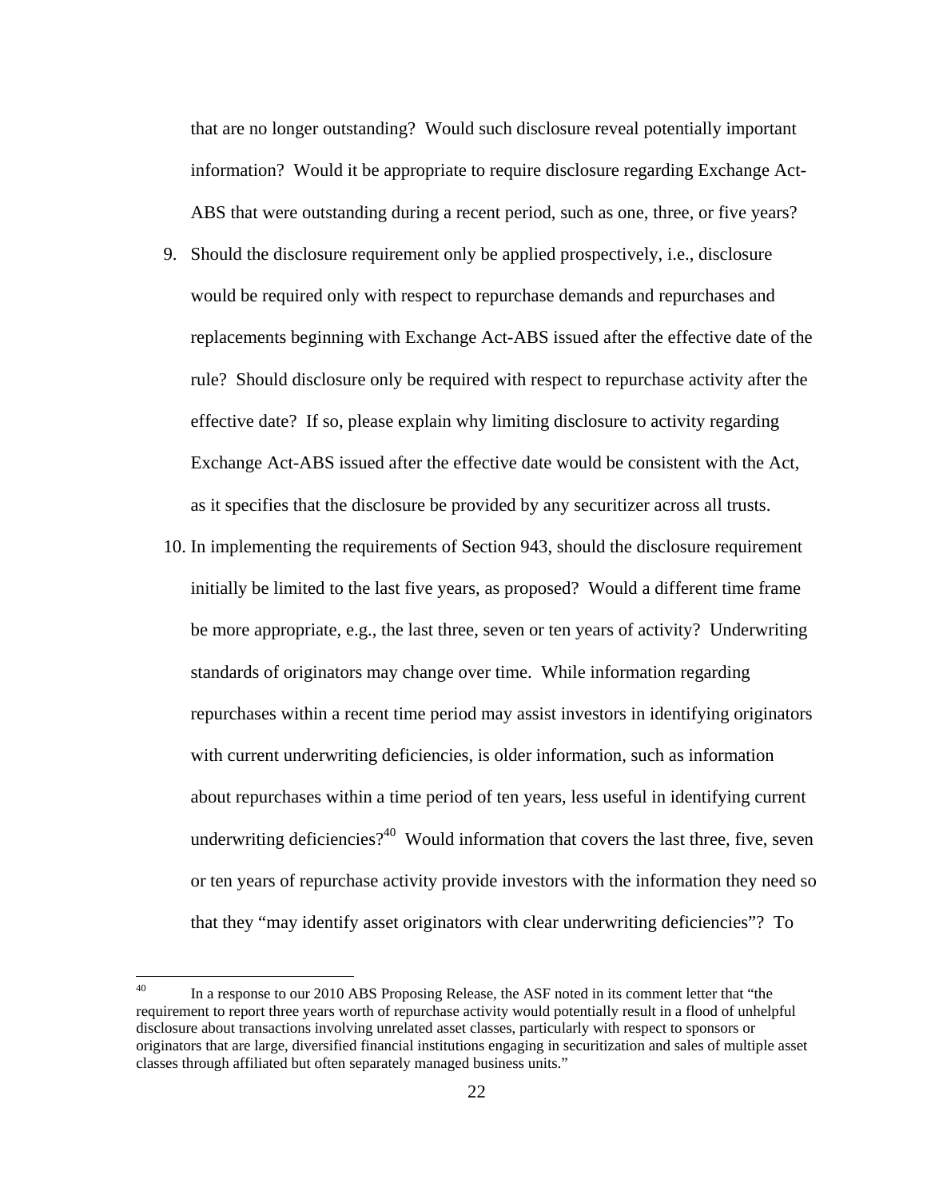that are no longer outstanding? Would such disclosure reveal potentially important information? Would it be appropriate to require disclosure regarding Exchange Act-ABS that were outstanding during a recent period, such as one, three, or five years?

9. Should the disclosure requirement only be applied prospectively, i.e., disclosure would be required only with respect to repurchase demands and repurchases and replacements beginning with Exchange Act-ABS issued after the effective date of the rule? Should disclosure only be required with respect to repurchase activity after the effective date? If so, please explain why limiting disclosure to activity regarding Exchange Act-ABS issued after the effective date would be consistent with the Act, as it specifies that the disclosure be provided by any securitizer across all trusts.

10. In implementing the requirements of Section 943, should the disclosure requirement initially be limited to the last five years, as proposed? Would a different time frame be more appropriate, e.g., the last three, seven or ten years of activity? Underwriting standards of originators may change over time. While information regarding repurchases within a recent time period may assist investors in identifying originators with current underwriting deficiencies, is older information, such as information about repurchases within a time period of ten years, less useful in identifying current underwriting deficiencies?[40] Would information that covers the last three, five, seven or ten years of repurchase activity provide investors with the information they need so that they "may identify asset originators with clear underwriting deficiencies"? To

[40] In a response to our 2010 ABS Proposing Release, the ASF noted in its comment letter that "the requirement to report three years worth of repurchase activity would potentially result in a flood of unhelpful disclosure about transactions involving unrelated asset classes, particularly with respect to sponsors or originators that are large, diversified financial institutions engaging in securitization and sales of multiple asset classes through affiliated but often separately managed business units."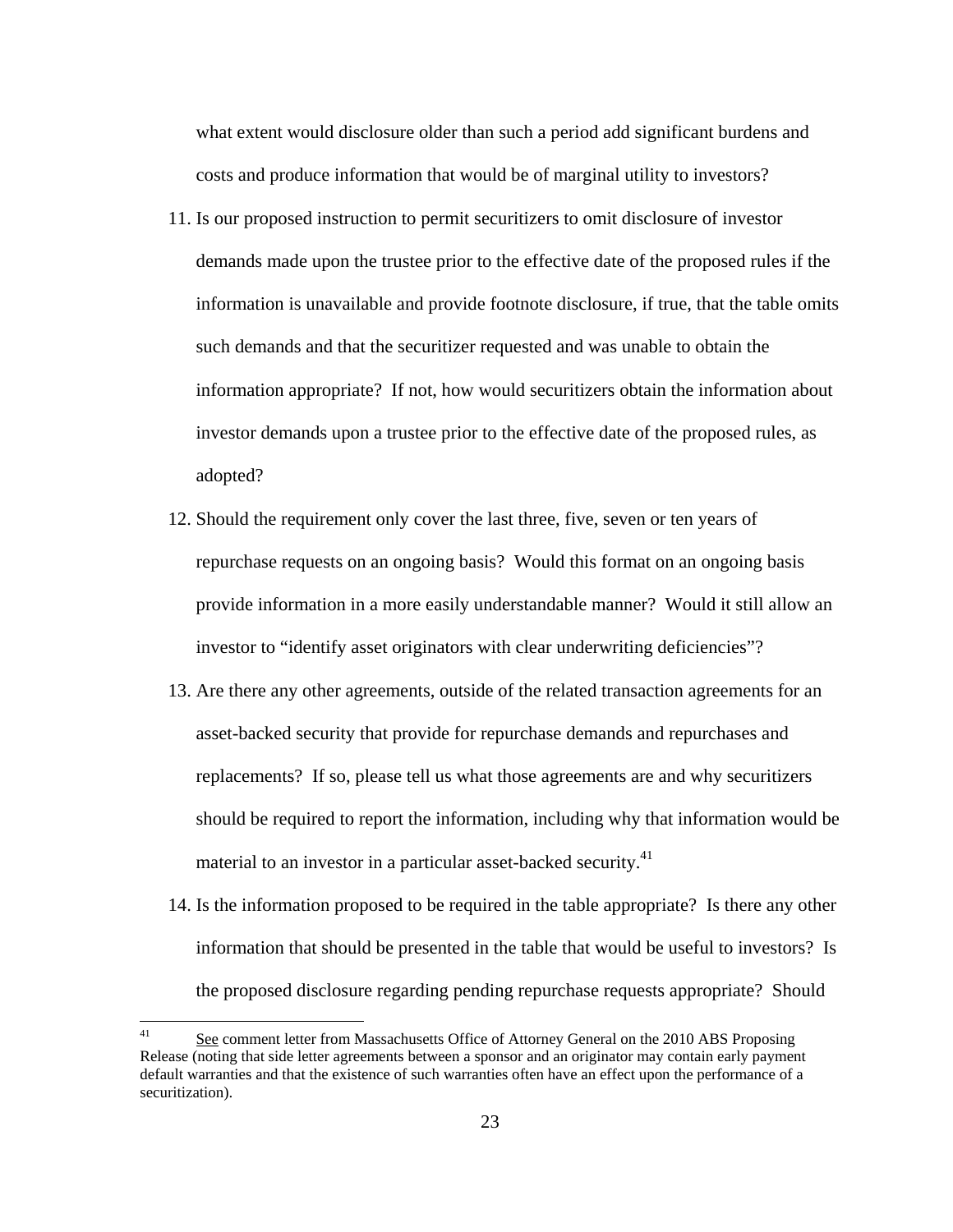what extent would disclosure older than such a period add significant burdens and costs and produce information that would be of marginal utility to investors?

11. Is our proposed instruction to permit securitizers to omit disclosure of investor demands made upon the trustee prior to the effective date of the proposed rules if the information is unavailable and provide footnote disclosure, if true, that the table omits such demands and that the securitizer requested and was unable to obtain the information appropriate? If not, how would securitizers obtain the information about investor demands upon a trustee prior to the effective date of the proposed rules, as adopted?

12. Should the requirement only cover the last three, five, seven or ten years of repurchase requests on an ongoing basis? Would this format on an ongoing basis provide information in a more easily understandable manner? Would it still allow an investor to "identify asset originators with clear underwriting deficiencies"?

13. Are there any other agreements, outside of the related transaction agreements for an asset-backed security that provide for repurchase demands and repurchases and replacements? If so, please tell us what those agreements are and why securitizers should be required to report the information, including why that information would be material to an investor in a particular asset-backed security.[41]

14. Is the information proposed to be required in the table appropriate? Is there any other information that should be presented in the table that would be useful to investors? Is the proposed disclosure regarding pending repurchase requests appropriate? Should

---

[41] See comment letter from Massachusetts Office of Attorney General on the 2010 ABS Proposing Release (noting that side letter agreements between a sponsor and an originator may contain early payment default warranties and that the existence of such warranties often have an effect upon the performance of a securitization).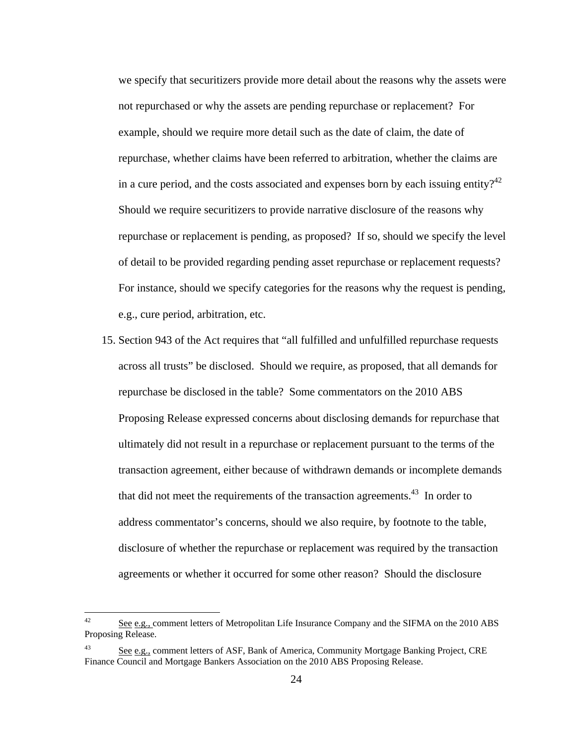we specify that securitizers provide more detail about the reasons why the assets were not repurchased or why the assets are pending repurchase or replacement? For example, should we require more detail such as the date of claim, the date of repurchase, whether claims have been referred to arbitration, whether the claims are in a cure period, and the costs associated and expenses born by each issuing entity?[42] Should we require securitizers to provide narrative disclosure of the reasons why repurchase or replacement is pending, as proposed? If so, should we specify the level of detail to be provided regarding pending asset repurchase or replacement requests? For instance, should we specify categories for the reasons why the request is pending, e.g., cure period, arbitration, etc.

15. Section 943 of the Act requires that "all fulfilled and unfulfilled repurchase requests across all trusts" be disclosed. Should we require, as proposed, that all demands for repurchase be disclosed in the table? Some commentators on the 2010 ABS Proposing Release expressed concerns about disclosing demands for repurchase that ultimately did not result in a repurchase or replacement pursuant to the terms of the transaction agreement, either because of withdrawn demands or incomplete demands that did not meet the requirements of the transaction agreements.[43] In order to address commentator's concerns, should we also require, by footnote to the table, disclosure of whether the repurchase or replacement was required by the transaction agreements or whether it occurred for some other reason? Should the disclosure

---

[42] See e.g., comment letters of Metropolitan Life Insurance Company and the SIFMA on the 2010 ABS Proposing Release.

[43] See e.g., comment letters of ASF, Bank of America, Community Mortgage Banking Project, CRE Finance Council and Mortgage Bankers Association on the 2010 ABS Proposing Release.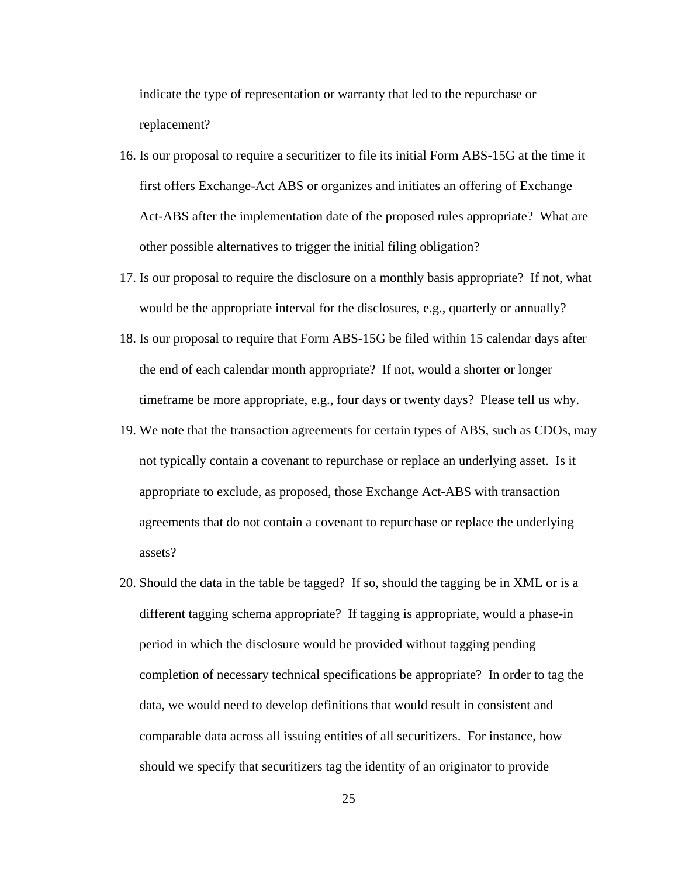indicate the type of representation or warranty that led to the repurchase or replacement?

16. Is our proposal to require a securitizer to file its initial Form ABS-15G at the time it first offers Exchange-Act ABS or organizes and initiates an offering of Exchange Act-ABS after the implementation date of the proposed rules appropriate? What are other possible alternatives to trigger the initial filing obligation?
17. Is our proposal to require the disclosure on a monthly basis appropriate? If not, what would be the appropriate interval for the disclosures, e.g., quarterly or annually?
18. Is our proposal to require that Form ABS-15G be filed within 15 calendar days after the end of each calendar month appropriate? If not, would a shorter or longer timeframe be more appropriate, e.g., four days or twenty days? Please tell us why.
19. We note that the transaction agreements for certain types of ABS, such as CDOs, may not typically contain a covenant to repurchase or replace an underlying asset. Is it appropriate to exclude, as proposed, those Exchange Act-ABS with transaction agreements that do not contain a covenant to repurchase or replace the underlying assets?
20. Should the data in the table be tagged? If so, should the tagging be in XML or is a different tagging schema appropriate? If tagging is appropriate, would a phase-in period in which the disclosure would be provided without tagging pending completion of necessary technical specifications be appropriate? In order to tag the data, we would need to develop definitions that would result in consistent and comparable data across all issuing entities of all securitizers. For instance, how should we specify that securitizers tag the identity of an originator to provide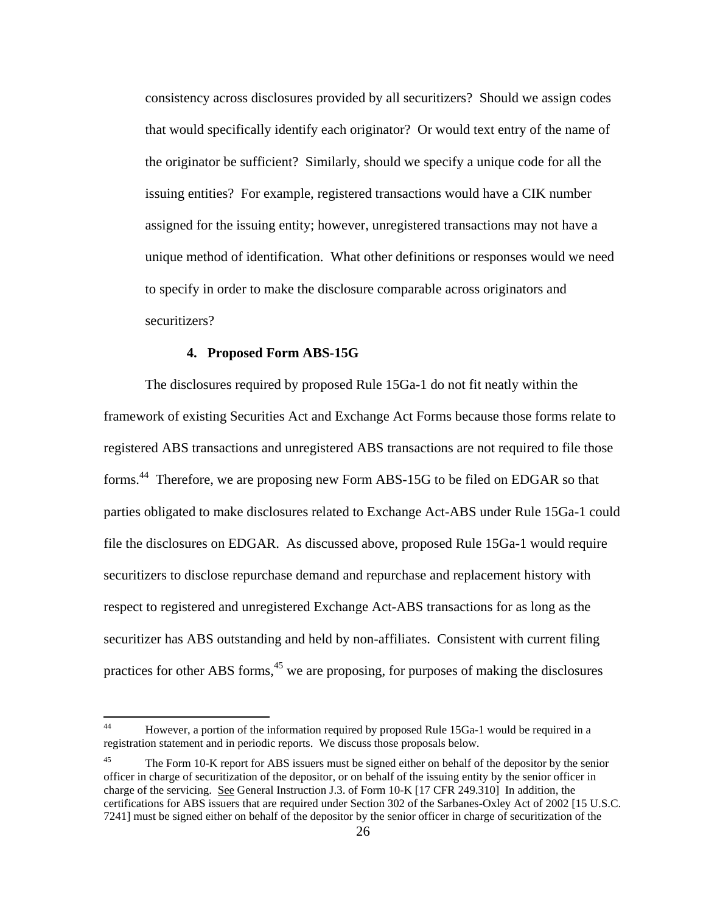consistency across disclosures provided by all securitizers? Should we assign codes that would specifically identify each originator? Or would text entry of the name of the originator be sufficient? Similarly, should we specify a unique code for all the issuing entities? For example, registered transactions would have a CIK number assigned for the issuing entity; however, unregistered transactions may not have a unique method of identification. What other definitions or responses would we need to specify in order to make the disclosure comparable across originators and securitizers?

#### 4. Proposed Form ABS-15G

The disclosures required by proposed Rule 15Ga-1 do not fit neatly within the framework of existing Securities Act and Exchange Act Forms because those forms relate to registered ABS transactions and unregistered ABS transactions are not required to file those forms.[44] Therefore, we are proposing new Form ABS-15G to be filed on EDGAR so that parties obligated to make disclosures related to Exchange Act-ABS under Rule 15Ga-1 could file the disclosures on EDGAR. As discussed above, proposed Rule 15Ga-1 would require securitizers to disclose repurchase demand and repurchase and replacement history with respect to registered and unregistered Exchange Act-ABS transactions for as long as the securitizer has ABS outstanding and held by non-affiliates. Consistent with current filing practices for other ABS forms,[45] we are proposing, for purposes of making the disclosures

---

[44] However, a portion of the information required by proposed Rule 15Ga-1 would be required in a registration statement and in periodic reports. We discuss those proposals below.

[45] The Form 10-K report for ABS issuers must be signed either on behalf of the depositor by the senior officer in charge of securitization of the depositor, or on behalf of the issuing entity by the senior officer in charge of the servicing. See General Instruction J.3. of Form 10-K [17 CFR 249.310] In addition, the certifications for ABS issuers that are required under Section 302 of the Sarbanes-Oxley Act of 2002 [15 U.S.C. 7241] must be signed either on behalf of the depositor by the senior officer in charge of securitization of the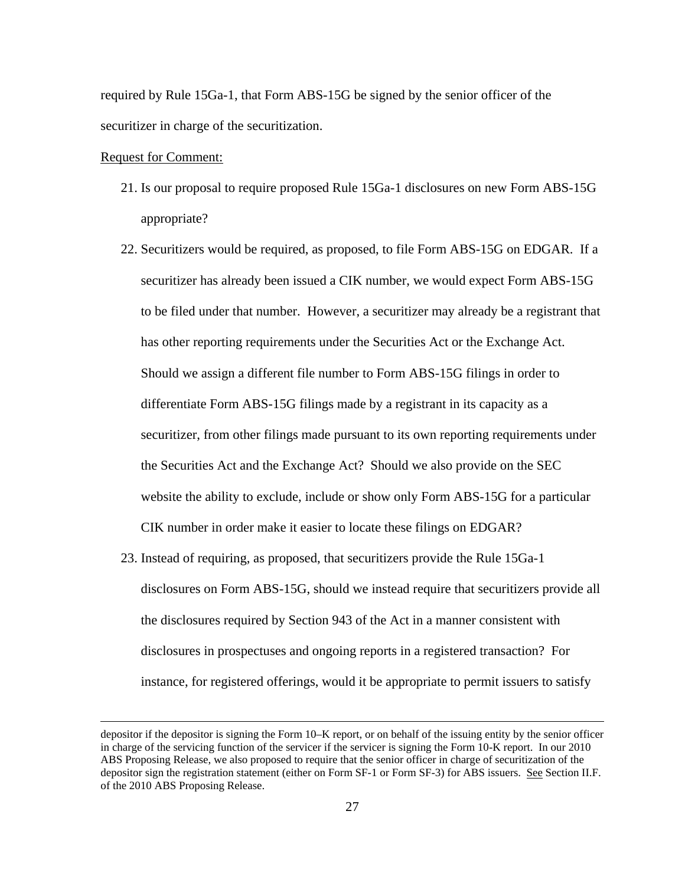required by Rule 15Ga-1, that Form ABS-15G be signed by the senior officer of the securitizer in charge of the securitization.

<u>Request for Comment:</u>

21. Is our proposal to require proposed Rule 15Ga-1 disclosures on new Form ABS-15G appropriate?

22. Securitizers would be required, as proposed, to file Form ABS-15G on EDGAR. If a securitizer has already been issued a CIK number, we would expect Form ABS-15G to be filed under that number. However, a securitizer may already be a registrant that has other reporting requirements under the Securities Act or the Exchange Act. Should we assign a different file number to Form ABS-15G filings in order to differentiate Form ABS-15G filings made by a registrant in its capacity as a securitizer, from other filings made pursuant to its own reporting requirements under the Securities Act and the Exchange Act? Should we also provide on the SEC website the ability to exclude, include or show only Form ABS-15G for a particular CIK number in order make it easier to locate these filings on EDGAR?

23. Instead of requiring, as proposed, that securitizers provide the Rule 15Ga-1 disclosures on Form ABS-15G, should we instead require that securitizers provide all the disclosures required by Section 943 of the Act in a manner consistent with disclosures in prospectuses and ongoing reports in a registered transaction? For instance, for registered offerings, would it be appropriate to permit issuers to satisfy

---

depositor if the depositor is signing the Form 10–K report, or on behalf of the issuing entity by the senior officer in charge of the servicing function of the servicer if the servicer is signing the Form 10-K report. In our 2010 ABS Proposing Release, we also proposed to require that the senior officer in charge of securitization of the depositor sign the registration statement (either on Form SF-1 or Form SF-3) for ABS issuers. <u>See</u> Section II.F. of the 2010 ABS Proposing Release.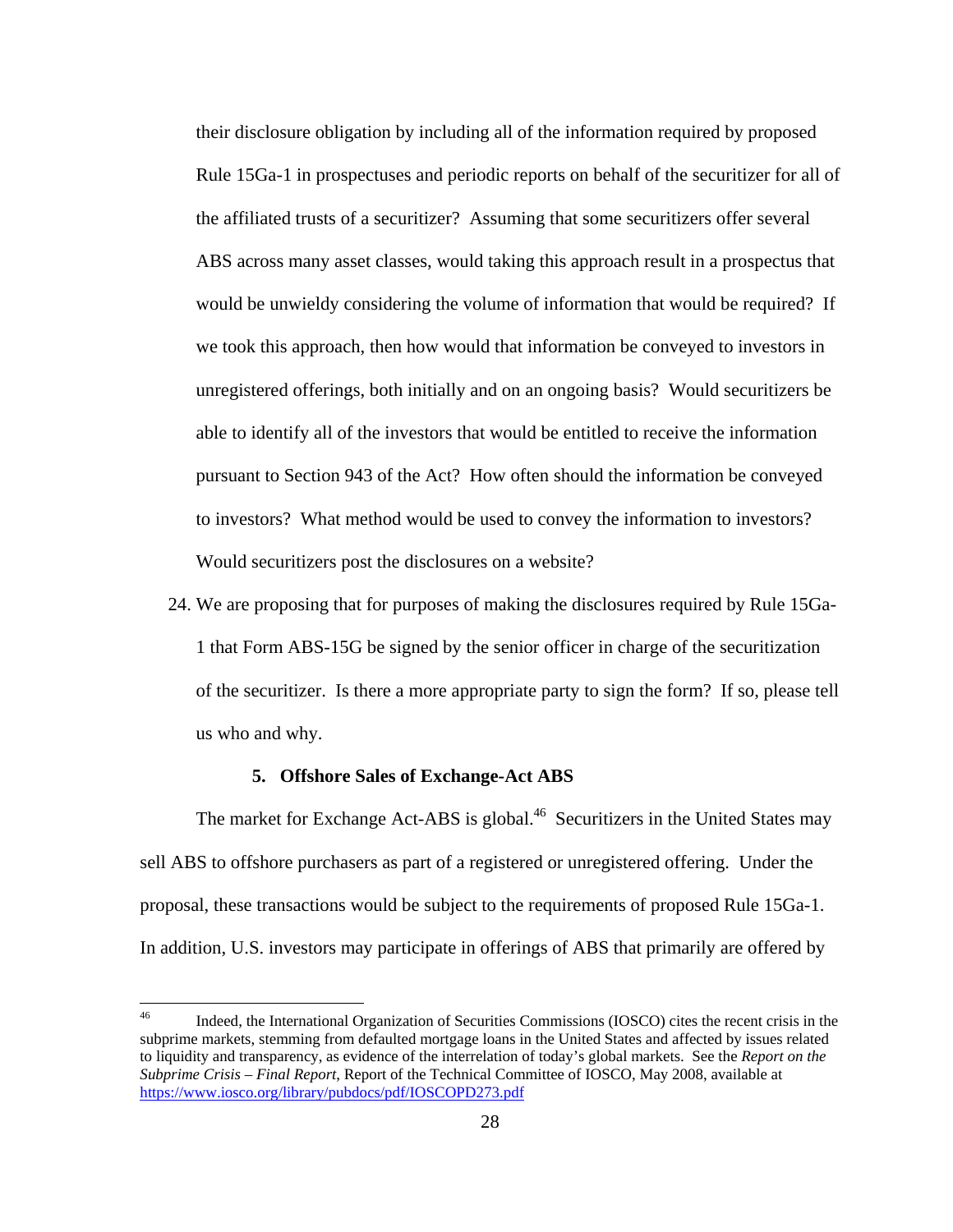their disclosure obligation by including all of the information required by proposed Rule 15Ga-1 in prospectuses and periodic reports on behalf of the securitizer for all of the affiliated trusts of a securitizer? Assuming that some securitizers offer several ABS across many asset classes, would taking this approach result in a prospectus that would be unwieldy considering the volume of information that would be required? If we took this approach, then how would that information be conveyed to investors in unregistered offerings, both initially and on an ongoing basis? Would securitizers be able to identify all of the investors that would be entitled to receive the information pursuant to Section 943 of the Act? How often should the information be conveyed to investors? What method would be used to convey the information to investors? Would securitizers post the disclosures on a website?

24. We are proposing that for purposes of making the disclosures required by Rule 15Ga-1 that Form ABS-15G be signed by the senior officer in charge of the securitization of the securitizer. Is there a more appropriate party to sign the form? If so, please tell us who and why.

### 5. Offshore Sales of Exchange-Act ABS

The market for Exchange Act-ABS is global.[46] Securitizers in the United States may sell ABS to offshore purchasers as part of a registered or unregistered offering. Under the proposal, these transactions would be subject to the requirements of proposed Rule 15Ga-1. In addition, U.S. investors may participate in offerings of ABS that primarily are offered by

---

[46] Indeed, the International Organization of Securities Commissions (IOSCO) cites the recent crisis in the subprime markets, stemming from defaulted mortgage loans in the United States and affected by issues related to liquidity and transparency, as evidence of the interrelation of today's global markets. See the *Report on the Subprime Crisis – Final Report*, Report of the Technical Committee of IOSCO, May 2008, available at https://www.iosco.org/library/pubdocs/pdf/IOSCOPD273.pdf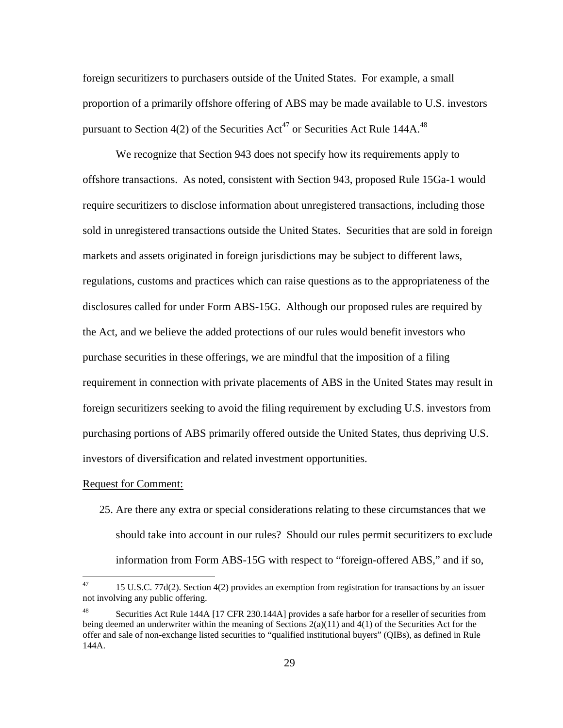foreign securitizers to purchasers outside of the United States. For example, a small proportion of a primarily offshore offering of ABS may be made available to U.S. investors pursuant to Section 4(2) of the Securities Act[47] or Securities Act Rule 144A.[48]

We recognize that Section 943 does not specify how its requirements apply to offshore transactions. As noted, consistent with Section 943, proposed Rule 15Ga-1 would require securitizers to disclose information about unregistered transactions, including those sold in unregistered transactions outside the United States. Securities that are sold in foreign markets and assets originated in foreign jurisdictions may be subject to different laws, regulations, customs and practices which can raise questions as to the appropriateness of the disclosures called for under Form ABS-15G. Although our proposed rules are required by the Act, and we believe the added protections of our rules would benefit investors who purchase securities in these offerings, we are mindful that the imposition of a filing requirement in connection with private placements of ABS in the United States may result in foreign securitizers seeking to avoid the filing requirement by excluding U.S. investors from purchasing portions of ABS primarily offered outside the United States, thus depriving U.S. investors of diversification and related investment opportunities.

Request for Comment:

25. Are there any extra or special considerations relating to these circumstances that we should take into account in our rules? Should our rules permit securitizers to exclude information from Form ABS-15G with respect to "foreign-offered ABS," and if so,

---

[47] 15 U.S.C. 77d(2). Section 4(2) provides an exemption from registration for transactions by an issuer not involving any public offering.

[48] Securities Act Rule 144A [17 CFR 230.144A] provides a safe harbor for a reseller of securities from being deemed an underwriter within the meaning of Sections 2(a)(11) and 4(1) of the Securities Act for the offer and sale of non-exchange listed securities to "qualified institutional buyers" (QIBs), as defined in Rule 144A.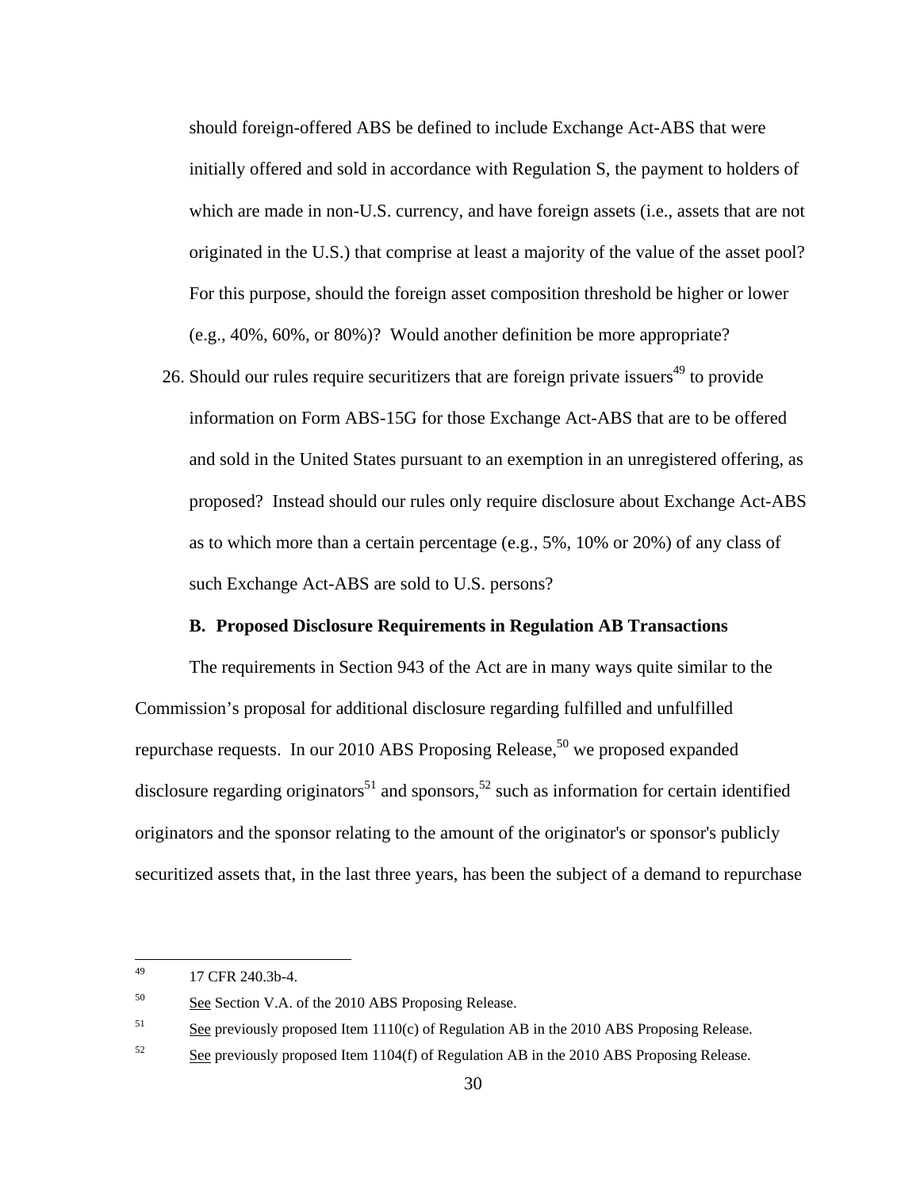should foreign-offered ABS be defined to include Exchange Act-ABS that were initially offered and sold in accordance with Regulation S, the payment to holders of which are made in non-U.S. currency, and have foreign assets (i.e., assets that are not originated in the U.S.) that comprise at least a majority of the value of the asset pool? For this purpose, should the foreign asset composition threshold be higher or lower (e.g., 40%, 60%, or 80%)? Would another definition be more appropriate?

26. Should our rules require securitizers that are foreign private issuers[49] to provide information on Form ABS-15G for those Exchange Act-ABS that are to be offered and sold in the United States pursuant to an exemption in an unregistered offering, as proposed? Instead should our rules only require disclosure about Exchange Act-ABS as to which more than a certain percentage (e.g., 5%, 10% or 20%) of any class of such Exchange Act-ABS are sold to U.S. persons?

**B. Proposed Disclosure Requirements in Regulation AB Transactions**

The requirements in Section 943 of the Act are in many ways quite similar to the Commission's proposal for additional disclosure regarding fulfilled and unfulfilled repurchase requests. In our 2010 ABS Proposing Release,[50] we proposed expanded disclosure regarding originators[51] and sponsors,[52] such as information for certain identified originators and the sponsor relating to the amount of the originator's or sponsor's publicly securitized assets that, in the last three years, has been the subject of a demand to repurchase

---

[49] 17 CFR 240.3b-4.

[50] See Section V.A. of the 2010 ABS Proposing Release.

[51] See previously proposed Item 1110(c) of Regulation AB in the 2010 ABS Proposing Release.

[52] See previously proposed Item 1104(f) of Regulation AB in the 2010 ABS Proposing Release.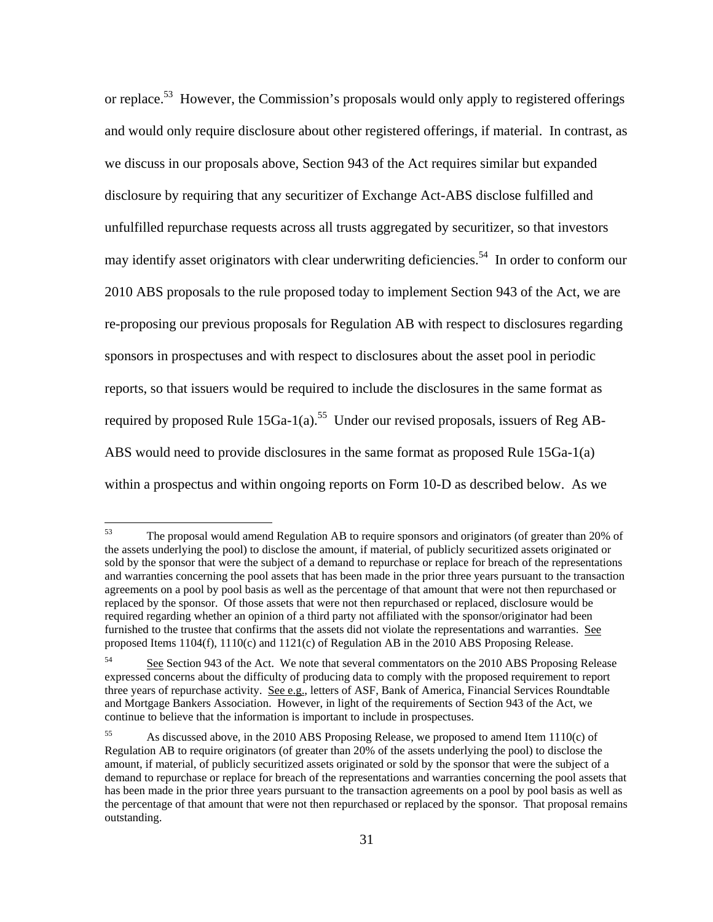or replace.[53] However, the Commission's proposals would only apply to registered offerings and would only require disclosure about other registered offerings, if material. In contrast, as we discuss in our proposals above, Section 943 of the Act requires similar but expanded disclosure by requiring that any securitizer of Exchange Act-ABS disclose fulfilled and unfulfilled repurchase requests across all trusts aggregated by securitizer, so that investors may identify asset originators with clear underwriting deficiencies.[54] In order to conform our 2010 ABS proposals to the rule proposed today to implement Section 943 of the Act, we are re-proposing our previous proposals for Regulation AB with respect to disclosures regarding sponsors in prospectuses and with respect to disclosures about the asset pool in periodic reports, so that issuers would be required to include the disclosures in the same format as required by proposed Rule 15Ga-1(a).[55] Under our revised proposals, issuers of Reg AB-ABS would need to provide disclosures in the same format as proposed Rule 15Ga-1(a) within a prospectus and within ongoing reports on Form 10-D as described below. As we

---

[53] The proposal would amend Regulation AB to require sponsors and originators (of greater than 20% of the assets underlying the pool) to disclose the amount, if material, of publicly securitized assets originated or sold by the sponsor that were the subject of a demand to repurchase or replace for breach of the representations and warranties concerning the pool assets that has been made in the prior three years pursuant to the transaction agreements on a pool by pool basis as well as the percentage of that amount that were not then repurchased or replaced by the sponsor. Of those assets that were not then repurchased or replaced, disclosure would be required regarding whether an opinion of a third party not affiliated with the sponsor/originator had been furnished to the trustee that confirms that the assets did not violate the representations and warranties. See proposed Items 1104(f), 1110(c) and 1121(c) of Regulation AB in the 2010 ABS Proposing Release.

[54] See Section 943 of the Act. We note that several commentators on the 2010 ABS Proposing Release expressed concerns about the difficulty of producing data to comply with the proposed requirement to report three years of repurchase activity. See e.g., letters of ASF, Bank of America, Financial Services Roundtable and Mortgage Bankers Association. However, in light of the requirements of Section 943 of the Act, we continue to believe that the information is important to include in prospectuses.

[55] As discussed above, in the 2010 ABS Proposing Release, we proposed to amend Item 1110(c) of Regulation AB to require originators (of greater than 20% of the assets underlying the pool) to disclose the amount, if material, of publicly securitized assets originated or sold by the sponsor that were the subject of a demand to repurchase or replace for breach of the representations and warranties concerning the pool assets that has been made in the prior three years pursuant to the transaction agreements on a pool by pool basis as well as the percentage of that amount that were not then repurchased or replaced by the sponsor. That proposal remains outstanding.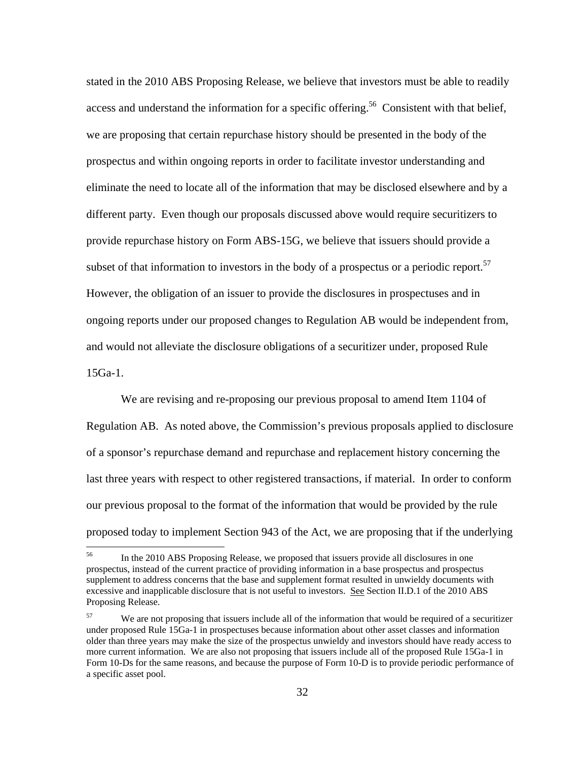stated in the 2010 ABS Proposing Release, we believe that investors must be able to readily access and understand the information for a specific offering.[56] Consistent with that belief, we are proposing that certain repurchase history should be presented in the body of the prospectus and within ongoing reports in order to facilitate investor understanding and eliminate the need to locate all of the information that may be disclosed elsewhere and by a different party. Even though our proposals discussed above would require securitizers to provide repurchase history on Form ABS-15G, we believe that issuers should provide a subset of that information to investors in the body of a prospectus or a periodic report.[57] However, the obligation of an issuer to provide the disclosures in prospectuses and in ongoing reports under our proposed changes to Regulation AB would be independent from, and would not alleviate the disclosure obligations of a securitizer under, proposed Rule 15Ga-1.

We are revising and re-proposing our previous proposal to amend Item 1104 of Regulation AB. As noted above, the Commission's previous proposals applied to disclosure of a sponsor's repurchase demand and repurchase and replacement history concerning the last three years with respect to other registered transactions, if material. In order to conform our previous proposal to the format of the information that would be provided by the rule proposed today to implement Section 943 of the Act, we are proposing that if the underlying

---

[56] In the 2010 ABS Proposing Release, we proposed that issuers provide all disclosures in one prospectus, instead of the current practice of providing information in a base prospectus and prospectus supplement to address concerns that the base and supplement format resulted in unwieldy documents with excessive and inapplicable disclosure that is not useful to investors. See Section II.D.1 of the 2010 ABS Proposing Release.

[57] We are not proposing that issuers include all of the information that would be required of a securitizer under proposed Rule 15Ga-1 in prospectuses because information about other asset classes and information older than three years may make the size of the prospectus unwieldy and investors should have ready access to more current information. We are also not proposing that issuers include all of the proposed Rule 15Ga-1 in Form 10-Ds for the same reasons, and because the purpose of Form 10-D is to provide periodic performance of a specific asset pool.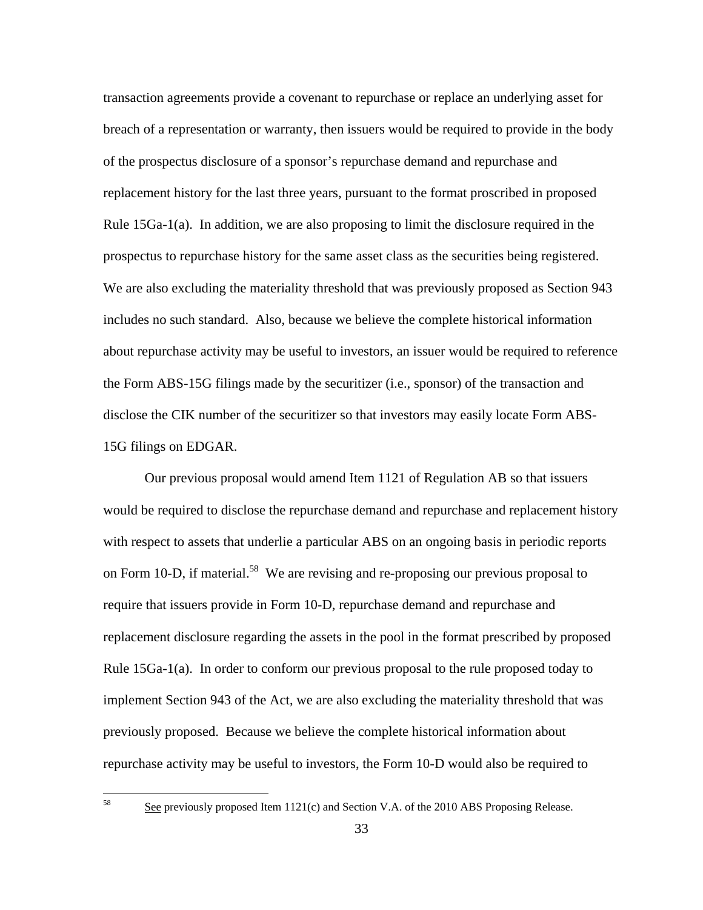transaction agreements provide a covenant to repurchase or replace an underlying asset for breach of a representation or warranty, then issuers would be required to provide in the body of the prospectus disclosure of a sponsor's repurchase demand and repurchase and replacement history for the last three years, pursuant to the format proscribed in proposed Rule 15Ga-1(a). In addition, we are also proposing to limit the disclosure required in the prospectus to repurchase history for the same asset class as the securities being registered. We are also excluding the materiality threshold that was previously proposed as Section 943 includes no such standard. Also, because we believe the complete historical information about repurchase activity may be useful to investors, an issuer would be required to reference the Form ABS-15G filings made by the securitizer (i.e., sponsor) of the transaction and disclose the CIK number of the securitizer so that investors may easily locate Form ABS-15G filings on EDGAR.

Our previous proposal would amend Item 1121 of Regulation AB so that issuers would be required to disclose the repurchase demand and repurchase and replacement history with respect to assets that underlie a particular ABS on an ongoing basis in periodic reports on Form 10-D, if material.[58] We are revising and re-proposing our previous proposal to require that issuers provide in Form 10-D, repurchase demand and repurchase and replacement disclosure regarding the assets in the pool in the format prescribed by proposed Rule 15Ga-1(a). In order to conform our previous proposal to the rule proposed today to implement Section 943 of the Act, we are also excluding the materiality threshold that was previously proposed. Because we believe the complete historical information about repurchase activity may be useful to investors, the Form 10-D would also be required to

---

[58] See previously proposed Item 1121(c) and Section V.A. of the 2010 ABS Proposing Release.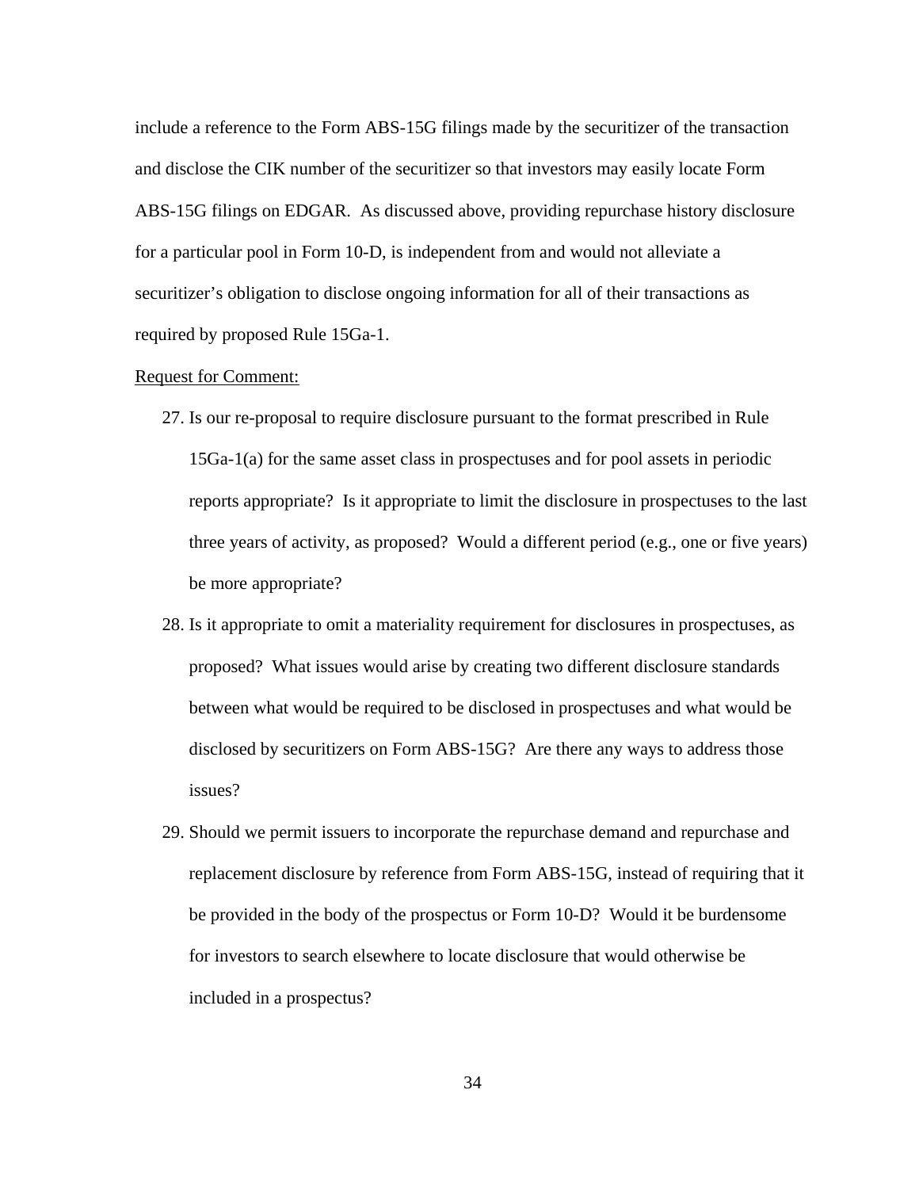include a reference to the Form ABS-15G filings made by the securitizer of the transaction and disclose the CIK number of the securitizer so that investors may easily locate Form ABS-15G filings on EDGAR. As discussed above, providing repurchase history disclosure for a particular pool in Form 10-D, is independent from and would not alleviate a securitizer's obligation to disclose ongoing information for all of their transactions as required by proposed Rule 15Ga-1.

<u>Request for Comment:</u>

27. Is our re-proposal to require disclosure pursuant to the format prescribed in Rule 15Ga-1(a) for the same asset class in prospectuses and for pool assets in periodic reports appropriate? Is it appropriate to limit the disclosure in prospectuses to the last three years of activity, as proposed? Would a different period (e.g., one or five years) be more appropriate?
28. Is it appropriate to omit a materiality requirement for disclosures in prospectuses, as proposed? What issues would arise by creating two different disclosure standards between what would be required to be disclosed in prospectuses and what would be disclosed by securitizers on Form ABS-15G? Are there any ways to address those issues?
29. Should we permit issuers to incorporate the repurchase demand and repurchase and replacement disclosure by reference from Form ABS-15G, instead of requiring that it be provided in the body of the prospectus or Form 10-D? Would it be burdensome for investors to search elsewhere to locate disclosure that would otherwise be included in a prospectus?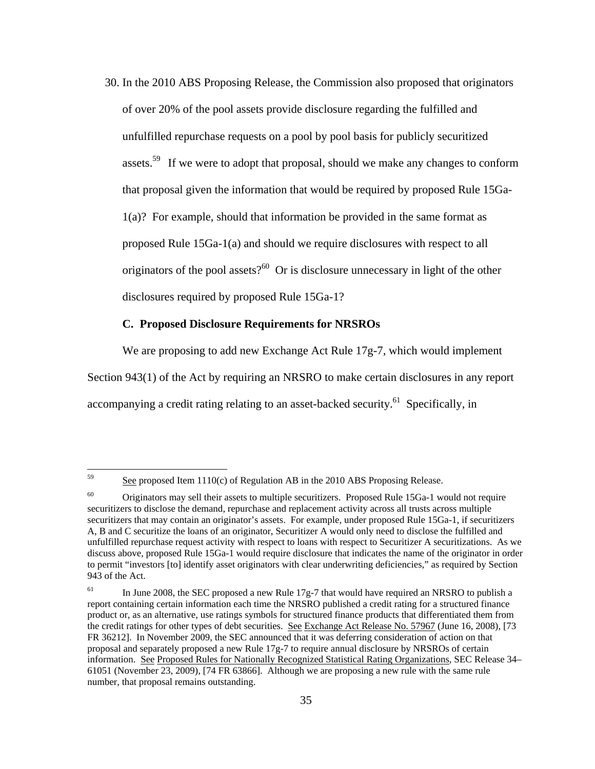30. In the 2010 ABS Proposing Release, the Commission also proposed that originators of over 20% of the pool assets provide disclosure regarding the fulfilled and unfulfilled repurchase requests on a pool by pool basis for publicly securitized assets.[59] If we were to adopt that proposal, should we make any changes to conform that proposal given the information that would be required by proposed Rule 15Ga-1(a)? For example, should that information be provided in the same format as proposed Rule 15Ga-1(a) and should we require disclosures with respect to all originators of the pool assets?[60] Or is disclosure unnecessary in light of the other disclosures required by proposed Rule 15Ga-1?

### C. Proposed Disclosure Requirements for NRSROs

We are proposing to add new Exchange Act Rule 17g-7, which would implement Section 943(1) of the Act by requiring an NRSRO to make certain disclosures in any report accompanying a credit rating relating to an asset-backed security.[61] Specifically, in

---

[59] See proposed Item 1110(c) of Regulation AB in the 2010 ABS Proposing Release.

[60] Originators may sell their assets to multiple securitizers. Proposed Rule 15Ga-1 would not require securitizers to disclose the demand, repurchase and replacement activity across all trusts across multiple securitizers that may contain an originator's assets. For example, under proposed Rule 15Ga-1, if securitizers A, B and C securitize the loans of an originator, Securitizer A would only need to disclose the fulfilled and unfulfilled repurchase request activity with respect to loans with respect to Securitizer A securitizations. As we discuss above, proposed Rule 15Ga-1 would require disclosure that indicates the name of the originator in order to permit "investors [to] identify asset originators with clear underwriting deficiencies," as required by Section 943 of the Act.

[61] In June 2008, the SEC proposed a new Rule 17g-7 that would have required an NRSRO to publish a report containing certain information each time the NRSRO published a credit rating for a structured finance product or, as an alternative, use ratings symbols for structured finance products that differentiated them from the credit ratings for other types of debt securities. See Exchange Act Release No. 57967 (June 16, 2008), [73 FR 36212]. In November 2009, the SEC announced that it was deferring consideration of action on that proposal and separately proposed a new Rule 17g-7 to require annual disclosure by NRSROs of certain information. See Proposed Rules for Nationally Recognized Statistical Rating Organizations, SEC Release 34–61051 (November 23, 2009), [74 FR 63866]. Although we are proposing a new rule with the same rule number, that proposal remains outstanding.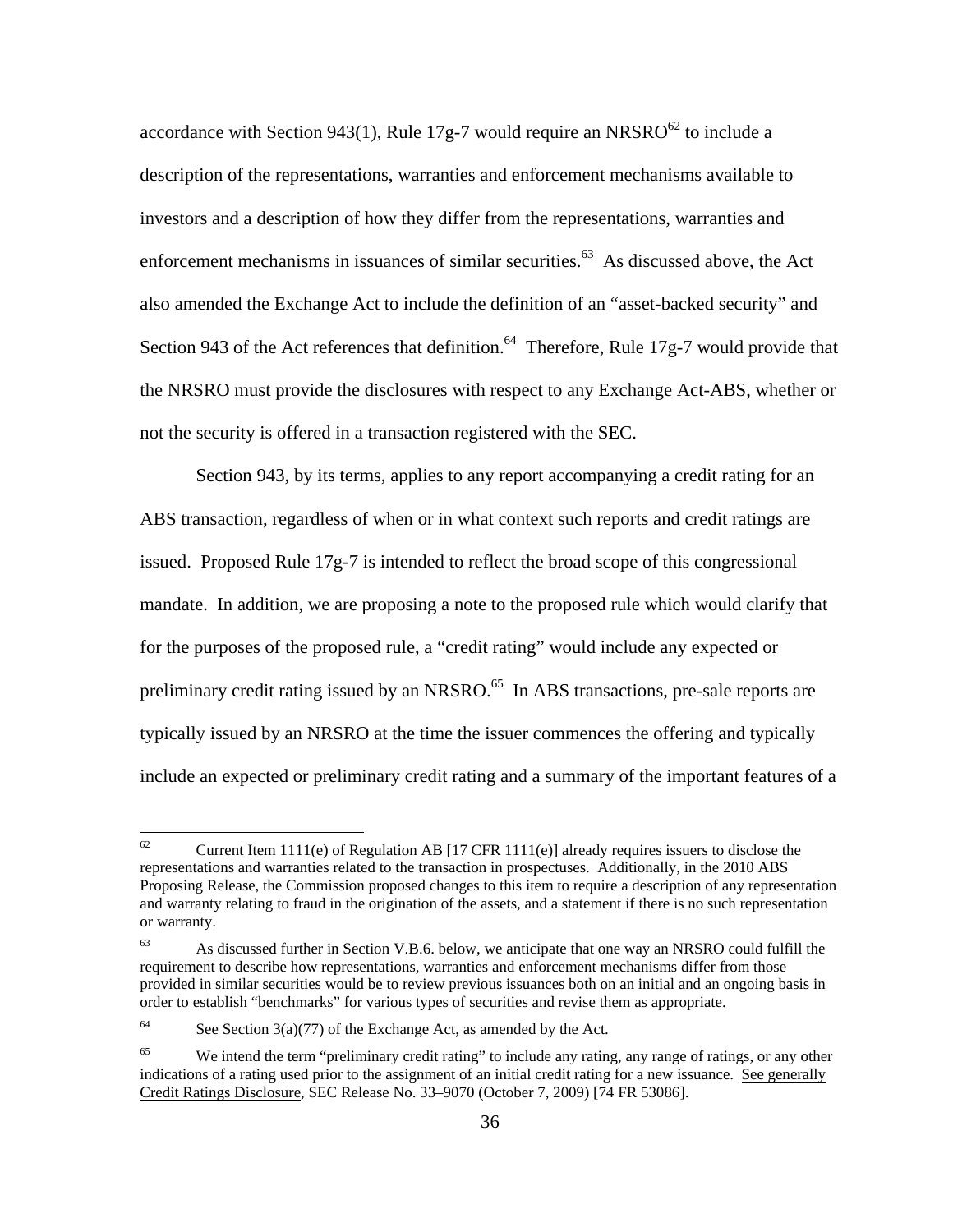accordance with Section 943(1), Rule 17g-7 would require an NRSRO[62] to include a description of the representations, warranties and enforcement mechanisms available to investors and a description of how they differ from the representations, warranties and enforcement mechanisms in issuances of similar securities.[63] As discussed above, the Act also amended the Exchange Act to include the definition of an "asset-backed security" and Section 943 of the Act references that definition.[64] Therefore, Rule 17g-7 would provide that the NRSRO must provide the disclosures with respect to any Exchange Act-ABS, whether or not the security is offered in a transaction registered with the SEC.

Section 943, by its terms, applies to any report accompanying a credit rating for an ABS transaction, regardless of when or in what context such reports and credit ratings are issued. Proposed Rule 17g-7 is intended to reflect the broad scope of this congressional mandate. In addition, we are proposing a note to the proposed rule which would clarify that for the purposes of the proposed rule, a "credit rating" would include any expected or preliminary credit rating issued by an NRSRO.[65] In ABS transactions, pre-sale reports are typically issued by an NRSRO at the time the issuer commences the offering and typically include an expected or preliminary credit rating and a summary of the important features of a

---

[62] Current Item 1111(e) of Regulation AB [17 CFR 1111(e)] already requires issuers to disclose the representations and warranties related to the transaction in prospectuses. Additionally, in the 2010 ABS Proposing Release, the Commission proposed changes to this item to require a description of any representation and warranty relating to fraud in the origination of the assets, and a statement if there is no such representation or warranty.

[63] As discussed further in Section V.B.6. below, we anticipate that one way an NRSRO could fulfill the requirement to describe how representations, warranties and enforcement mechanisms differ from those provided in similar securities would be to review previous issuances both on an initial and an ongoing basis in order to establish "benchmarks" for various types of securities and revise them as appropriate.

[64] See Section 3(a)(77) of the Exchange Act, as amended by the Act.

[65] We intend the term "preliminary credit rating" to include any rating, any range of ratings, or any other indications of a rating used prior to the assignment of an initial credit rating for a new issuance. See generally Credit Ratings Disclosure, SEC Release No. 33–9070 (October 7, 2009) [74 FR 53086].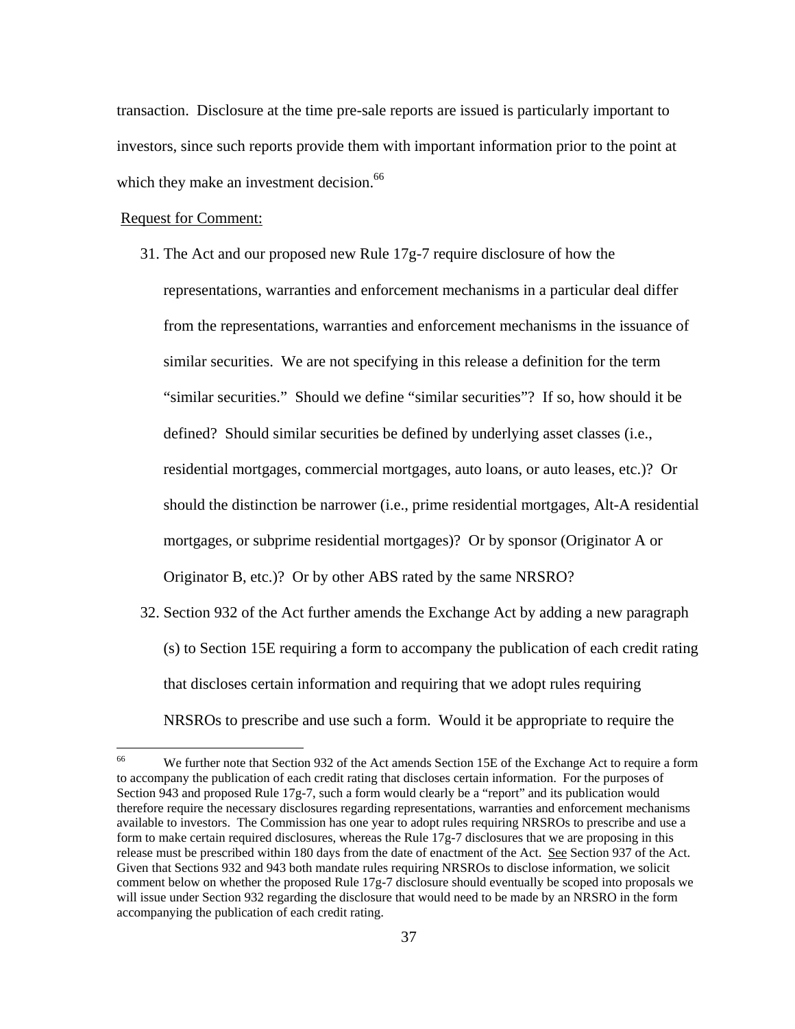transaction. Disclosure at the time pre-sale reports are issued is particularly important to investors, since such reports provide them with important information prior to the point at which they make an investment decision.[66]

Request for Comment:

31. The Act and our proposed new Rule 17g-7 require disclosure of how the representations, warranties and enforcement mechanisms in a particular deal differ from the representations, warranties and enforcement mechanisms in the issuance of similar securities. We are not specifying in this release a definition for the term "similar securities." Should we define "similar securities"? If so, how should it be defined? Should similar securities be defined by underlying asset classes (i.e., residential mortgages, commercial mortgages, auto loans, or auto leases, etc.)? Or should the distinction be narrower (i.e., prime residential mortgages, Alt-A residential mortgages, or subprime residential mortgages)? Or by sponsor (Originator A or Originator B, etc.)? Or by other ABS rated by the same NRSRO?

32. Section 932 of the Act further amends the Exchange Act by adding a new paragraph (s) to Section 15E requiring a form to accompany the publication of each credit rating that discloses certain information and requiring that we adopt rules requiring NRSROs to prescribe and use such a form. Would it be appropriate to require the

---

[66] We further note that Section 932 of the Act amends Section 15E of the Exchange Act to require a form to accompany the publication of each credit rating that discloses certain information. For the purposes of Section 943 and proposed Rule 17g-7, such a form would clearly be a "report" and its publication would therefore require the necessary disclosures regarding representations, warranties and enforcement mechanisms available to investors. The Commission has one year to adopt rules requiring NRSROs to prescribe and use a form to make certain required disclosures, whereas the Rule 17g-7 disclosures that we are proposing in this release must be prescribed within 180 days from the date of enactment of the Act. See Section 937 of the Act. Given that Sections 932 and 943 both mandate rules requiring NRSROs to disclose information, we solicit comment below on whether the proposed Rule 17g-7 disclosure should eventually be scoped into proposals we will issue under Section 932 regarding the disclosure that would need to be made by an NRSRO in the form accompanying the publication of each credit rating.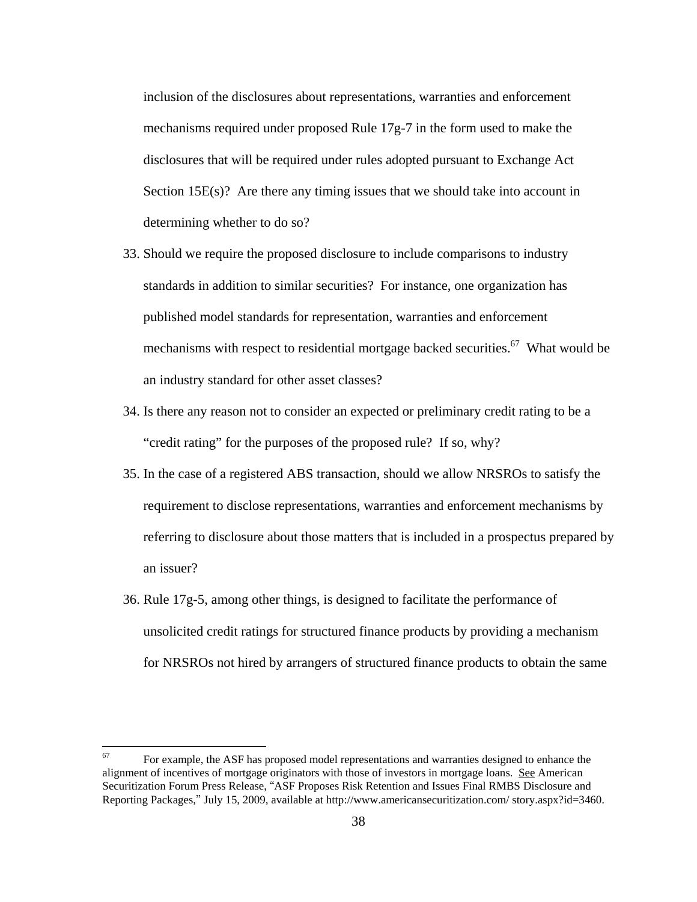inclusion of the disclosures about representations, warranties and enforcement mechanisms required under proposed Rule 17g-7 in the form used to make the disclosures that will be required under rules adopted pursuant to Exchange Act Section 15E(s)? Are there any timing issues that we should take into account in determining whether to do so?

33. Should we require the proposed disclosure to include comparisons to industry standards in addition to similar securities? For instance, one organization has published model standards for representation, warranties and enforcement mechanisms with respect to residential mortgage backed securities.[67] What would be an industry standard for other asset classes?

34. Is there any reason not to consider an expected or preliminary credit rating to be a "credit rating" for the purposes of the proposed rule? If so, why?

35. In the case of a registered ABS transaction, should we allow NRSROs to satisfy the requirement to disclose representations, warranties and enforcement mechanisms by referring to disclosure about those matters that is included in a prospectus prepared by an issuer?

36. Rule 17g-5, among other things, is designed to facilitate the performance of unsolicited credit ratings for structured finance products by providing a mechanism for NRSROs not hired by arrangers of structured finance products to obtain the same

---

[67] For example, the ASF has proposed model representations and warranties designed to enhance the alignment of incentives of mortgage originators with those of investors in mortgage loans. See American Securitization Forum Press Release, "ASF Proposes Risk Retention and Issues Final RMBS Disclosure and Reporting Packages," July 15, 2009, available at http://www.americansecuritization.com/ story.aspx?id=3460.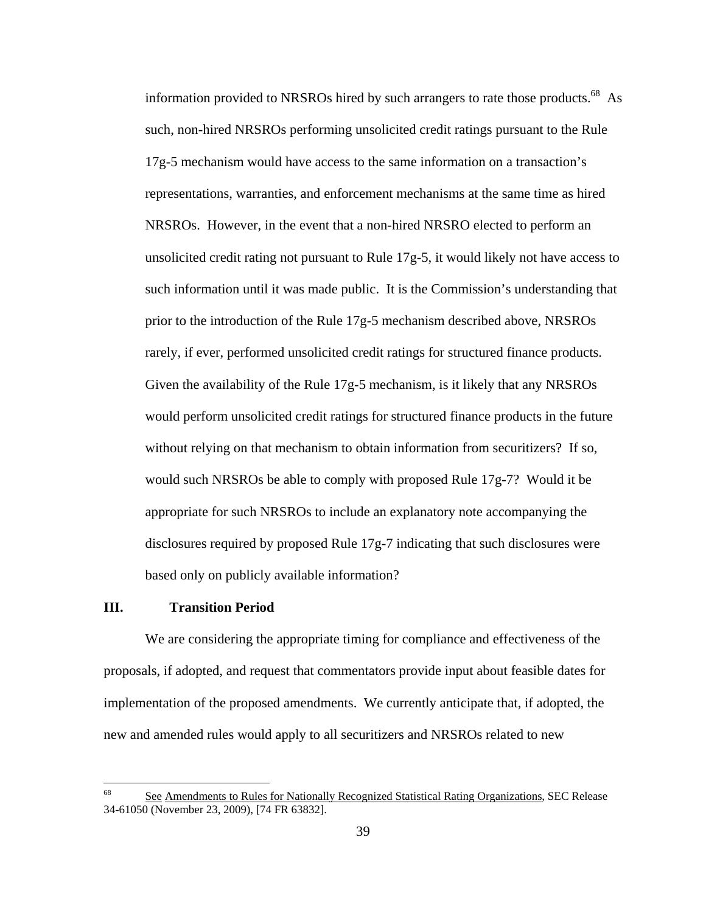information provided to NRSROs hired by such arrangers to rate those products.[68] As such, non-hired NRSROs performing unsolicited credit ratings pursuant to the Rule 17g-5 mechanism would have access to the same information on a transaction's representations, warranties, and enforcement mechanisms at the same time as hired NRSROs. However, in the event that a non-hired NRSRO elected to perform an unsolicited credit rating not pursuant to Rule 17g-5, it would likely not have access to such information until it was made public. It is the Commission's understanding that prior to the introduction of the Rule 17g-5 mechanism described above, NRSROs rarely, if ever, performed unsolicited credit ratings for structured finance products. Given the availability of the Rule 17g-5 mechanism, is it likely that any NRSROs would perform unsolicited credit ratings for structured finance products in the future without relying on that mechanism to obtain information from securitizers? If so, would such NRSROs be able to comply with proposed Rule 17g-7? Would it be appropriate for such NRSROs to include an explanatory note accompanying the disclosures required by proposed Rule 17g-7 indicating that such disclosures were based only on publicly available information?

## III. Transition Period

We are considering the appropriate timing for compliance and effectiveness of the proposals, if adopted, and request that commentators provide input about feasible dates for implementation of the proposed amendments. We currently anticipate that, if adopted, the new and amended rules would apply to all securitizers and NRSROs related to new

---

[68] See Amendments to Rules for Nationally Recognized Statistical Rating Organizations, SEC Release 34-61050 (November 23, 2009), [74 FR 63832].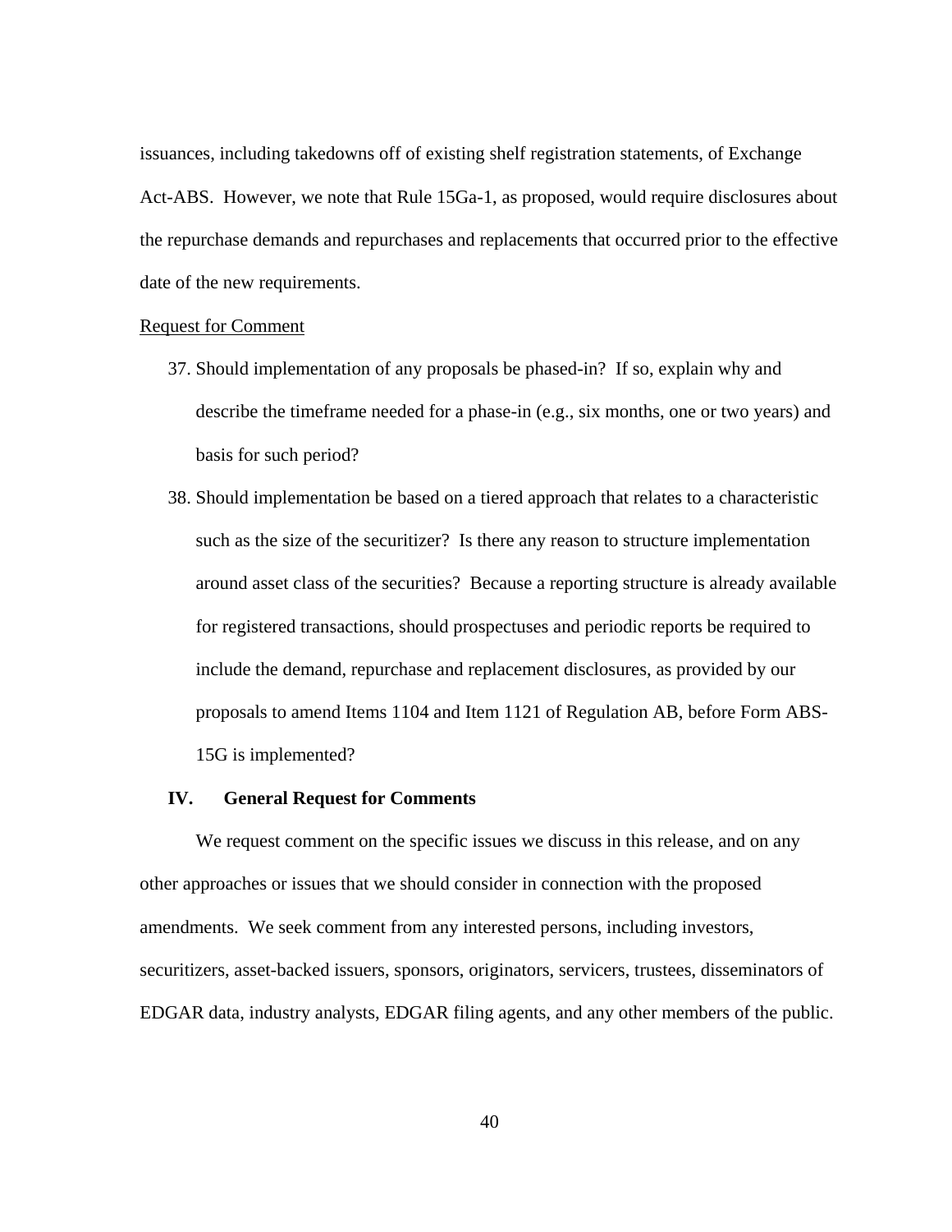issuances, including takedowns off of existing shelf registration statements, of Exchange Act-ABS. However, we note that Rule 15Ga-1, as proposed, would require disclosures about the repurchase demands and repurchases and replacements that occurred prior to the effective date of the new requirements.

Request for Comment

37. Should implementation of any proposals be phased-in? If so, explain why and describe the timeframe needed for a phase-in (e.g., six months, one or two years) and basis for such period?

38. Should implementation be based on a tiered approach that relates to a characteristic such as the size of the securitizer? Is there any reason to structure implementation around asset class of the securities? Because a reporting structure is already available for registered transactions, should prospectuses and periodic reports be required to include the demand, repurchase and replacement disclosures, as provided by our proposals to amend Items 1104 and Item 1121 of Regulation AB, before Form ABS-15G is implemented?

## IV. General Request for Comments

We request comment on the specific issues we discuss in this release, and on any other approaches or issues that we should consider in connection with the proposed amendments. We seek comment from any interested persons, including investors, securitizers, asset-backed issuers, sponsors, originators, servicers, trustees, disseminators of EDGAR data, industry analysts, EDGAR filing agents, and any other members of the public.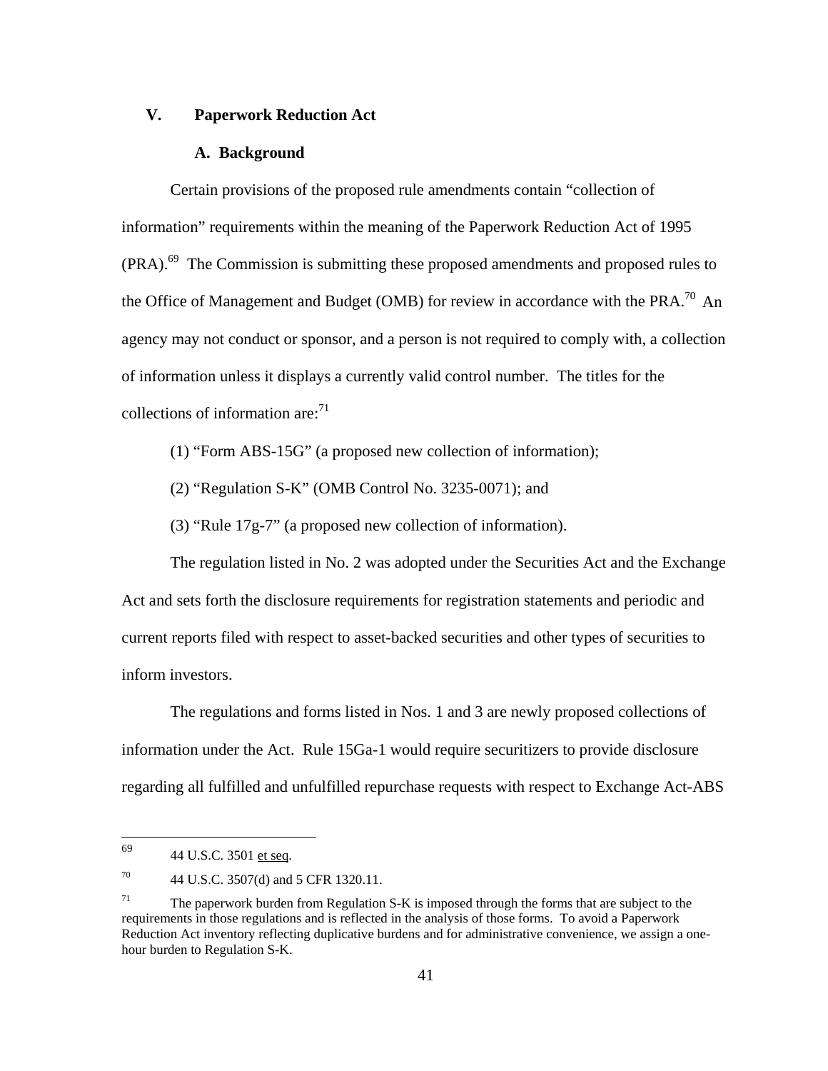## V. Paperwork Reduction Act

### A. Background

Certain provisions of the proposed rule amendments contain "collection of information" requirements within the meaning of the Paperwork Reduction Act of 1995 (PRA).[69] The Commission is submitting these proposed amendments and proposed rules to the Office of Management and Budget (OMB) for review in accordance with the PRA.[70] An agency may not conduct or sponsor, and a person is not required to comply with, a collection of information unless it displays a currently valid control number. The titles for the collections of information are:[71]

(1) "Form ABS-15G" (a proposed new collection of information);

(2) "Regulation S-K" (OMB Control No. 3235-0071); and

(3) "Rule 17g-7" (a proposed new collection of information).

The regulation listed in No. 2 was adopted under the Securities Act and the Exchange Act and sets forth the disclosure requirements for registration statements and periodic and current reports filed with respect to asset-backed securities and other types of securities to inform investors.

The regulations and forms listed in Nos. 1 and 3 are newly proposed collections of information under the Act. Rule 15Ga-1 would require securitizers to provide disclosure regarding all fulfilled and unfulfilled repurchase requests with respect to Exchange Act-ABS

---

[69] 44 U.S.C. 3501 et seq.

[70] 44 U.S.C. 3507(d) and 5 CFR 1320.11.

[71] The paperwork burden from Regulation S-K is imposed through the forms that are subject to the requirements in those regulations and is reflected in the analysis of those forms. To avoid a Paperwork Reduction Act inventory reflecting duplicative burdens and for administrative convenience, we assign a one-hour burden to Regulation S-K.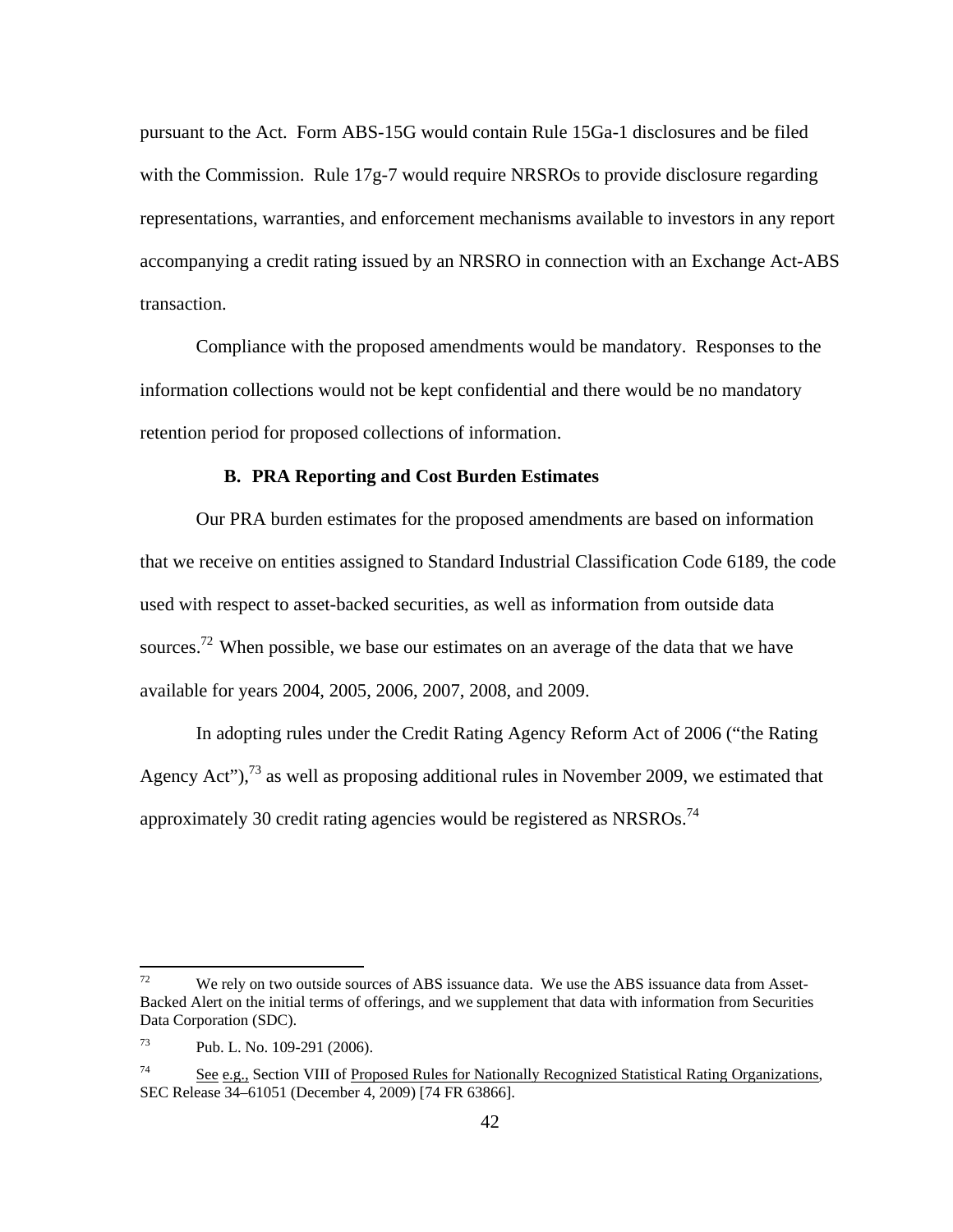pursuant to the Act. Form ABS-15G would contain Rule 15Ga-1 disclosures and be filed with the Commission. Rule 17g-7 would require NRSROs to provide disclosure regarding representations, warranties, and enforcement mechanisms available to investors in any report accompanying a credit rating issued by an NRSRO in connection with an Exchange Act-ABS transaction.

Compliance with the proposed amendments would be mandatory. Responses to the information collections would not be kept confidential and there would be no mandatory retention period for proposed collections of information.

### B. PRA Reporting and Cost Burden Estimates

Our PRA burden estimates for the proposed amendments are based on information that we receive on entities assigned to Standard Industrial Classification Code 6189, the code used with respect to asset-backed securities, as well as information from outside data sources.[72] When possible, we base our estimates on an average of the data that we have available for years 2004, 2005, 2006, 2007, 2008, and 2009.

In adopting rules under the Credit Rating Agency Reform Act of 2006 ("the Rating Agency Act"),[73] as well as proposing additional rules in November 2009, we estimated that approximately 30 credit rating agencies would be registered as NRSROs.[74]

---

[72] We rely on two outside sources of ABS issuance data. We use the ABS issuance data from Asset-Backed Alert on the initial terms of offerings, and we supplement that data with information from Securities Data Corporation (SDC).

[73] Pub. L. No. 109-291 (2006).

[74] See e.g., Section VIII of Proposed Rules for Nationally Recognized Statistical Rating Organizations, SEC Release 34–61051 (December 4, 2009) [74 FR 63866].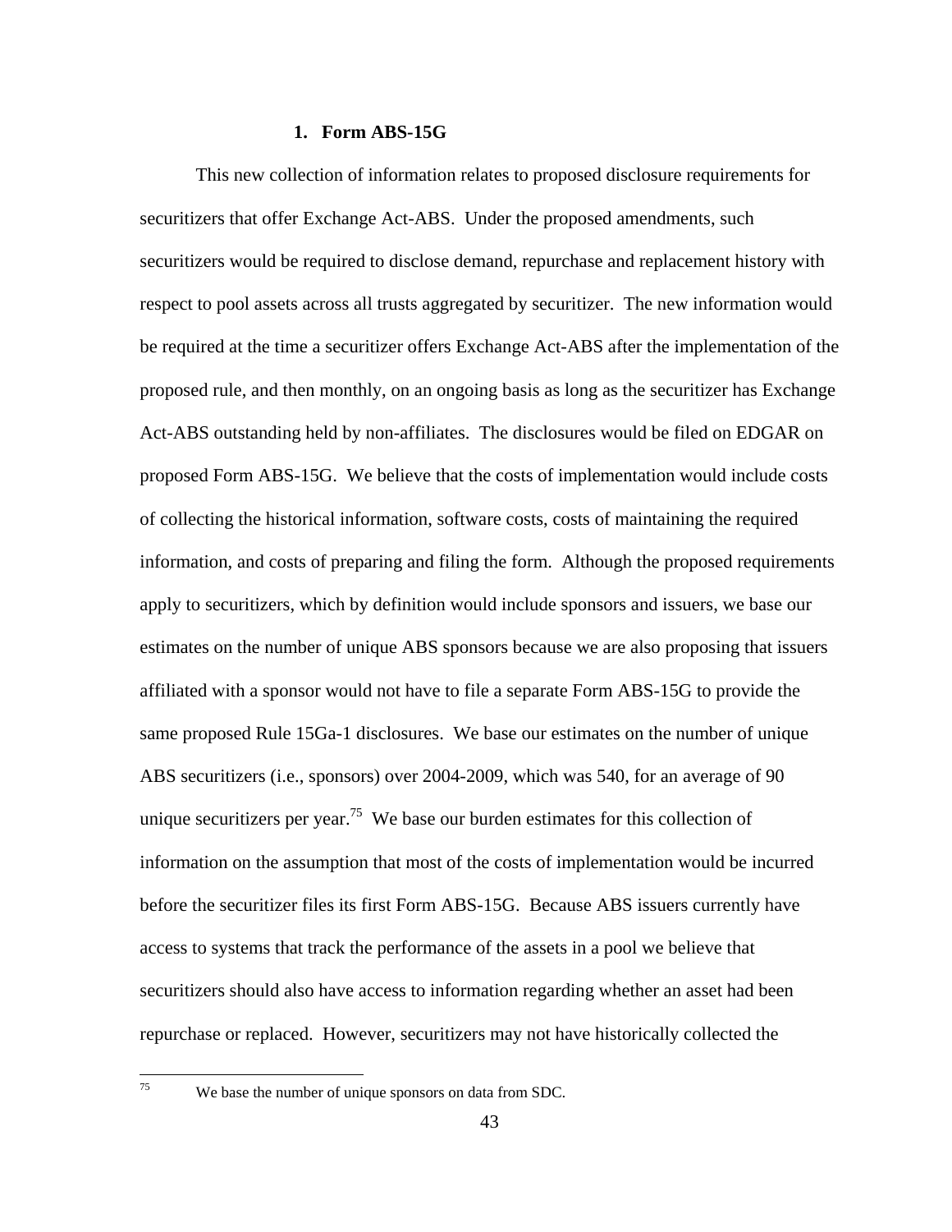### 1. Form ABS-15G

This new collection of information relates to proposed disclosure requirements for securitizers that offer Exchange Act-ABS. Under the proposed amendments, such securitizers would be required to disclose demand, repurchase and replacement history with respect to pool assets across all trusts aggregated by securitizer. The new information would be required at the time a securitizer offers Exchange Act-ABS after the implementation of the proposed rule, and then monthly, on an ongoing basis as long as the securitizer has Exchange Act-ABS outstanding held by non-affiliates. The disclosures would be filed on EDGAR on proposed Form ABS-15G. We believe that the costs of implementation would include costs of collecting the historical information, software costs, costs of maintaining the required information, and costs of preparing and filing the form. Although the proposed requirements apply to securitizers, which by definition would include sponsors and issuers, we base our estimates on the number of unique ABS sponsors because we are also proposing that issuers affiliated with a sponsor would not have to file a separate Form ABS-15G to provide the same proposed Rule 15Ga-1 disclosures. We base our estimates on the number of unique ABS securitizers (i.e., sponsors) over 2004-2009, which was 540, for an average of 90 unique securitizers per year.[75] We base our burden estimates for this collection of information on the assumption that most of the costs of implementation would be incurred before the securitizer files its first Form ABS-15G. Because ABS issuers currently have access to systems that track the performance of the assets in a pool we believe that securitizers should also have access to information regarding whether an asset had been repurchase or replaced. However, securitizers may not have historically collected the

[75] We base the number of unique sponsors on data from SDC.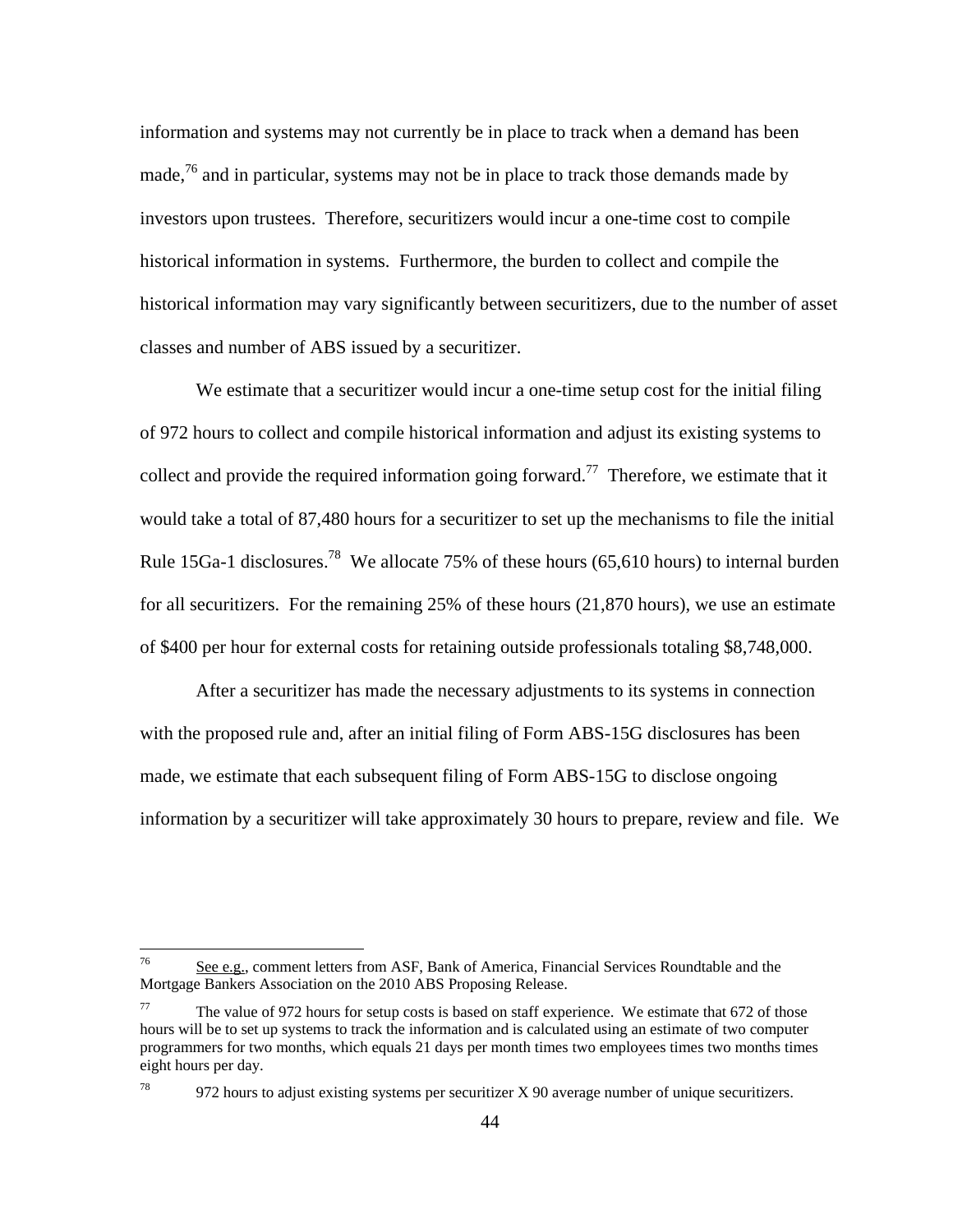information and systems may not currently be in place to track when a demand has been made,[76] and in particular, systems may not be in place to track those demands made by investors upon trustees. Therefore, securitizers would incur a one-time cost to compile historical information in systems. Furthermore, the burden to collect and compile the historical information may vary significantly between securitizers, due to the number of asset classes and number of ABS issued by a securitizer.

We estimate that a securitizer would incur a one-time setup cost for the initial filing of 972 hours to collect and compile historical information and adjust its existing systems to collect and provide the required information going forward.[77] Therefore, we estimate that it would take a total of 87,480 hours for a securitizer to set up the mechanisms to file the initial Rule 15Ga-1 disclosures.[78] We allocate 75% of these hours (65,610 hours) to internal burden for all securitizers. For the remaining 25% of these hours (21,870 hours), we use an estimate of \$400 per hour for external costs for retaining outside professionals totaling \$8,748,000.

After a securitizer has made the necessary adjustments to its systems in connection with the proposed rule and, after an initial filing of Form ABS-15G disclosures has been made, we estimate that each subsequent filing of Form ABS-15G to disclose ongoing information by a securitizer will take approximately 30 hours to prepare, review and file. We

---

[76] See e.g., comment letters from ASF, Bank of America, Financial Services Roundtable and the Mortgage Bankers Association on the 2010 ABS Proposing Release.

[77] The value of 972 hours for setup costs is based on staff experience. We estimate that 672 of those hours will be to set up systems to track the information and is calculated using an estimate of two computer programmers for two months, which equals 21 days per month times two employees times two months times eight hours per day.

[78] 972 hours to adjust existing systems per securitizer X 90 average number of unique securitizers.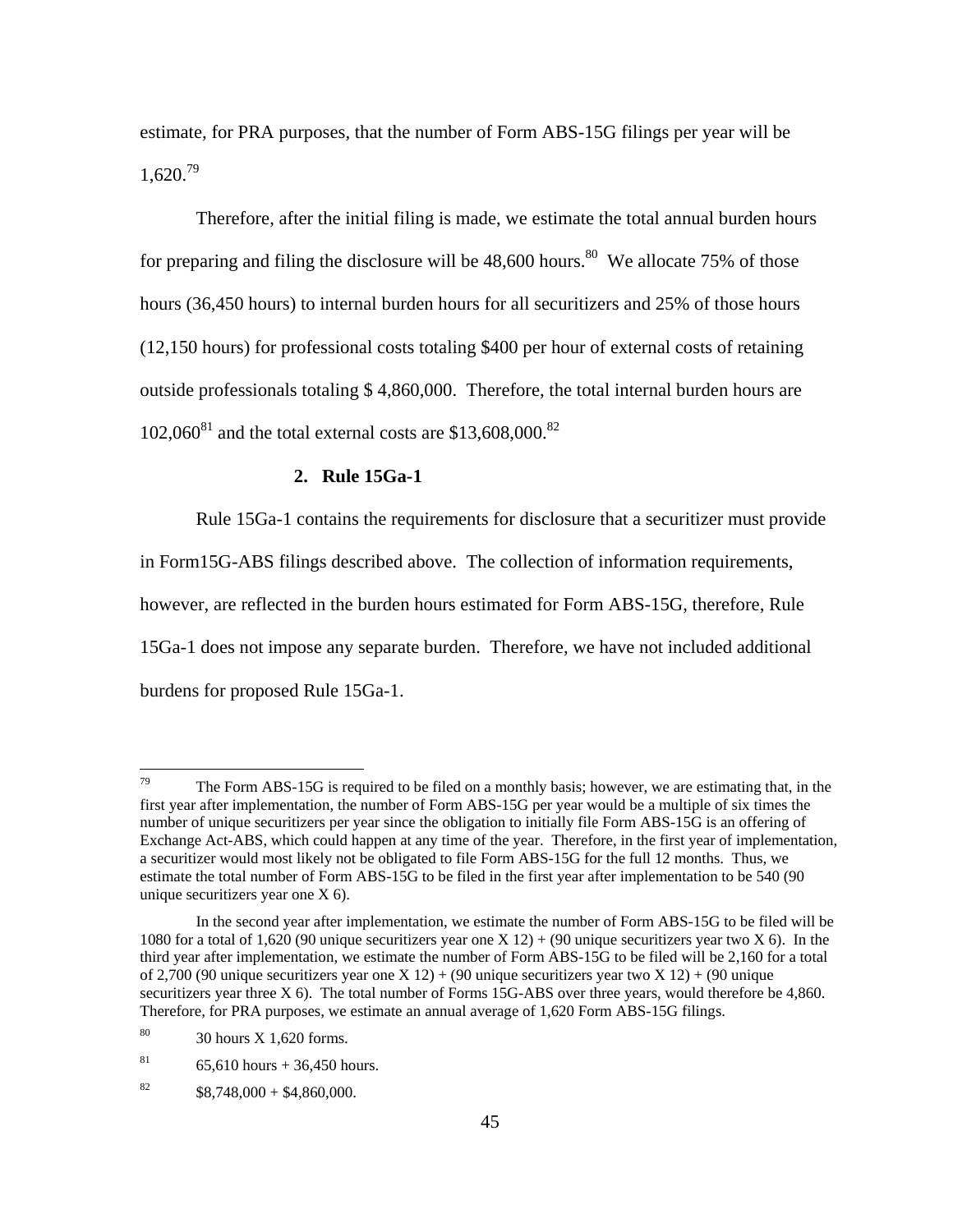estimate, for PRA purposes, that the number of Form ABS-15G filings per year will be 1,620.[79]

Therefore, after the initial filing is made, we estimate the total annual burden hours for preparing and filing the disclosure will be 48,600 hours.[80] We allocate 75% of those hours (36,450 hours) to internal burden hours for all securitizers and 25% of those hours (12,150 hours) for professional costs totaling $400 per hour of external costs of retaining outside professionals totaling $ 4,860,000. Therefore, the total internal burden hours are 102,060[81] and the total external costs are $13,608,000.[82]

### 2. Rule 15Ga-1

Rule 15Ga-1 contains the requirements for disclosure that a securitizer must provide in Form15G-ABS filings described above. The collection of information requirements, however, are reflected in the burden hours estimated for Form ABS-15G, therefore, Rule 15Ga-1 does not impose any separate burden. Therefore, we have not included additional burdens for proposed Rule 15Ga-1.

---

[79] The Form ABS-15G is required to be filed on a monthly basis; however, we are estimating that, in the first year after implementation, the number of Form ABS-15G per year would be a multiple of six times the number of unique securitizers per year since the obligation to initially file Form ABS-15G is an offering of Exchange Act-ABS, which could happen at any time of the year. Therefore, in the first year of implementation, a securitizer would most likely not be obligated to file Form ABS-15G for the full 12 months. Thus, we estimate the total number of Form ABS-15G to be filed in the first year after implementation to be 540 (90 unique securitizers year one X 6).

In the second year after implementation, we estimate the number of Form ABS-15G to be filed will be 1080 for a total of 1,620 (90 unique securitizers year one X 12) + (90 unique securitizers year two X 6). In the third year after implementation, we estimate the number of Form ABS-15G to be filed will be 2,160 for a total of 2,700 (90 unique securitizers year one X 12) + (90 unique securitizers year two X 12) + (90 unique securitizers year three X 6). The total number of Forms 15G-ABS over three years, would therefore be 4,860. Therefore, for PRA purposes, we estimate an annual average of 1,620 Form ABS-15G filings.

[80] 30 hours X 1,620 forms.

[81] 65,610 hours + 36,450 hours.

[82] $8,748,000 + $4,860,000.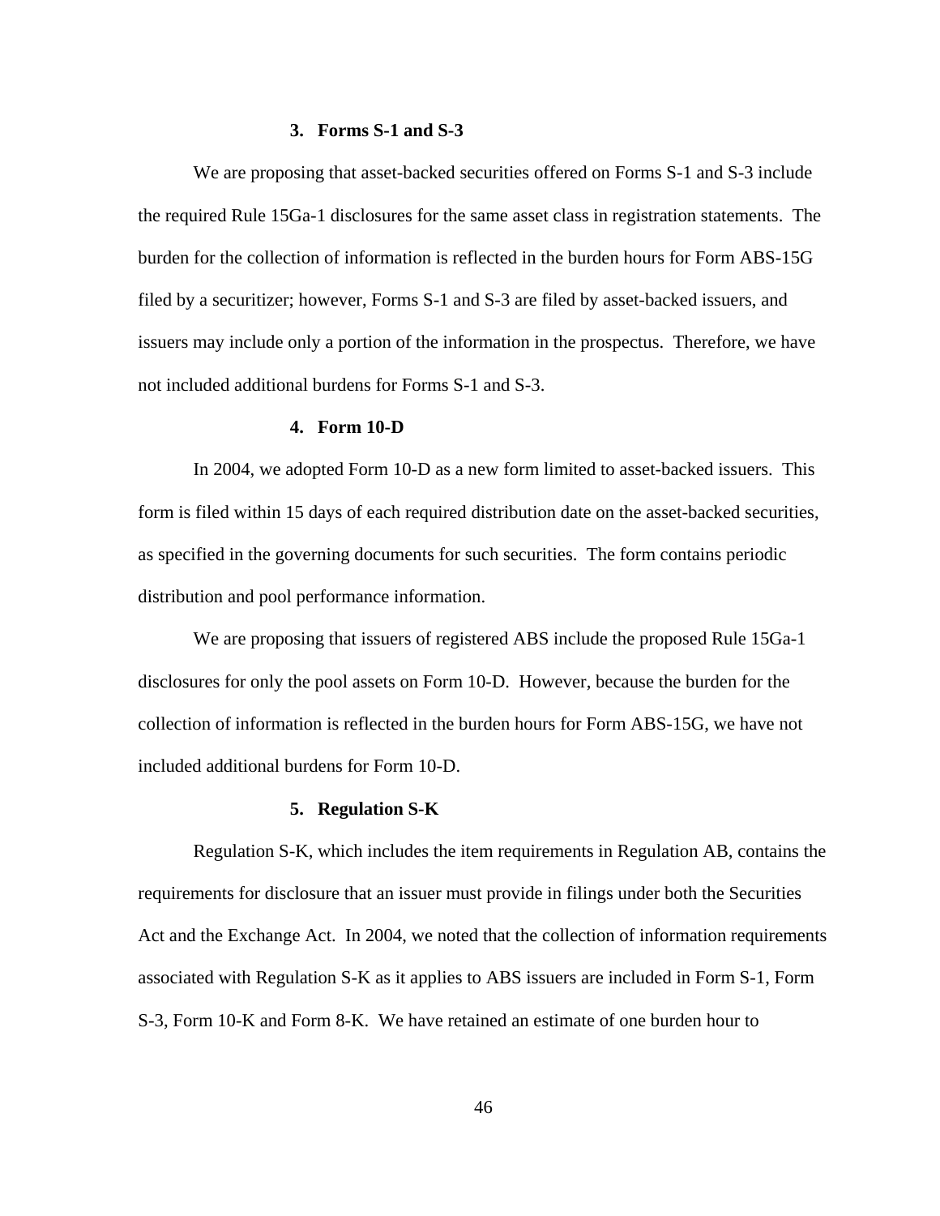### 3. Forms S-1 and S-3

We are proposing that asset-backed securities offered on Forms S-1 and S-3 include the required Rule 15Ga-1 disclosures for the same asset class in registration statements. The burden for the collection of information is reflected in the burden hours for Form ABS-15G filed by a securitizer; however, Forms S-1 and S-3 are filed by asset-backed issuers, and issuers may include only a portion of the information in the prospectus. Therefore, we have not included additional burdens for Forms S-1 and S-3.

### 4. Form 10-D

In 2004, we adopted Form 10-D as a new form limited to asset-backed issuers. This form is filed within 15 days of each required distribution date on the asset-backed securities, as specified in the governing documents for such securities. The form contains periodic distribution and pool performance information.

We are proposing that issuers of registered ABS include the proposed Rule 15Ga-1 disclosures for only the pool assets on Form 10-D. However, because the burden for the collection of information is reflected in the burden hours for Form ABS-15G, we have not included additional burdens for Form 10-D.

### 5. Regulation S-K

Regulation S-K, which includes the item requirements in Regulation AB, contains the requirements for disclosure that an issuer must provide in filings under both the Securities Act and the Exchange Act. In 2004, we noted that the collection of information requirements associated with Regulation S-K as it applies to ABS issuers are included in Form S-1, Form S-3, Form 10-K and Form 8-K. We have retained an estimate of one burden hour to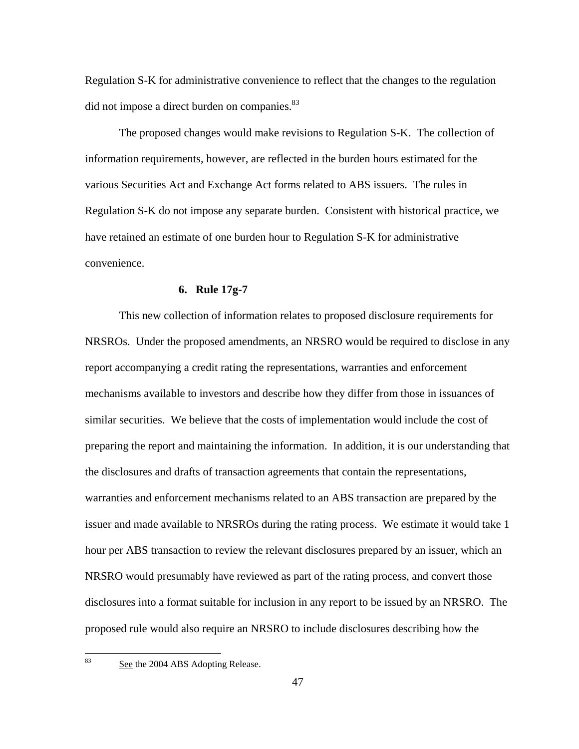Regulation S-K for administrative convenience to reflect that the changes to the regulation did not impose a direct burden on companies.[83]

The proposed changes would make revisions to Regulation S-K. The collection of information requirements, however, are reflected in the burden hours estimated for the various Securities Act and Exchange Act forms related to ABS issuers. The rules in Regulation S-K do not impose any separate burden. Consistent with historical practice, we have retained an estimate of one burden hour to Regulation S-K for administrative convenience.

### 6. Rule 17g-7

This new collection of information relates to proposed disclosure requirements for NRSROs. Under the proposed amendments, an NRSRO would be required to disclose in any report accompanying a credit rating the representations, warranties and enforcement mechanisms available to investors and describe how they differ from those in issuances of similar securities. We believe that the costs of implementation would include the cost of preparing the report and maintaining the information. In addition, it is our understanding that the disclosures and drafts of transaction agreements that contain the representations, warranties and enforcement mechanisms related to an ABS transaction are prepared by the issuer and made available to NRSROs during the rating process. We estimate it would take 1 hour per ABS transaction to review the relevant disclosures prepared by an issuer, which an NRSRO would presumably have reviewed as part of the rating process, and convert those disclosures into a format suitable for inclusion in any report to be issued by an NRSRO. The proposed rule would also require an NRSRO to include disclosures describing how the

---

[83] See the 2004 ABS Adopting Release.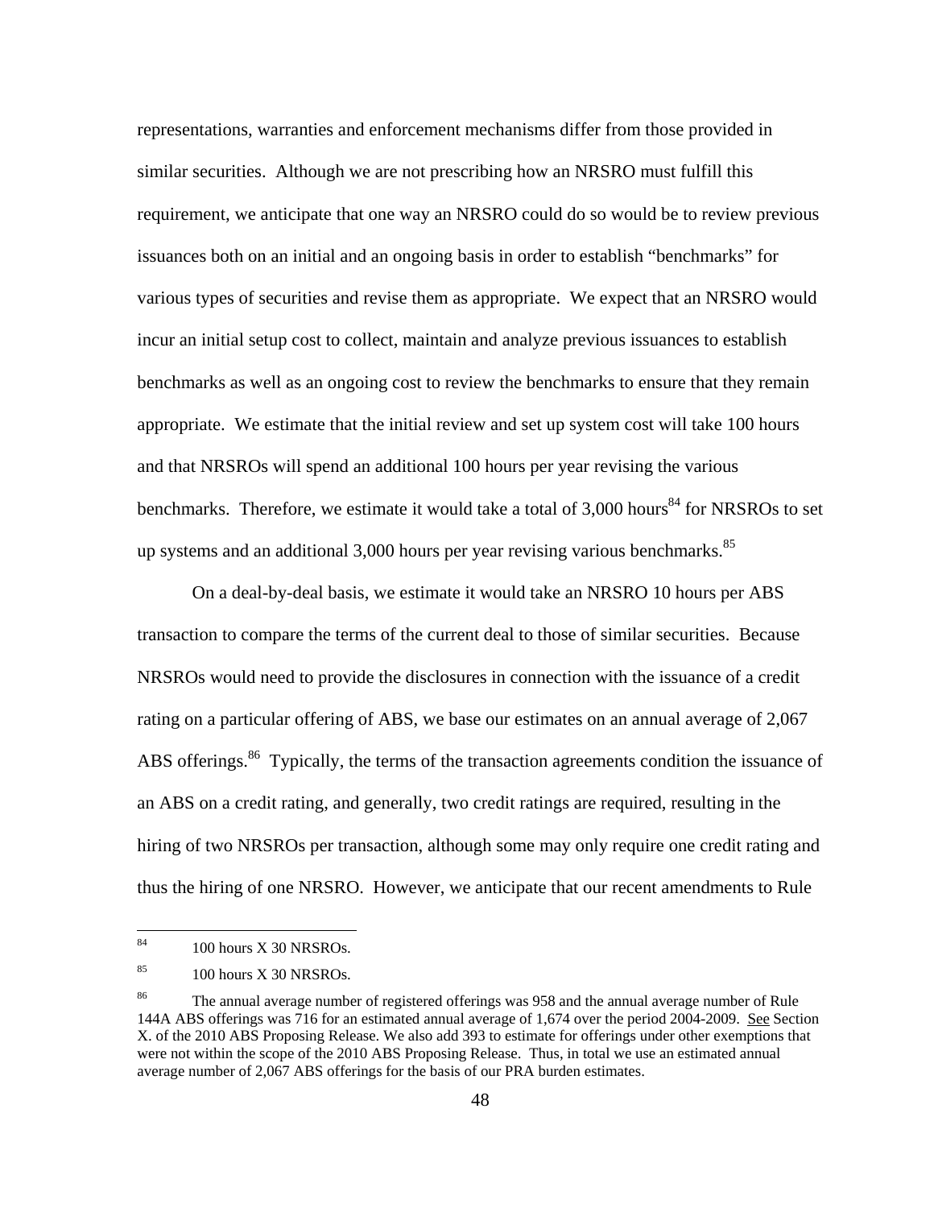representations, warranties and enforcement mechanisms differ from those provided in similar securities. Although we are not prescribing how an NRSRO must fulfill this requirement, we anticipate that one way an NRSRO could do so would be to review previous issuances both on an initial and an ongoing basis in order to establish "benchmarks" for various types of securities and revise them as appropriate. We expect that an NRSRO would incur an initial setup cost to collect, maintain and analyze previous issuances to establish benchmarks as well as an ongoing cost to review the benchmarks to ensure that they remain appropriate. We estimate that the initial review and set up system cost will take 100 hours and that NRSROs will spend an additional 100 hours per year revising the various benchmarks. Therefore, we estimate it would take a total of 3,000 hours[84] for NRSROs to set up systems and an additional 3,000 hours per year revising various benchmarks.[85]

On a deal-by-deal basis, we estimate it would take an NRSRO 10 hours per ABS transaction to compare the terms of the current deal to those of similar securities. Because NRSROs would need to provide the disclosures in connection with the issuance of a credit rating on a particular offering of ABS, we base our estimates on an annual average of 2,067 ABS offerings.[86] Typically, the terms of the transaction agreements condition the issuance of an ABS on a credit rating, and generally, two credit ratings are required, resulting in the hiring of two NRSROs per transaction, although some may only require one credit rating and thus the hiring of one NRSRO. However, we anticipate that our recent amendments to Rule

---

[84] 100 hours X 30 NRSROs.

[85] 100 hours X 30 NRSROs.

[86] The annual average number of registered offerings was 958 and the annual average number of Rule 144A ABS offerings was 716 for an estimated annual average of 1,674 over the period 2004-2009. See Section X. of the 2010 ABS Proposing Release. We also add 393 to estimate for offerings under other exemptions that were not within the scope of the 2010 ABS Proposing Release. Thus, in total we use an estimated annual average number of 2,067 ABS offerings for the basis of our PRA burden estimates.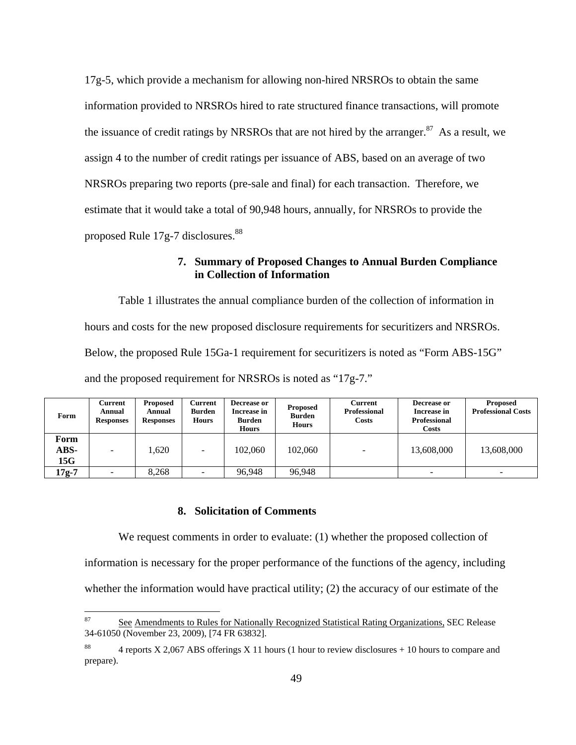17g-5, which provide a mechanism for allowing non-hired NRSROs to obtain the same information provided to NRSROs hired to rate structured finance transactions, will promote the issuance of credit ratings by NRSROs that are not hired by the arranger.[87] As a result, we assign 4 to the number of credit ratings per issuance of ABS, based on an average of two NRSROs preparing two reports (pre-sale and final) for each transaction. Therefore, we estimate that it would take a total of 90,948 hours, annually, for NRSROs to provide the proposed Rule 17g-7 disclosures.[88]

### 7. Summary of Proposed Changes to Annual Burden Compliance in Collection of Information

Table 1 illustrates the annual compliance burden of the collection of information in hours and costs for the new proposed disclosure requirements for securitizers and NRSROs. Below, the proposed Rule 15Ga-1 requirement for securitizers is noted as "Form ABS-15G" and the proposed requirement for NRSROs is noted as "17g-7."

| Form | Current Annual Responses | Proposed Annual Responses | Current Burden Hours | Decrease or Increase in Burden Hours | Proposed Burden Hours | Current Professional Costs | Decrease or Increase in Professional Costs | Proposed Professional Costs |
|---|---|---|---|---|---|---|---|---|
| **Form ABS-15G** | - | 1,620 | - | 102,060 | 102,060 | - | 13,608,000 | 13,608,000 |
| **17g-7** | - | 8,268 | - | 96,948 | 96,948 | | - | - |

### 8. Solicitation of Comments

We request comments in order to evaluate: (1) whether the proposed collection of information is necessary for the proper performance of the functions of the agency, including whether the information would have practical utility; (2) the accuracy of our estimate of the

---

[87] See Amendments to Rules for Nationally Recognized Statistical Rating Organizations, SEC Release 34-61050 (November 23, 2009), [74 FR 63832].

[88] 4 reports X 2,067 ABS offerings X 11 hours (1 hour to review disclosures + 10 hours to compare and prepare).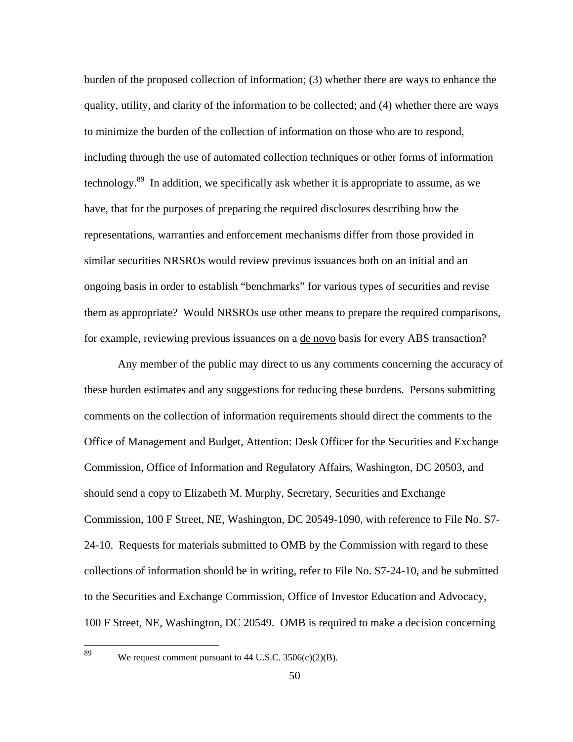burden of the proposed collection of information; (3) whether there are ways to enhance the quality, utility, and clarity of the information to be collected; and (4) whether there are ways to minimize the burden of the collection of information on those who are to respond, including through the use of automated collection techniques or other forms of information technology.[89] In addition, we specifically ask whether it is appropriate to assume, as we have, that for the purposes of preparing the required disclosures describing how the representations, warranties and enforcement mechanisms differ from those provided in similar securities NRSROs would review previous issuances both on an initial and an ongoing basis in order to establish "benchmarks" for various types of securities and revise them as appropriate? Would NRSROs use other means to prepare the required comparisons, for example, reviewing previous issuances on a de novo basis for every ABS transaction?

Any member of the public may direct to us any comments concerning the accuracy of these burden estimates and any suggestions for reducing these burdens. Persons submitting comments on the collection of information requirements should direct the comments to the Office of Management and Budget, Attention: Desk Officer for the Securities and Exchange Commission, Office of Information and Regulatory Affairs, Washington, DC 20503, and should send a copy to Elizabeth M. Murphy, Secretary, Securities and Exchange Commission, 100 F Street, NE, Washington, DC 20549-1090, with reference to File No. S7-24-10. Requests for materials submitted to OMB by the Commission with regard to these collections of information should be in writing, refer to File No. S7-24-10, and be submitted to the Securities and Exchange Commission, Office of Investor Education and Advocacy, 100 F Street, NE, Washington, DC 20549. OMB is required to make a decision concerning

---

[89] We request comment pursuant to 44 U.S.C. 3506(c)(2)(B).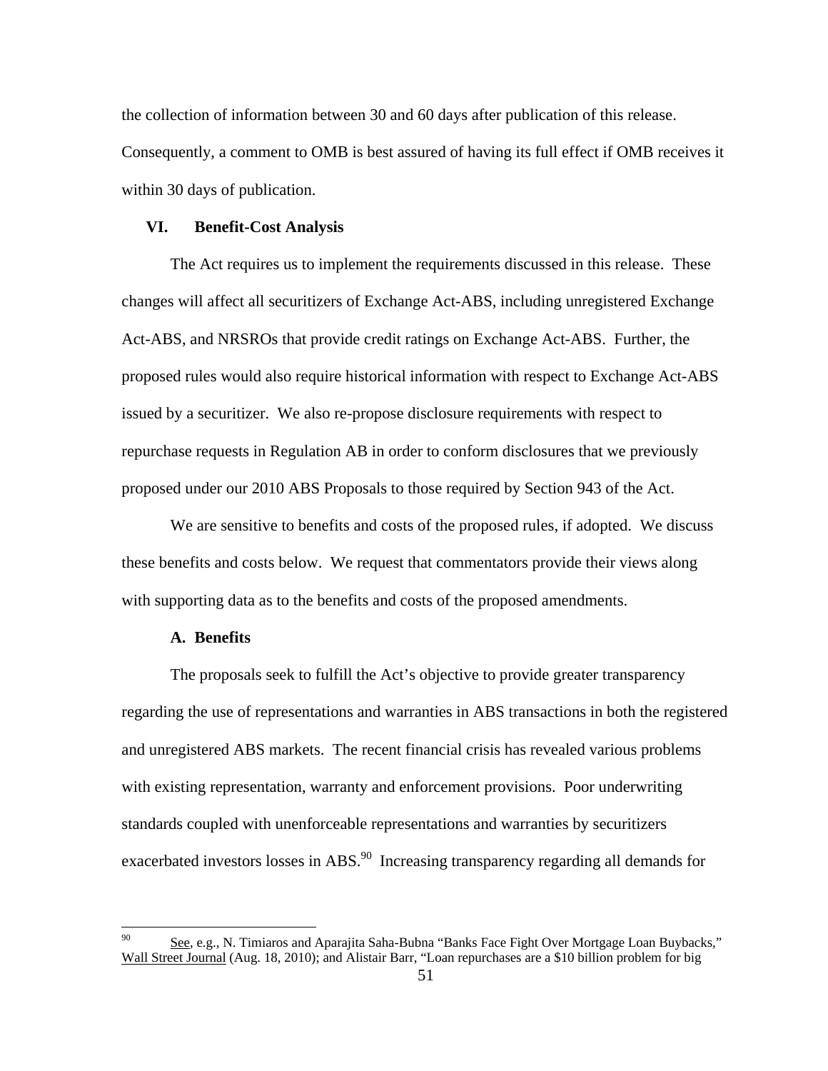the collection of information between 30 and 60 days after publication of this release. Consequently, a comment to OMB is best assured of having its full effect if OMB receives it within 30 days of publication.

## VI. Benefit-Cost Analysis

The Act requires us to implement the requirements discussed in this release. These changes will affect all securitizers of Exchange Act-ABS, including unregistered Exchange Act-ABS, and NRSROs that provide credit ratings on Exchange Act-ABS. Further, the proposed rules would also require historical information with respect to Exchange Act-ABS issued by a securitizer. We also re-propose disclosure requirements with respect to repurchase requests in Regulation AB in order to conform disclosures that we previously proposed under our 2010 ABS Proposals to those required by Section 943 of the Act.

We are sensitive to benefits and costs of the proposed rules, if adopted. We discuss these benefits and costs below. We request that commentators provide their views along with supporting data as to the benefits and costs of the proposed amendments.

### A. Benefits

The proposals seek to fulfill the Act's objective to provide greater transparency regarding the use of representations and warranties in ABS transactions in both the registered and unregistered ABS markets. The recent financial crisis has revealed various problems with existing representation, warranty and enforcement provisions. Poor underwriting standards coupled with unenforceable representations and warranties by securitizers exacerbated investors losses in ABS.[90] Increasing transparency regarding all demands for

[90] See, e.g., N. Timiaros and Aparajita Saha-Bubna "Banks Face Fight Over Mortgage Loan Buybacks," Wall Street Journal (Aug. 18, 2010); and Alistair Barr, "Loan repurchases are a $10 billion problem for big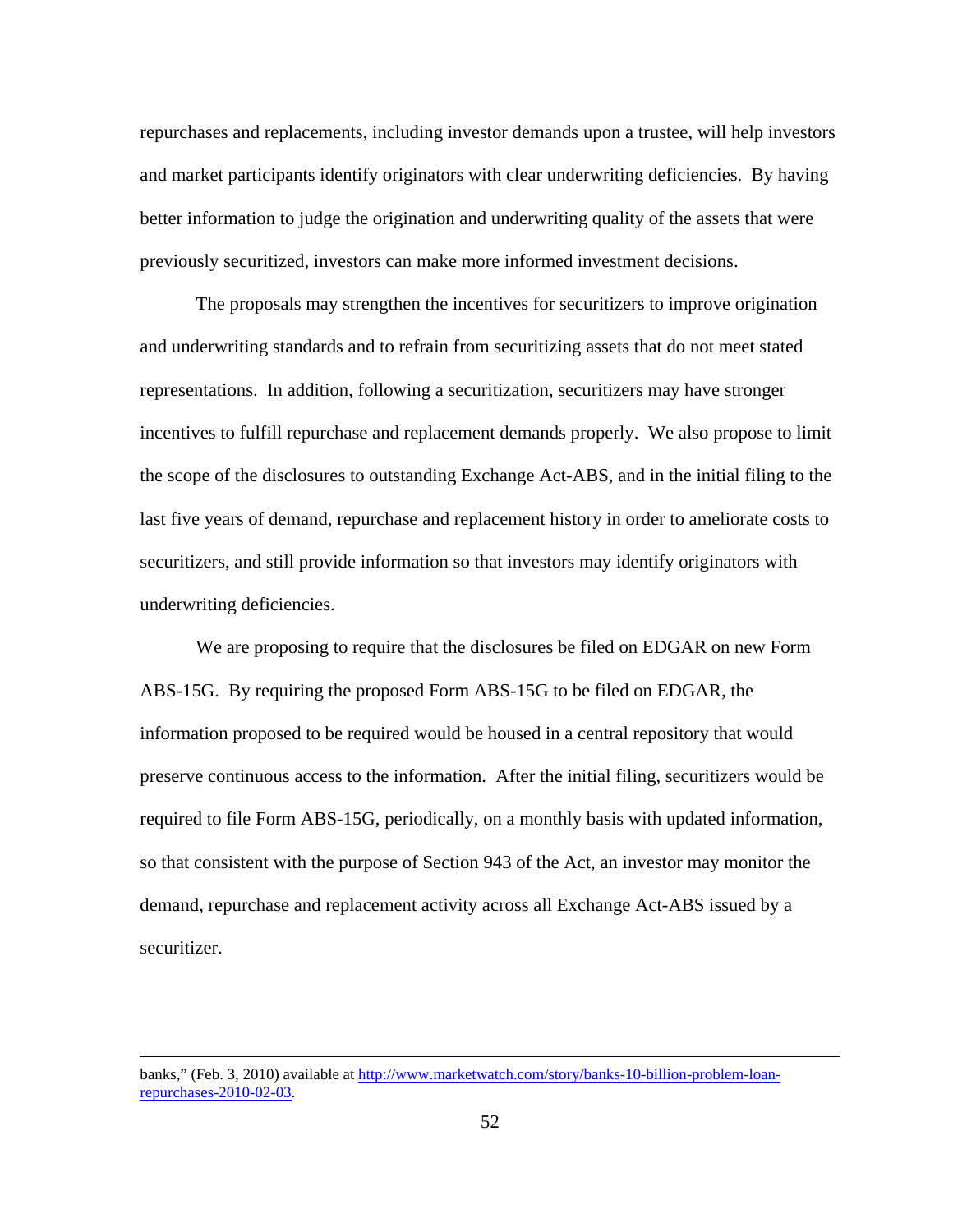repurchases and replacements, including investor demands upon a trustee, will help investors and market participants identify originators with clear underwriting deficiencies. By having better information to judge the origination and underwriting quality of the assets that were previously securitized, investors can make more informed investment decisions.

The proposals may strengthen the incentives for securitizers to improve origination and underwriting standards and to refrain from securitizing assets that do not meet stated representations. In addition, following a securitization, securitizers may have stronger incentives to fulfill repurchase and replacement demands properly. We also propose to limit the scope of the disclosures to outstanding Exchange Act-ABS, and in the initial filing to the last five years of demand, repurchase and replacement history in order to ameliorate costs to securitizers, and still provide information so that investors may identify originators with underwriting deficiencies.

We are proposing to require that the disclosures be filed on EDGAR on new Form ABS-15G. By requiring the proposed Form ABS-15G to be filed on EDGAR, the information proposed to be required would be housed in a central repository that would preserve continuous access to the information. After the initial filing, securitizers would be required to file Form ABS-15G, periodically, on a monthly basis with updated information, so that consistent with the purpose of Section 943 of the Act, an investor may monitor the demand, repurchase and replacement activity across all Exchange Act-ABS issued by a securitizer.

---

banks," (Feb. 3, 2010) available at http://www.marketwatch.com/story/banks-10-billion-problem-loan-repurchases-2010-02-03.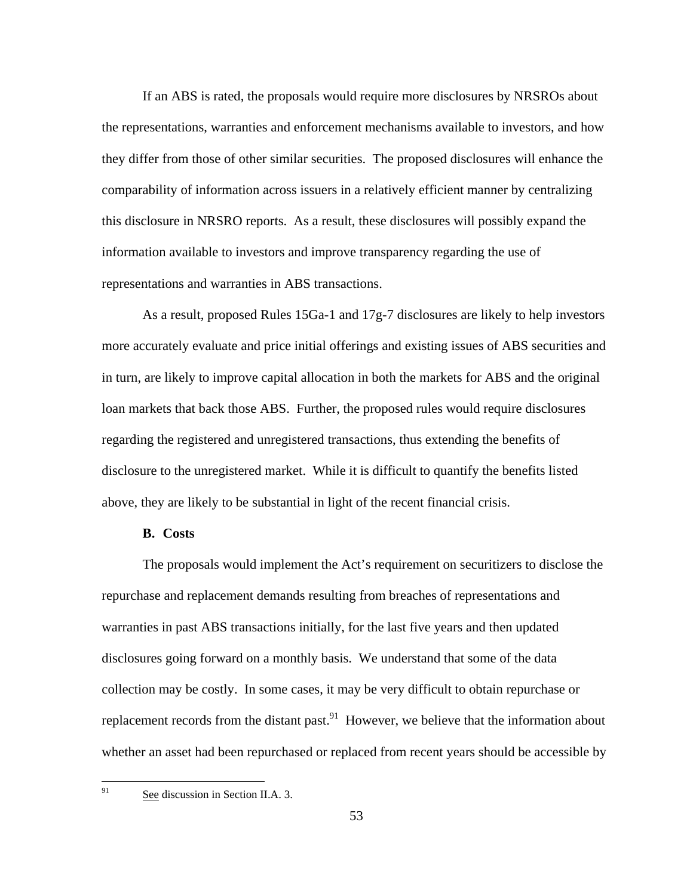If an ABS is rated, the proposals would require more disclosures by NRSROs about the representations, warranties and enforcement mechanisms available to investors, and how they differ from those of other similar securities. The proposed disclosures will enhance the comparability of information across issuers in a relatively efficient manner by centralizing this disclosure in NRSRO reports. As a result, these disclosures will possibly expand the information available to investors and improve transparency regarding the use of representations and warranties in ABS transactions.

As a result, proposed Rules 15Ga-1 and 17g-7 disclosures are likely to help investors more accurately evaluate and price initial offerings and existing issues of ABS securities and in turn, are likely to improve capital allocation in both the markets for ABS and the original loan markets that back those ABS. Further, the proposed rules would require disclosures regarding the registered and unregistered transactions, thus extending the benefits of disclosure to the unregistered market. While it is difficult to quantify the benefits listed above, they are likely to be substantial in light of the recent financial crisis.

**B. Costs**

The proposals would implement the Act's requirement on securitizers to disclose the repurchase and replacement demands resulting from breaches of representations and warranties in past ABS transactions initially, for the last five years and then updated disclosures going forward on a monthly basis. We understand that some of the data collection may be costly. In some cases, it may be very difficult to obtain repurchase or replacement records from the distant past.[91] However, we believe that the information about whether an asset had been repurchased or replaced from recent years should be accessible by

[91] See discussion in Section II.A. 3.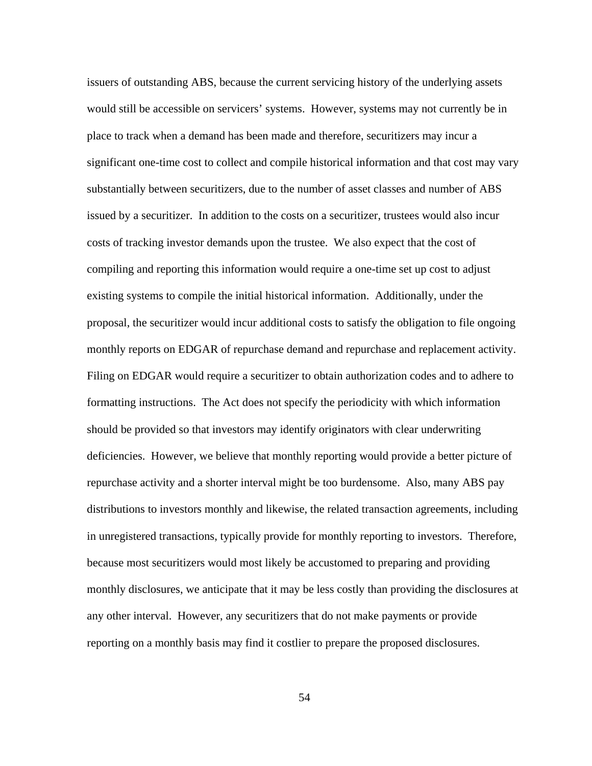issuers of outstanding ABS, because the current servicing history of the underlying assets would still be accessible on servicers' systems. However, systems may not currently be in place to track when a demand has been made and therefore, securitizers may incur a significant one-time cost to collect and compile historical information and that cost may vary substantially between securitizers, due to the number of asset classes and number of ABS issued by a securitizer. In addition to the costs on a securitizer, trustees would also incur costs of tracking investor demands upon the trustee. We also expect that the cost of compiling and reporting this information would require a one-time set up cost to adjust existing systems to compile the initial historical information. Additionally, under the proposal, the securitizer would incur additional costs to satisfy the obligation to file ongoing monthly reports on EDGAR of repurchase demand and repurchase and replacement activity. Filing on EDGAR would require a securitizer to obtain authorization codes and to adhere to formatting instructions. The Act does not specify the periodicity with which information should be provided so that investors may identify originators with clear underwriting deficiencies. However, we believe that monthly reporting would provide a better picture of repurchase activity and a shorter interval might be too burdensome. Also, many ABS pay distributions to investors monthly and likewise, the related transaction agreements, including in unregistered transactions, typically provide for monthly reporting to investors. Therefore, because most securitizers would most likely be accustomed to preparing and providing monthly disclosures, we anticipate that it may be less costly than providing the disclosures at any other interval. However, any securitizers that do not make payments or provide reporting on a monthly basis may find it costlier to prepare the proposed disclosures.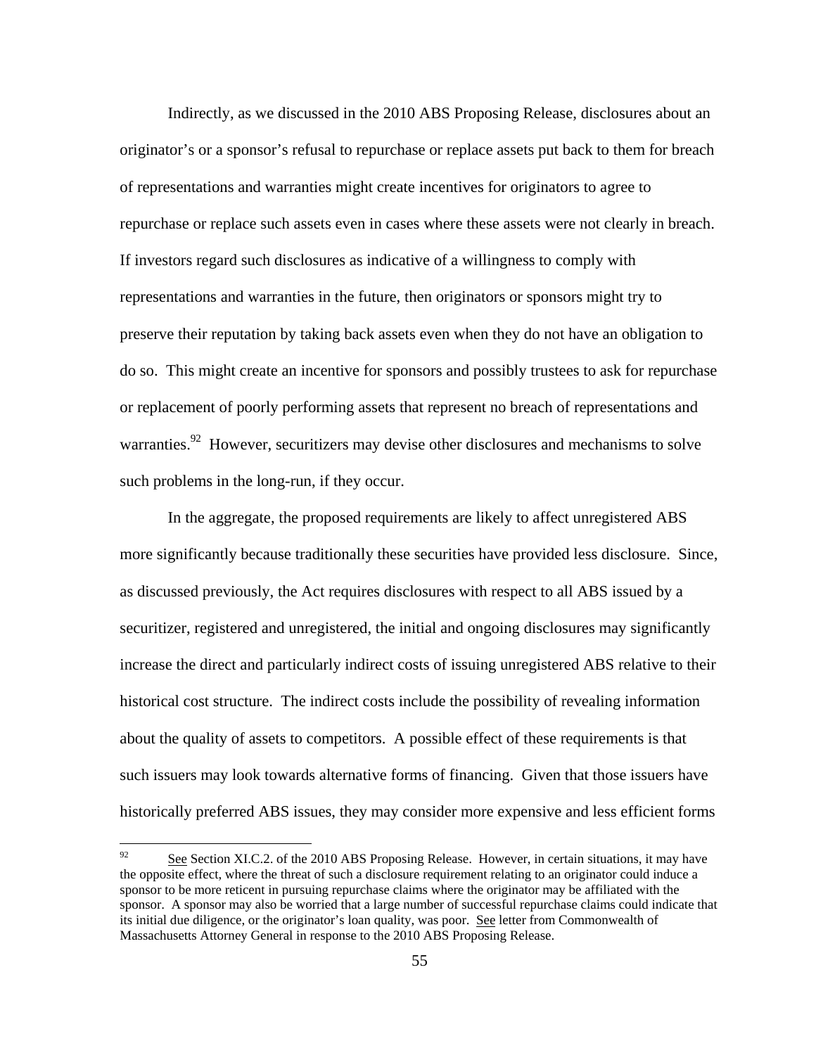Indirectly, as we discussed in the 2010 ABS Proposing Release, disclosures about an originator's or a sponsor's refusal to repurchase or replace assets put back to them for breach of representations and warranties might create incentives for originators to agree to repurchase or replace such assets even in cases where these assets were not clearly in breach. If investors regard such disclosures as indicative of a willingness to comply with representations and warranties in the future, then originators or sponsors might try to preserve their reputation by taking back assets even when they do not have an obligation to do so. This might create an incentive for sponsors and possibly trustees to ask for repurchase or replacement of poorly performing assets that represent no breach of representations and warranties.[92] However, securitizers may devise other disclosures and mechanisms to solve such problems in the long-run, if they occur.

In the aggregate, the proposed requirements are likely to affect unregistered ABS more significantly because traditionally these securities have provided less disclosure. Since, as discussed previously, the Act requires disclosures with respect to all ABS issued by a securitizer, registered and unregistered, the initial and ongoing disclosures may significantly increase the direct and particularly indirect costs of issuing unregistered ABS relative to their historical cost structure. The indirect costs include the possibility of revealing information about the quality of assets to competitors. A possible effect of these requirements is that such issuers may look towards alternative forms of financing. Given that those issuers have historically preferred ABS issues, they may consider more expensive and less efficient forms

---

[92] See Section XI.C.2. of the 2010 ABS Proposing Release. However, in certain situations, it may have the opposite effect, where the threat of such a disclosure requirement relating to an originator could induce a sponsor to be more reticent in pursuing repurchase claims where the originator may be affiliated with the sponsor. A sponsor may also be worried that a large number of successful repurchase claims could indicate that its initial due diligence, or the originator's loan quality, was poor. See letter from Commonwealth of Massachusetts Attorney General in response to the 2010 ABS Proposing Release.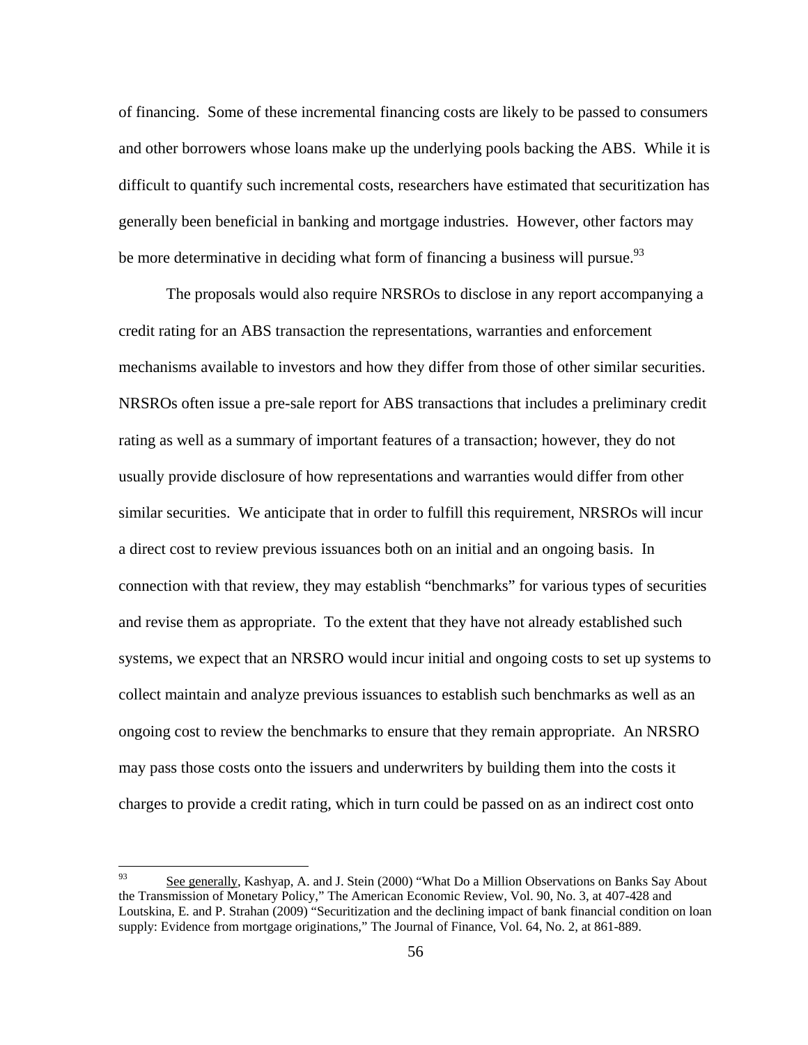of financing. Some of these incremental financing costs are likely to be passed to consumers and other borrowers whose loans make up the underlying pools backing the ABS. While it is difficult to quantify such incremental costs, researchers have estimated that securitization has generally been beneficial in banking and mortgage industries. However, other factors may be more determinative in deciding what form of financing a business will pursue.[93]

The proposals would also require NRSROs to disclose in any report accompanying a credit rating for an ABS transaction the representations, warranties and enforcement mechanisms available to investors and how they differ from those of other similar securities. NRSROs often issue a pre-sale report for ABS transactions that includes a preliminary credit rating as well as a summary of important features of a transaction; however, they do not usually provide disclosure of how representations and warranties would differ from other similar securities. We anticipate that in order to fulfill this requirement, NRSROs will incur a direct cost to review previous issuances both on an initial and an ongoing basis. In connection with that review, they may establish "benchmarks" for various types of securities and revise them as appropriate. To the extent that they have not already established such systems, we expect that an NRSRO would incur initial and ongoing costs to set up systems to collect maintain and analyze previous issuances to establish such benchmarks as well as an ongoing cost to review the benchmarks to ensure that they remain appropriate. An NRSRO may pass those costs onto the issuers and underwriters by building them into the costs it charges to provide a credit rating, which in turn could be passed on as an indirect cost onto

---

[93] See generally, Kashyap, A. and J. Stein (2000) "What Do a Million Observations on Banks Say About the Transmission of Monetary Policy," The American Economic Review, Vol. 90, No. 3, at 407-428 and Loutskina, E. and P. Strahan (2009) "Securitization and the declining impact of bank financial condition on loan supply: Evidence from mortgage originations," The Journal of Finance, Vol. 64, No. 2, at 861-889.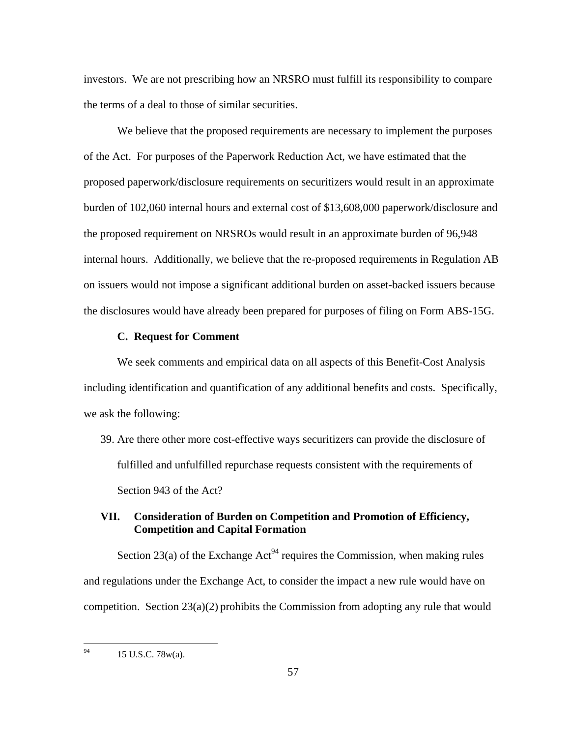investors. We are not prescribing how an NRSRO must fulfill its responsibility to compare the terms of a deal to those of similar securities.

We believe that the proposed requirements are necessary to implement the purposes of the Act. For purposes of the Paperwork Reduction Act, we have estimated that the proposed paperwork/disclosure requirements on securitizers would result in an approximate burden of 102,060 internal hours and external cost of $13,608,000 paperwork/disclosure and the proposed requirement on NRSROs would result in an approximate burden of 96,948 internal hours. Additionally, we believe that the re-proposed requirements in Regulation AB on issuers would not impose a significant additional burden on asset-backed issuers because the disclosures would have already been prepared for purposes of filing on Form ABS-15G.

### C. Request for Comment

We seek comments and empirical data on all aspects of this Benefit-Cost Analysis including identification and quantification of any additional benefits and costs. Specifically, we ask the following:

39. Are there other more cost-effective ways securitizers can provide the disclosure of fulfilled and unfulfilled repurchase requests consistent with the requirements of Section 943 of the Act?

## VII. Consideration of Burden on Competition and Promotion of Efficiency, Competition and Capital Formation

Section 23(a) of the Exchange Act[94] requires the Commission, when making rules and regulations under the Exchange Act, to consider the impact a new rule would have on competition. Section 23(a)(2) prohibits the Commission from adopting any rule that would

[94] 15 U.S.C. 78w(a).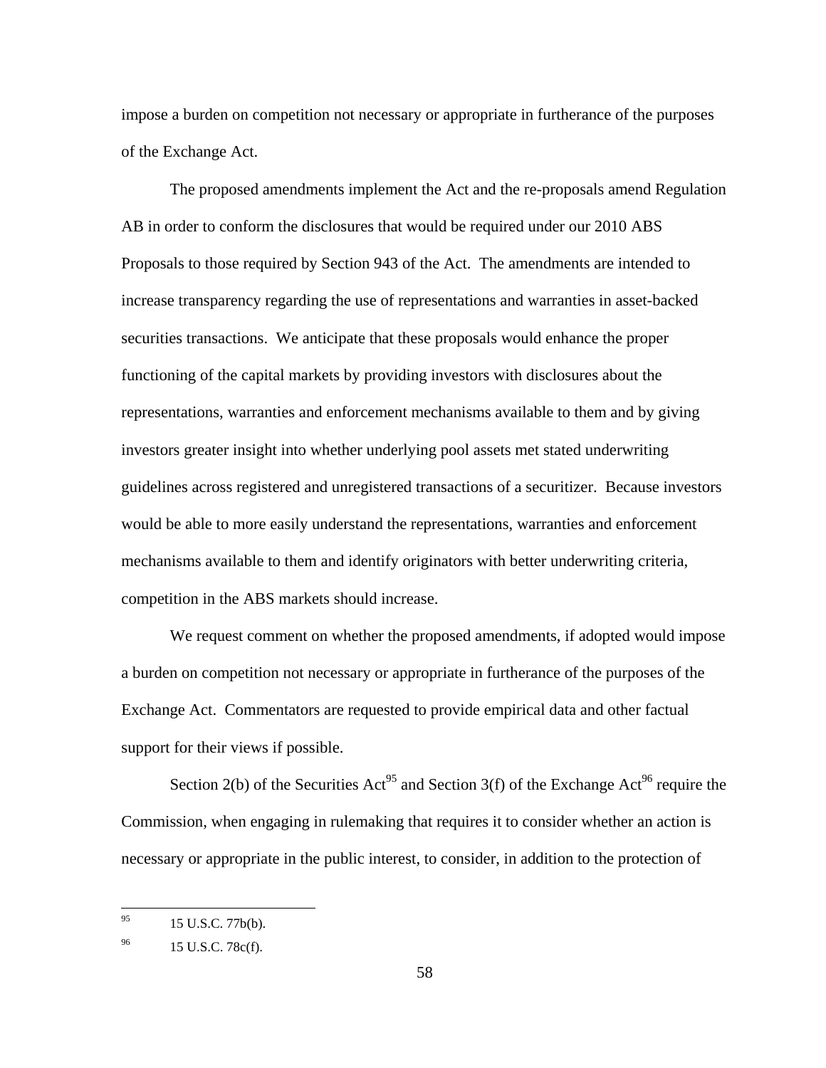impose a burden on competition not necessary or appropriate in furtherance of the purposes of the Exchange Act.

The proposed amendments implement the Act and the re-proposals amend Regulation AB in order to conform the disclosures that would be required under our 2010 ABS Proposals to those required by Section 943 of the Act. The amendments are intended to increase transparency regarding the use of representations and warranties in asset-backed securities transactions. We anticipate that these proposals would enhance the proper functioning of the capital markets by providing investors with disclosures about the representations, warranties and enforcement mechanisms available to them and by giving investors greater insight into whether underlying pool assets met stated underwriting guidelines across registered and unregistered transactions of a securitizer. Because investors would be able to more easily understand the representations, warranties and enforcement mechanisms available to them and identify originators with better underwriting criteria, competition in the ABS markets should increase.

We request comment on whether the proposed amendments, if adopted would impose a burden on competition not necessary or appropriate in furtherance of the purposes of the Exchange Act. Commentators are requested to provide empirical data and other factual support for their views if possible.

Section 2(b) of the Securities Act[95] and Section 3(f) of the Exchange Act[96] require the Commission, when engaging in rulemaking that requires it to consider whether an action is necessary or appropriate in the public interest, to consider, in addition to the protection of

---

[95] 15 U.S.C. 77b(b).

[96] 15 U.S.C. 78c(f).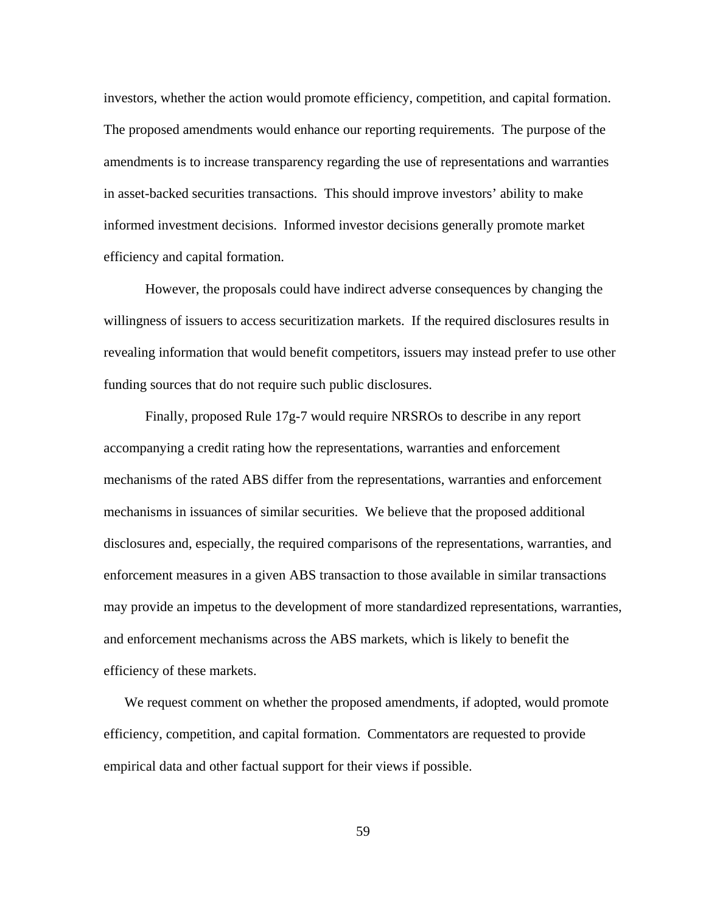investors, whether the action would promote efficiency, competition, and capital formation. The proposed amendments would enhance our reporting requirements. The purpose of the amendments is to increase transparency regarding the use of representations and warranties in asset-backed securities transactions. This should improve investors' ability to make informed investment decisions. Informed investor decisions generally promote market efficiency and capital formation.

However, the proposals could have indirect adverse consequences by changing the willingness of issuers to access securitization markets. If the required disclosures results in revealing information that would benefit competitors, issuers may instead prefer to use other funding sources that do not require such public disclosures.

Finally, proposed Rule 17g-7 would require NRSROs to describe in any report accompanying a credit rating how the representations, warranties and enforcement mechanisms of the rated ABS differ from the representations, warranties and enforcement mechanisms in issuances of similar securities. We believe that the proposed additional disclosures and, especially, the required comparisons of the representations, warranties, and enforcement measures in a given ABS transaction to those available in similar transactions may provide an impetus to the development of more standardized representations, warranties, and enforcement mechanisms across the ABS markets, which is likely to benefit the efficiency of these markets.

We request comment on whether the proposed amendments, if adopted, would promote efficiency, competition, and capital formation. Commentators are requested to provide empirical data and other factual support for their views if possible.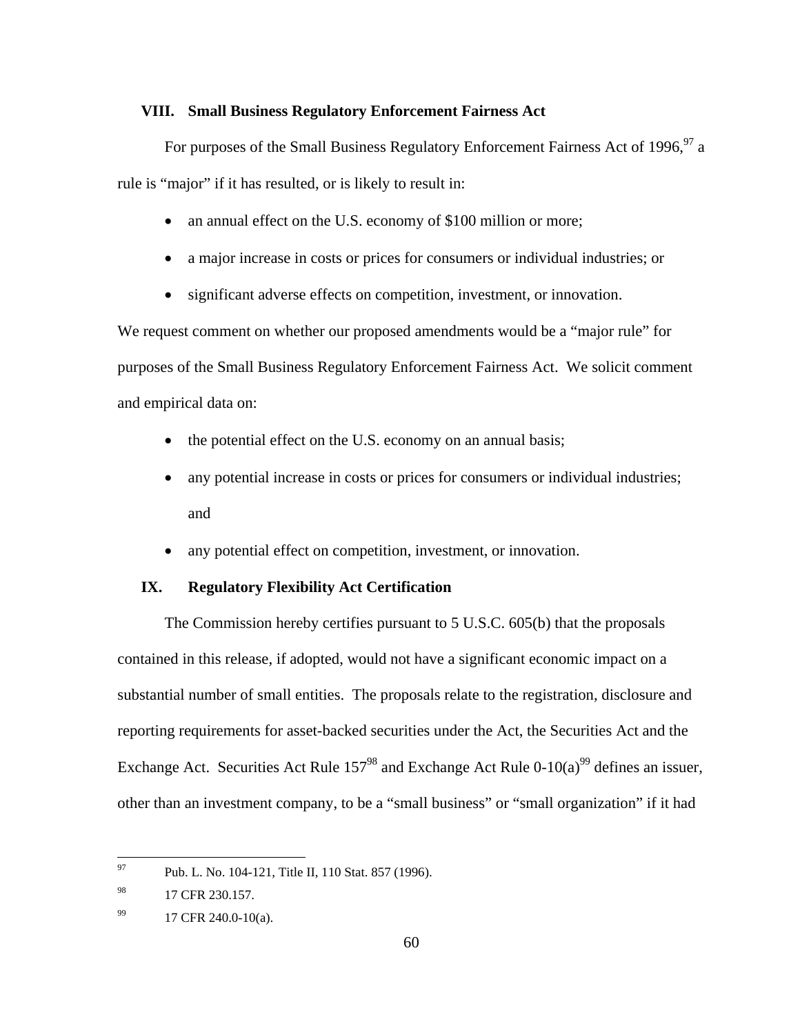## VIII. Small Business Regulatory Enforcement Fairness Act

For purposes of the Small Business Regulatory Enforcement Fairness Act of 1996,[97] a rule is "major" if it has resulted, or is likely to result in:

- an annual effect on the U.S. economy of $100 million or more;
- a major increase in costs or prices for consumers or individual industries; or
- significant adverse effects on competition, investment, or innovation.

We request comment on whether our proposed amendments would be a "major rule" for purposes of the Small Business Regulatory Enforcement Fairness Act. We solicit comment and empirical data on:

- the potential effect on the U.S. economy on an annual basis;
- any potential increase in costs or prices for consumers or individual industries; and
- any potential effect on competition, investment, or innovation.

## IX. Regulatory Flexibility Act Certification

The Commission hereby certifies pursuant to 5 U.S.C. 605(b) that the proposals contained in this release, if adopted, would not have a significant economic impact on a substantial number of small entities. The proposals relate to the registration, disclosure and reporting requirements for asset-backed securities under the Act, the Securities Act and the Exchange Act. Securities Act Rule 157[98] and Exchange Act Rule 0-10(a)[99] defines an issuer, other than an investment company, to be a "small business" or "small organization" if it had

---

[97] Pub. L. No. 104-121, Title II, 110 Stat. 857 (1996).

[98] 17 CFR 230.157.

[99] 17 CFR 240.0-10(a).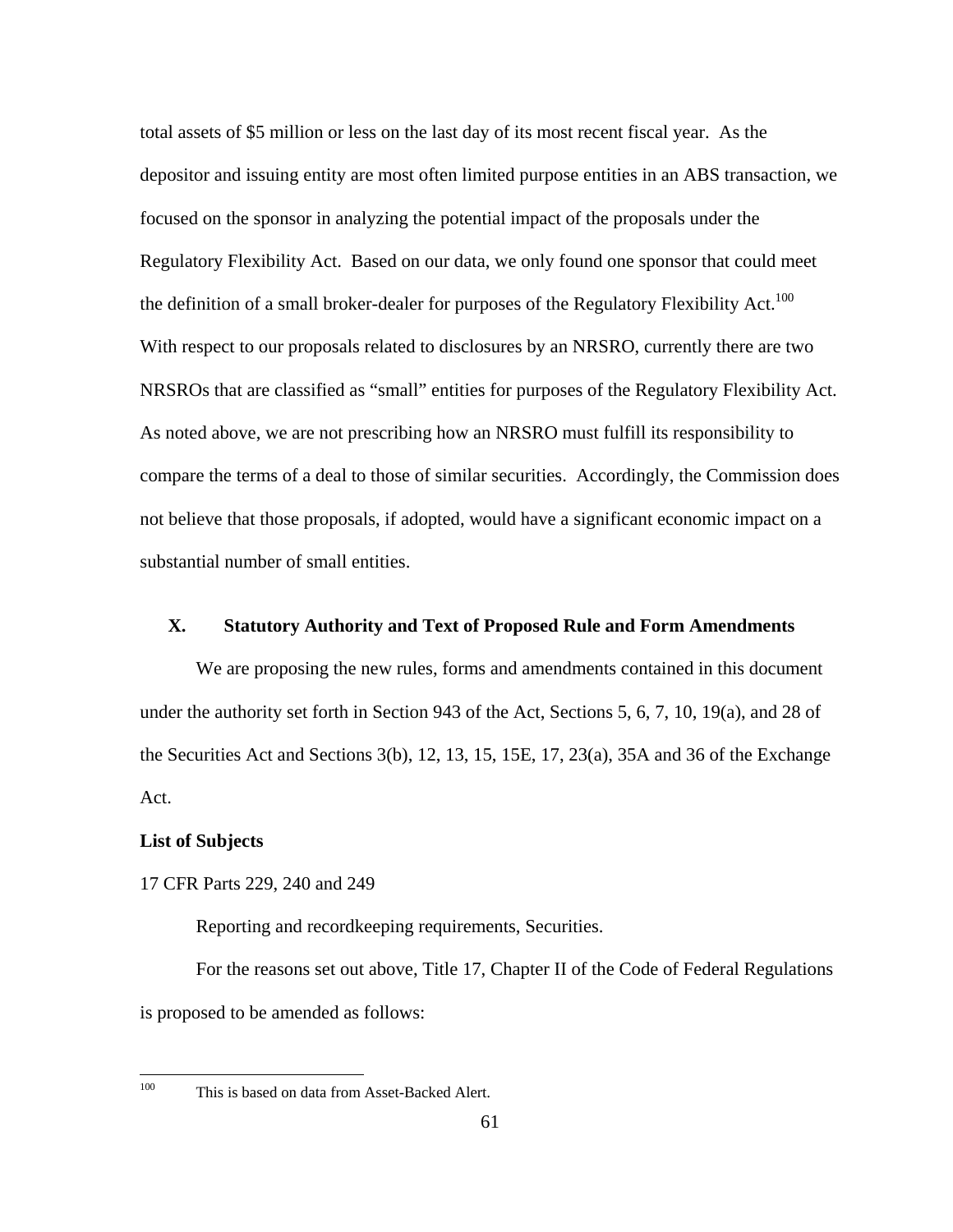total assets of $5 million or less on the last day of its most recent fiscal year. As the depositor and issuing entity are most often limited purpose entities in an ABS transaction, we focused on the sponsor in analyzing the potential impact of the proposals under the Regulatory Flexibility Act. Based on our data, we only found one sponsor that could meet the definition of a small broker-dealer for purposes of the Regulatory Flexibility Act.[100] With respect to our proposals related to disclosures by an NRSRO, currently there are two NRSROs that are classified as "small" entities for purposes of the Regulatory Flexibility Act. As noted above, we are not prescribing how an NRSRO must fulfill its responsibility to compare the terms of a deal to those of similar securities. Accordingly, the Commission does not believe that those proposals, if adopted, would have a significant economic impact on a substantial number of small entities.

## X. Statutory Authority and Text of Proposed Rule and Form Amendments

We are proposing the new rules, forms and amendments contained in this document under the authority set forth in Section 943 of the Act, Sections 5, 6, 7, 10, 19(a), and 28 of the Securities Act and Sections 3(b), 12, 13, 15, 15E, 17, 23(a), 35A and 36 of the Exchange Act.

**List of Subjects**

17 CFR Parts 229, 240 and 249

Reporting and recordkeeping requirements, Securities.

For the reasons set out above, Title 17, Chapter II of the Code of Federal Regulations is proposed to be amended as follows:

---

[100] This is based on data from Asset-Backed Alert.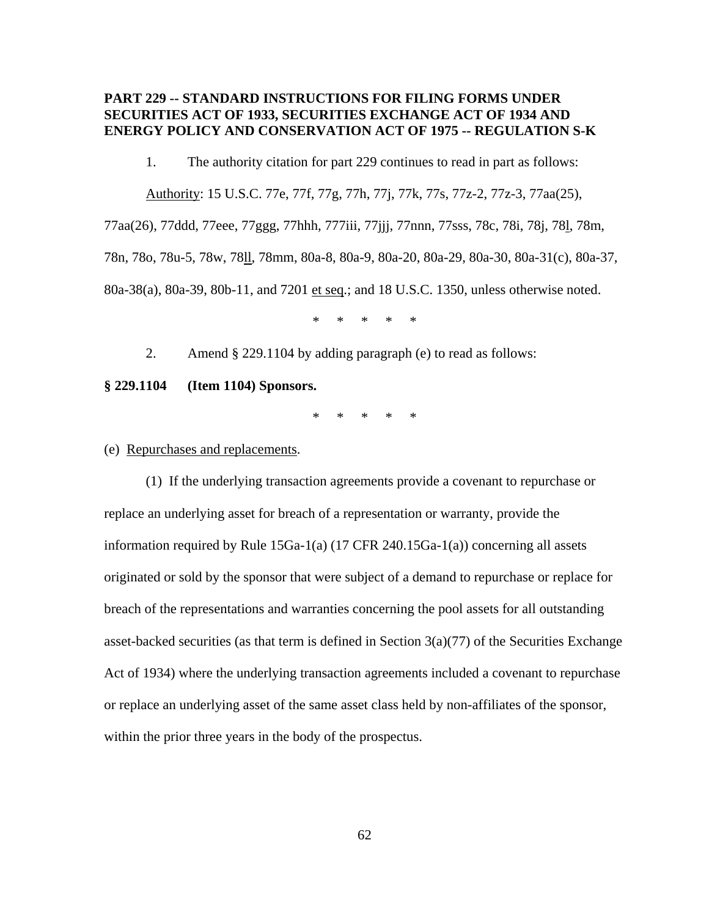**PART 229 -- STANDARD INSTRUCTIONS FOR FILING FORMS UNDER SECURITIES ACT OF 1933, SECURITIES EXCHANGE ACT OF 1934 AND ENERGY POLICY AND CONSERVATION ACT OF 1975 -- REGULATION S-K**

1. The authority citation for part 229 continues to read in part as follows:

Authority: 15 U.S.C. 77e, 77f, 77g, 77h, 77j, 77k, 77s, 77z-2, 77z-3, 77aa(25), 77aa(26), 77ddd, 77eee, 77ggg, 77hhh, 777iii, 77jjj, 77nnn, 77sss, 78c, 78i, 78j, 78l, 78m, 78n, 78o, 78u-5, 78w, 78ll, 78mm, 80a-8, 80a-9, 80a-20, 80a-29, 80a-30, 80a-31(c), 80a-37, 80a-38(a), 80a-39, 80b-11, and 7201 et seq.; and 18 U.S.C. 1350, unless otherwise noted.

\* \* \* \* \*

2. Amend § 229.1104 by adding paragraph (e) to read as follows:

**§ 229.1104 (Item 1104) Sponsors.**

\* \* \* \* \*

(e) Repurchases and replacements.

(1) If the underlying transaction agreements provide a covenant to repurchase or replace an underlying asset for breach of a representation or warranty, provide the information required by Rule 15Ga-1(a) (17 CFR 240.15Ga-1(a)) concerning all assets originated or sold by the sponsor that were subject of a demand to repurchase or replace for breach of the representations and warranties concerning the pool assets for all outstanding asset-backed securities (as that term is defined in Section 3(a)(77) of the Securities Exchange Act of 1934) where the underlying transaction agreements included a covenant to repurchase or replace an underlying asset of the same asset class held by non-affiliates of the sponsor, within the prior three years in the body of the prospectus.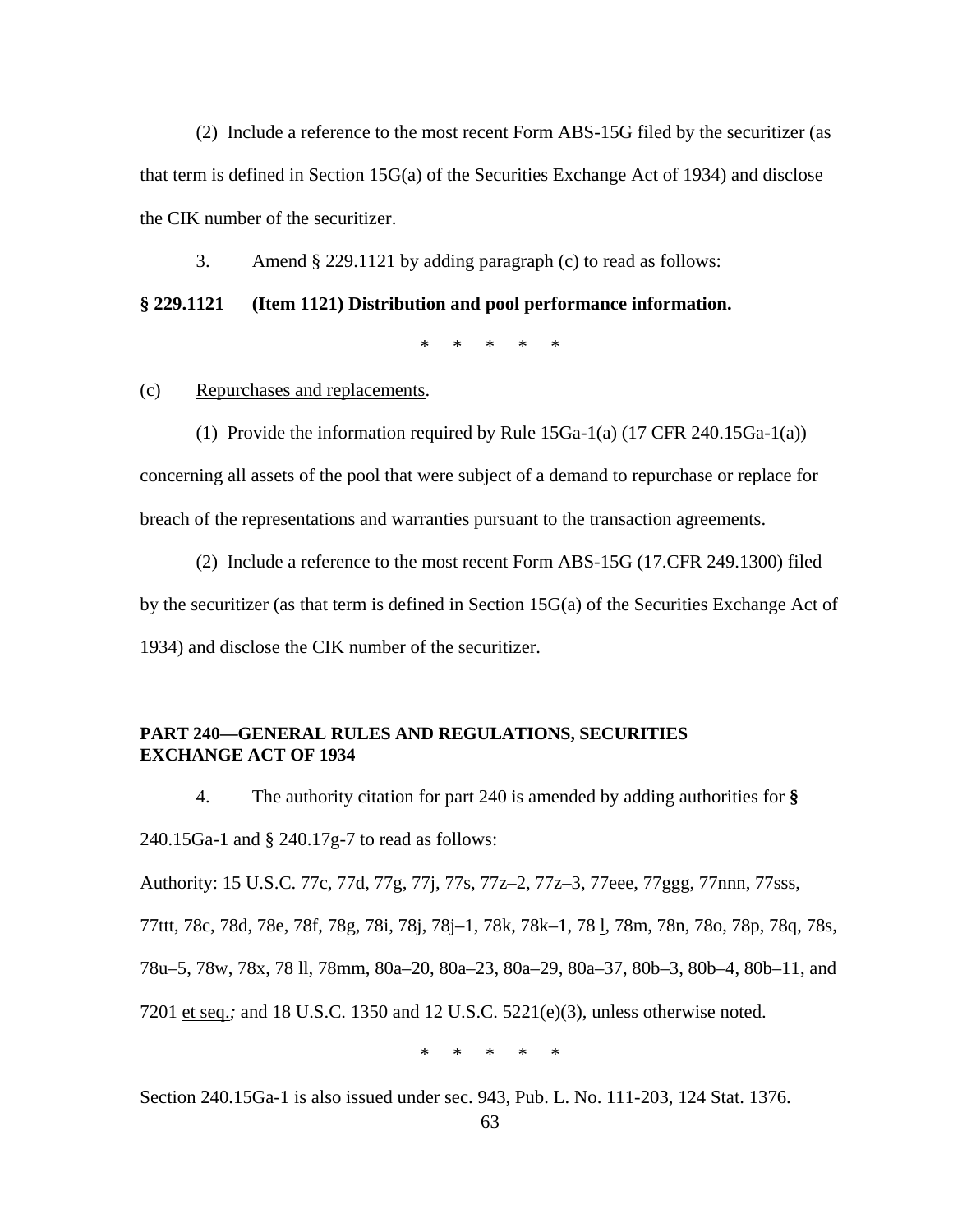(2) Include a reference to the most recent Form ABS-15G filed by the securitizer (as that term is defined in Section 15G(a) of the Securities Exchange Act of 1934) and disclose the CIK number of the securitizer.

3. Amend § 229.1121 by adding paragraph (c) to read as follows:

**§ 229.1121 (Item 1121) Distribution and pool performance information.**

\* \* \* \* \*

(c) Repurchases and replacements.

(1) Provide the information required by Rule 15Ga-1(a) (17 CFR 240.15Ga-1(a)) concerning all assets of the pool that were subject of a demand to repurchase or replace for breach of the representations and warranties pursuant to the transaction agreements.

(2) Include a reference to the most recent Form ABS-15G (17.CFR 249.1300) filed by the securitizer (as that term is defined in Section 15G(a) of the Securities Exchange Act of 1934) and disclose the CIK number of the securitizer.

**PART 240—GENERAL RULES AND REGULATIONS, SECURITIES EXCHANGE ACT OF 1934**

4. The authority citation for part 240 is amended by adding authorities for **§** 240.15Ga-1 and § 240.17g-7 to read as follows:

Authority: 15 U.S.C. 77c, 77d, 77g, 77j, 77s, 77z–2, 77z–3, 77eee, 77ggg, 77nnn, 77sss, 77ttt, 78c, 78d, 78e, 78f, 78g, 78i, 78j, 78j–1, 78k, 78k–1, 78 l, 78m, 78n, 78o, 78p, 78q, 78s, 78u–5, 78w, 78x, 78 ll, 78mm, 80a–20, 80a–23, 80a–29, 80a–37, 80b–3, 80b–4, 80b–11, and 7201 et seq.; and 18 U.S.C. 1350 and 12 U.S.C. 5221(e)(3), unless otherwise noted.

\* \* \* \* \*

Section 240.15Ga-1 is also issued under sec. 943, Pub. L. No. 111-203, 124 Stat. 1376.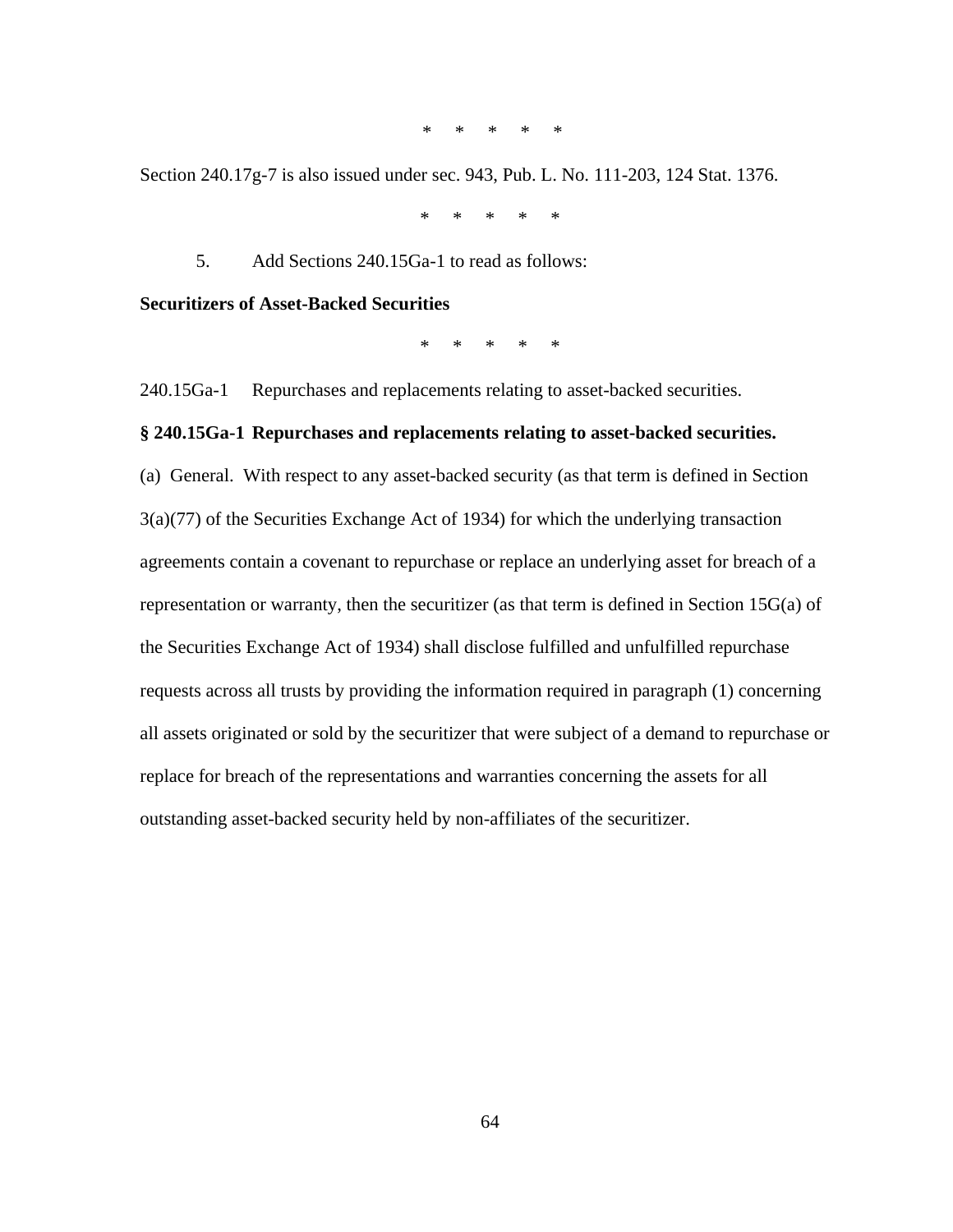\*     \*     \*     \*     \*

Section 240.17g-7 is also issued under sec. 943, Pub. L. No. 111-203, 124 Stat. 1376.

\*     \*     \*     \*     \*

5. Add Sections 240.15Ga-1 to read as follows:

**Securitizers of Asset-Backed Securities**

\*     \*     \*     \*     \*

240.15Ga-1 Repurchases and replacements relating to asset-backed securities.

**§ 240.15Ga-1 Repurchases and replacements relating to asset-backed securities.**

(a) General. With respect to any asset-backed security (as that term is defined in Section 3(a)(77) of the Securities Exchange Act of 1934) for which the underlying transaction agreements contain a covenant to repurchase or replace an underlying asset for breach of a representation or warranty, then the securitizer (as that term is defined in Section 15G(a) of the Securities Exchange Act of 1934) shall disclose fulfilled and unfulfilled repurchase requests across all trusts by providing the information required in paragraph (1) concerning all assets originated or sold by the securitizer that were subject of a demand to repurchase or replace for breach of the representations and warranties concerning the assets for all outstanding asset-backed security held by non-affiliates of the securitizer.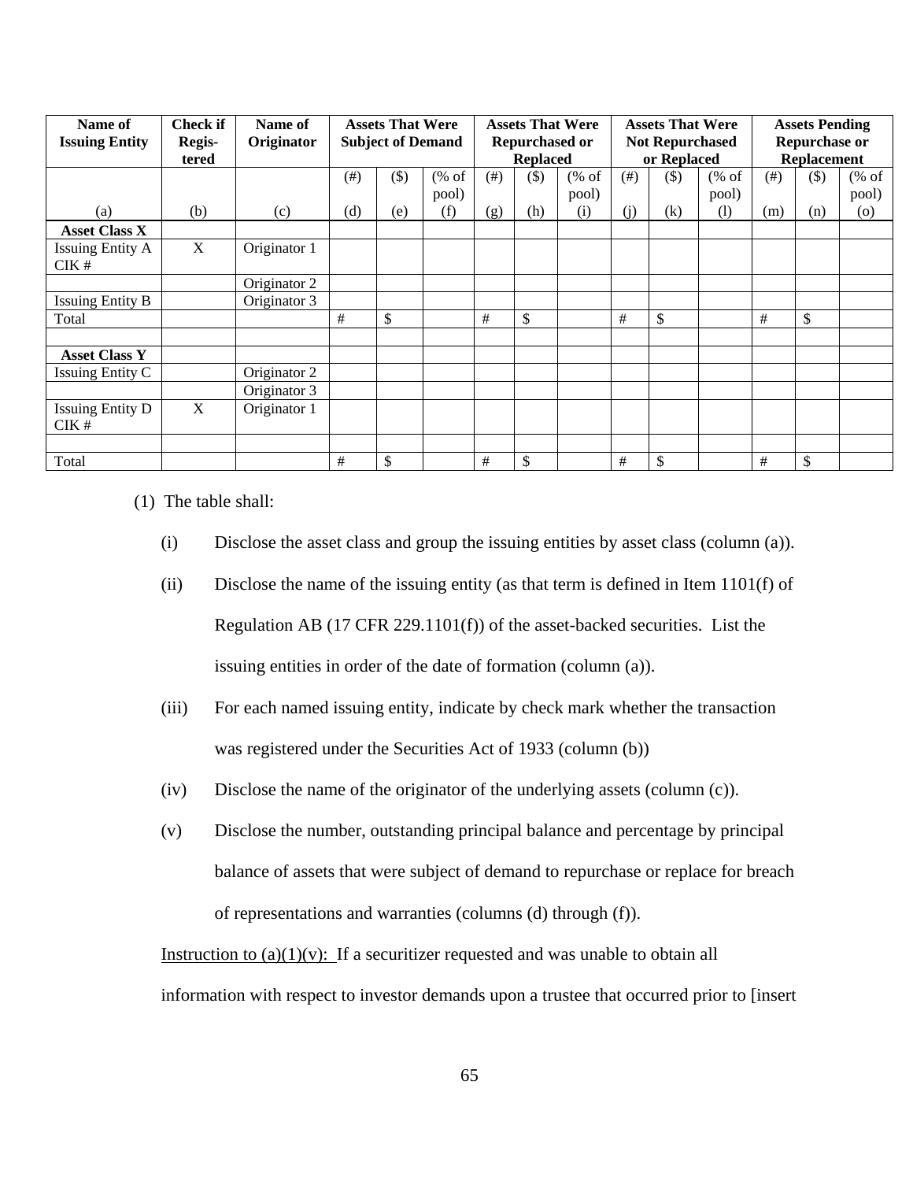| Name of Issuing Entity | Check if Regis-tered | Name of Originator | Assets That Were Subject of Demand | | | Assets That Were Repurchased or Replaced | | | Assets That Were Not Repurchased or Replaced | | | Assets Pending Repurchase or Replacement | | |
|---|---|---|---|---|---|---|---|---|---|---|---|---|---|---|
| | | | (#) | ($) | (% of pool) | (#) | ($) | (% of pool) | (#) | ($) | (% of pool) | (#) | ($) | (% of pool) |
| (a) | (b) | (c) | (d) | (e) | (f) | (g) | (h) | (i) | (j) | (k) | (l) | (m) | (n) | (o) |
| **Asset Class X** | | | | | | | | | | | | | | |
| Issuing Entity A CIK # | X | Originator 1 | | | | | | | | | | | | |
| | | Originator 2 | | | | | | | | | | | | |
| Issuing Entity B | | Originator 3 | | | | | | | | | | | | |
| Total | | | # | $ | | # | $ | | # | $ | | # | $ | |
| | | | | | | | | | | | | | | |
| **Asset Class Y** | | | | | | | | | | | | | | |
| Issuing Entity C | | Originator 2 | | | | | | | | | | | | |
| | | Originator 3 | | | | | | | | | | | | |
| Issuing Entity D CIK # | X | Originator 1 | | | | | | | | | | | | |
| | | | | | | | | | | | | | | |
| Total | | | # | $ | | # | $ | | # | $ | | # | $ | |

(1) The table shall:

(i) Disclose the asset class and group the issuing entities by asset class (column (a)).

(ii) Disclose the name of the issuing entity (as that term is defined in Item 1101(f) of Regulation AB (17 CFR 229.1101(f)) of the asset-backed securities. List the issuing entities in order of the date of formation (column (a)).

(iii) For each named issuing entity, indicate by check mark whether the transaction was registered under the Securities Act of 1933 (column (b))

(iv) Disclose the name of the originator of the underlying assets (column (c)).

(v) Disclose the number, outstanding principal balance and percentage by principal balance of assets that were subject of demand to repurchase or replace for breach of representations and warranties (columns (d) through (f)).

Instruction to (a)(1)(v): If a securitizer requested and was unable to obtain all information with respect to investor demands upon a trustee that occurred prior to [insert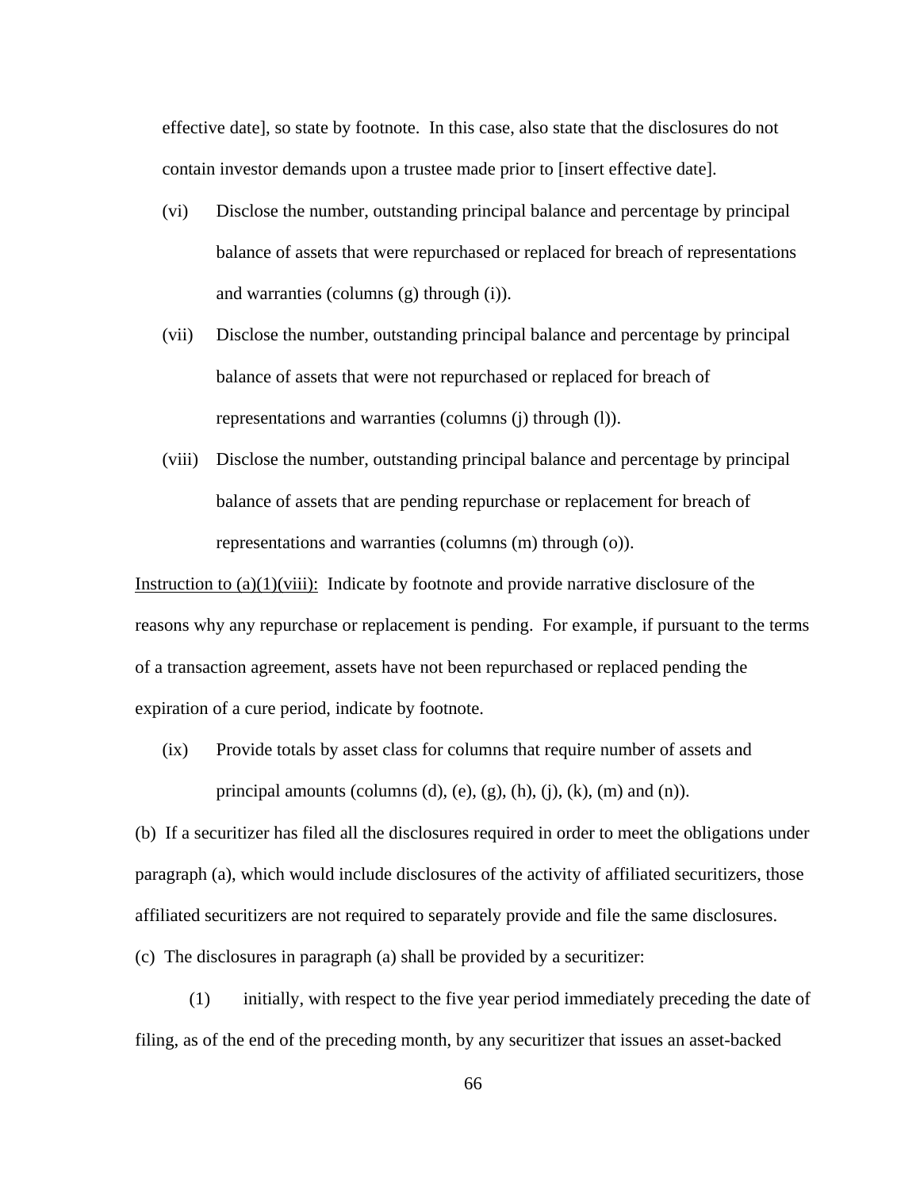effective date], so state by footnote. In this case, also state that the disclosures do not contain investor demands upon a trustee made prior to [insert effective date].

(vi) Disclose the number, outstanding principal balance and percentage by principal balance of assets that were repurchased or replaced for breach of representations and warranties (columns (g) through (i)).

(vii) Disclose the number, outstanding principal balance and percentage by principal balance of assets that were not repurchased or replaced for breach of representations and warranties (columns (j) through (l)).

(viii) Disclose the number, outstanding principal balance and percentage by principal balance of assets that are pending repurchase or replacement for breach of representations and warranties (columns (m) through (o)).

<u>Instruction to (a)(1)(viii):</u> Indicate by footnote and provide narrative disclosure of the reasons why any repurchase or replacement is pending. For example, if pursuant to the terms of a transaction agreement, assets have not been repurchased or replaced pending the expiration of a cure period, indicate by footnote.

(ix) Provide totals by asset class for columns that require number of assets and principal amounts (columns (d), (e), (g), (h), (j), (k), (m) and (n)).

(b) If a securitizer has filed all the disclosures required in order to meet the obligations under paragraph (a), which would include disclosures of the activity of affiliated securitizers, those affiliated securitizers are not required to separately provide and file the same disclosures.

(c) The disclosures in paragraph (a) shall be provided by a securitizer:

(1) initially, with respect to the five year period immediately preceding the date of filing, as of the end of the preceding month, by any securitizer that issues an asset-backed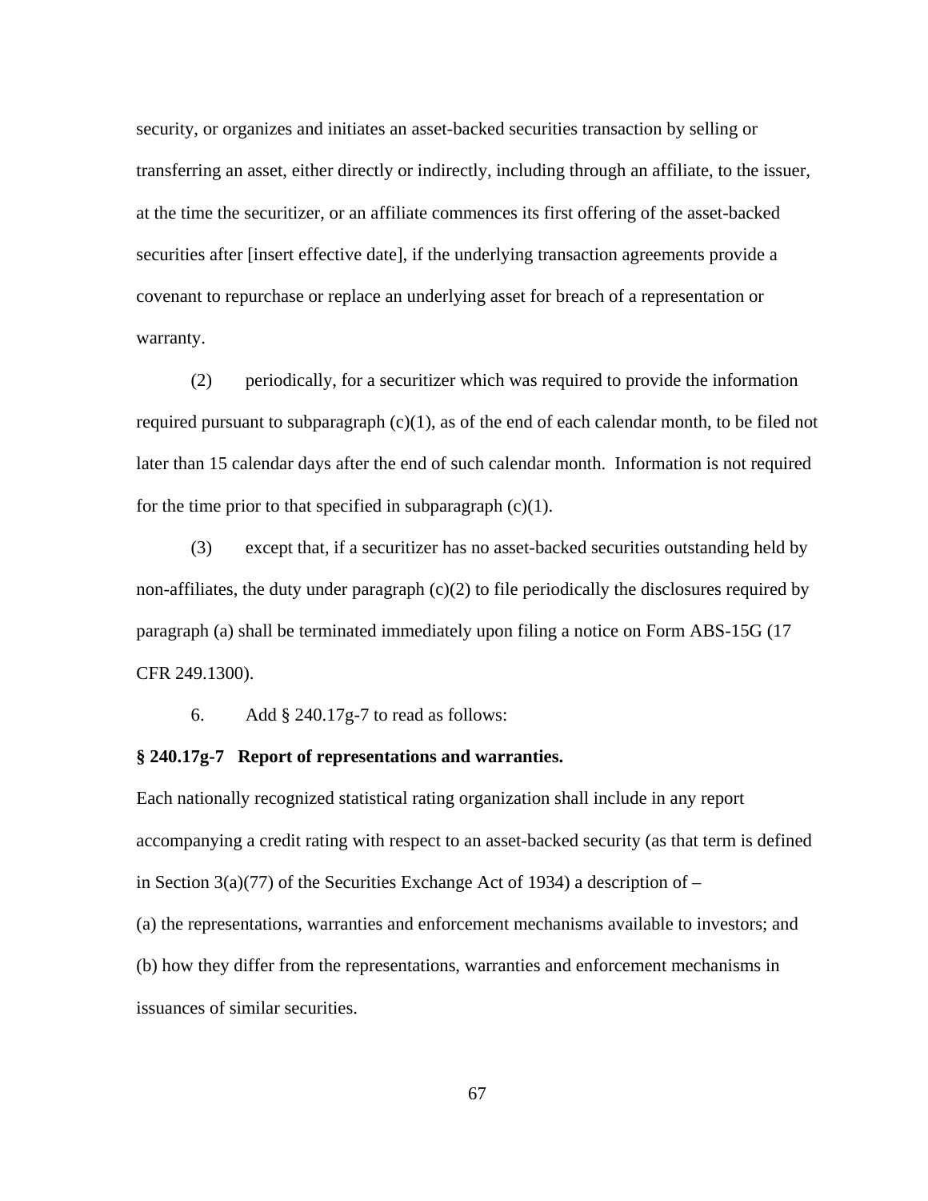security, or organizes and initiates an asset-backed securities transaction by selling or transferring an asset, either directly or indirectly, including through an affiliate, to the issuer, at the time the securitizer, or an affiliate commences its first offering of the asset-backed securities after [insert effective date], if the underlying transaction agreements provide a covenant to repurchase or replace an underlying asset for breach of a representation or warranty.

(2) periodically, for a securitizer which was required to provide the information required pursuant to subparagraph (c)(1), as of the end of each calendar month, to be filed not later than 15 calendar days after the end of such calendar month. Information is not required for the time prior to that specified in subparagraph (c)(1).

(3) except that, if a securitizer has no asset-backed securities outstanding held by non-affiliates, the duty under paragraph (c)(2) to file periodically the disclosures required by paragraph (a) shall be terminated immediately upon filing a notice on Form ABS-15G (17 CFR 249.1300).

6. Add § 240.17g-7 to read as follows:

**§ 240.17g-7 Report of representations and warranties.**

Each nationally recognized statistical rating organization shall include in any report accompanying a credit rating with respect to an asset-backed security (as that term is defined in Section 3(a)(77) of the Securities Exchange Act of 1934) a description of –

(a) the representations, warranties and enforcement mechanisms available to investors; and

(b) how they differ from the representations, warranties and enforcement mechanisms in issuances of similar securities.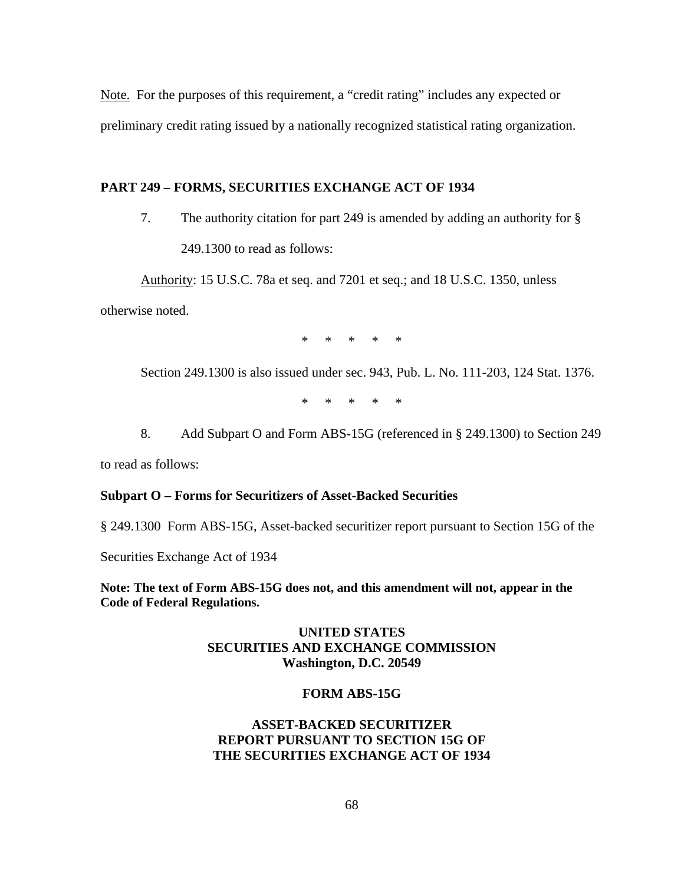Note. For the purposes of this requirement, a "credit rating" includes any expected or preliminary credit rating issued by a nationally recognized statistical rating organization.

**PART 249 – FORMS, SECURITIES EXCHANGE ACT OF 1934**

7. The authority citation for part 249 is amended by adding an authority for § 249.1300 to read as follows:

Authority: 15 U.S.C. 78a et seq. and 7201 et seq.; and 18 U.S.C. 1350, unless otherwise noted.

\* \* \* \* \*

Section 249.1300 is also issued under sec. 943, Pub. L. No. 111-203, 124 Stat. 1376.

\* \* \* \* \*

8. Add Subpart O and Form ABS-15G (referenced in § 249.1300) to Section 249 to read as follows:

**Subpart O – Forms for Securitizers of Asset-Backed Securities**

§ 249.1300 Form ABS-15G, Asset-backed securitizer report pursuant to Section 15G of the Securities Exchange Act of 1934

**Note: The text of Form ABS-15G does not, and this amendment will not, appear in the Code of Federal Regulations.**

**UNITED STATES**
**SECURITIES AND EXCHANGE COMMISSION**
**Washington, D.C. 20549**

**FORM ABS-15G**

**ASSET-BACKED SECURITIZER**
**REPORT PURSUANT TO SECTION 15G OF**
**THE SECURITIES EXCHANGE ACT OF 1934**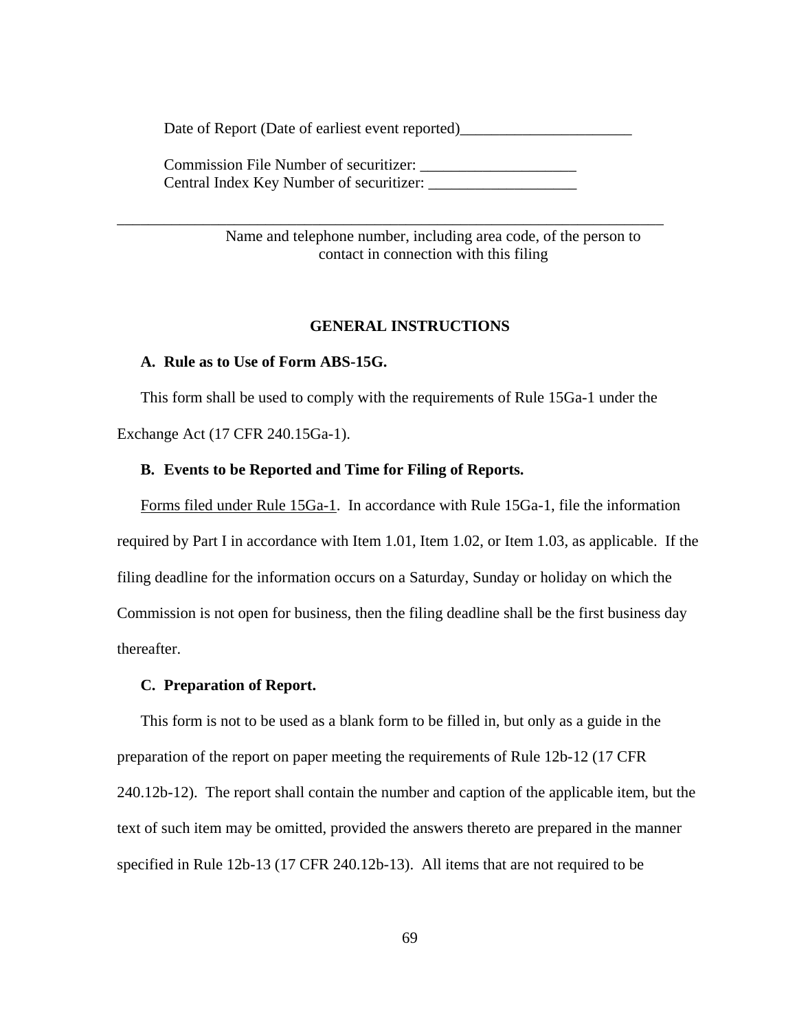Date of Report (Date of earliest event reported)______________________

Commission File Number of securitizer: ____________________
Central Index Key Number of securitizer: ___________________

_________________________________________________________________
Name and telephone number, including area code, of the person to contact in connection with this filing

## GENERAL INSTRUCTIONS

### A. Rule as to Use of Form ABS-15G.

This form shall be used to comply with the requirements of Rule 15Ga-1 under the Exchange Act (17 CFR 240.15Ga-1).

### B. Events to be Reported and Time for Filing of Reports.

Forms filed under Rule 15Ga-1. In accordance with Rule 15Ga-1, file the information required by Part I in accordance with Item 1.01, Item 1.02, or Item 1.03, as applicable. If the filing deadline for the information occurs on a Saturday, Sunday or holiday on which the Commission is not open for business, then the filing deadline shall be the first business day thereafter.

### C. Preparation of Report.

This form is not to be used as a blank form to be filled in, but only as a guide in the preparation of the report on paper meeting the requirements of Rule 12b-12 (17 CFR 240.12b-12). The report shall contain the number and caption of the applicable item, but the text of such item may be omitted, provided the answers thereto are prepared in the manner specified in Rule 12b-13 (17 CFR 240.12b-13). All items that are not required to be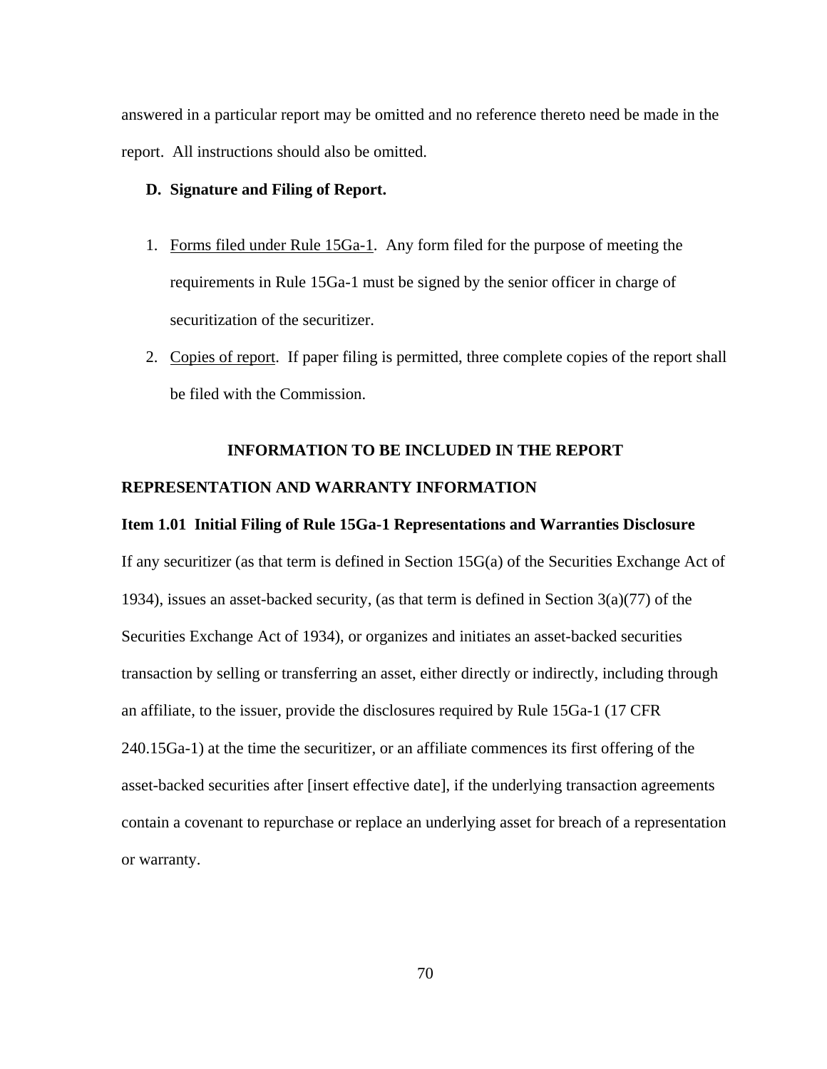answered in a particular report may be omitted and no reference thereto need be made in the report. All instructions should also be omitted.

**D. Signature and Filing of Report.**

1. Forms filed under Rule 15Ga-1. Any form filed for the purpose of meeting the requirements in Rule 15Ga-1 must be signed by the senior officer in charge of securitization of the securitizer.
2. Copies of report. If paper filing is permitted, three complete copies of the report shall be filed with the Commission.

**INFORMATION TO BE INCLUDED IN THE REPORT**

**REPRESENTATION AND WARRANTY INFORMATION**

**Item 1.01 Initial Filing of Rule 15Ga-1 Representations and Warranties Disclosure**

If any securitizer (as that term is defined in Section 15G(a) of the Securities Exchange Act of 1934), issues an asset-backed security, (as that term is defined in Section 3(a)(77) of the Securities Exchange Act of 1934), or organizes and initiates an asset-backed securities transaction by selling or transferring an asset, either directly or indirectly, including through an affiliate, to the issuer, provide the disclosures required by Rule 15Ga-1 (17 CFR 240.15Ga-1) at the time the securitizer, or an affiliate commences its first offering of the asset-backed securities after [insert effective date], if the underlying transaction agreements contain a covenant to repurchase or replace an underlying asset for breach of a representation or warranty.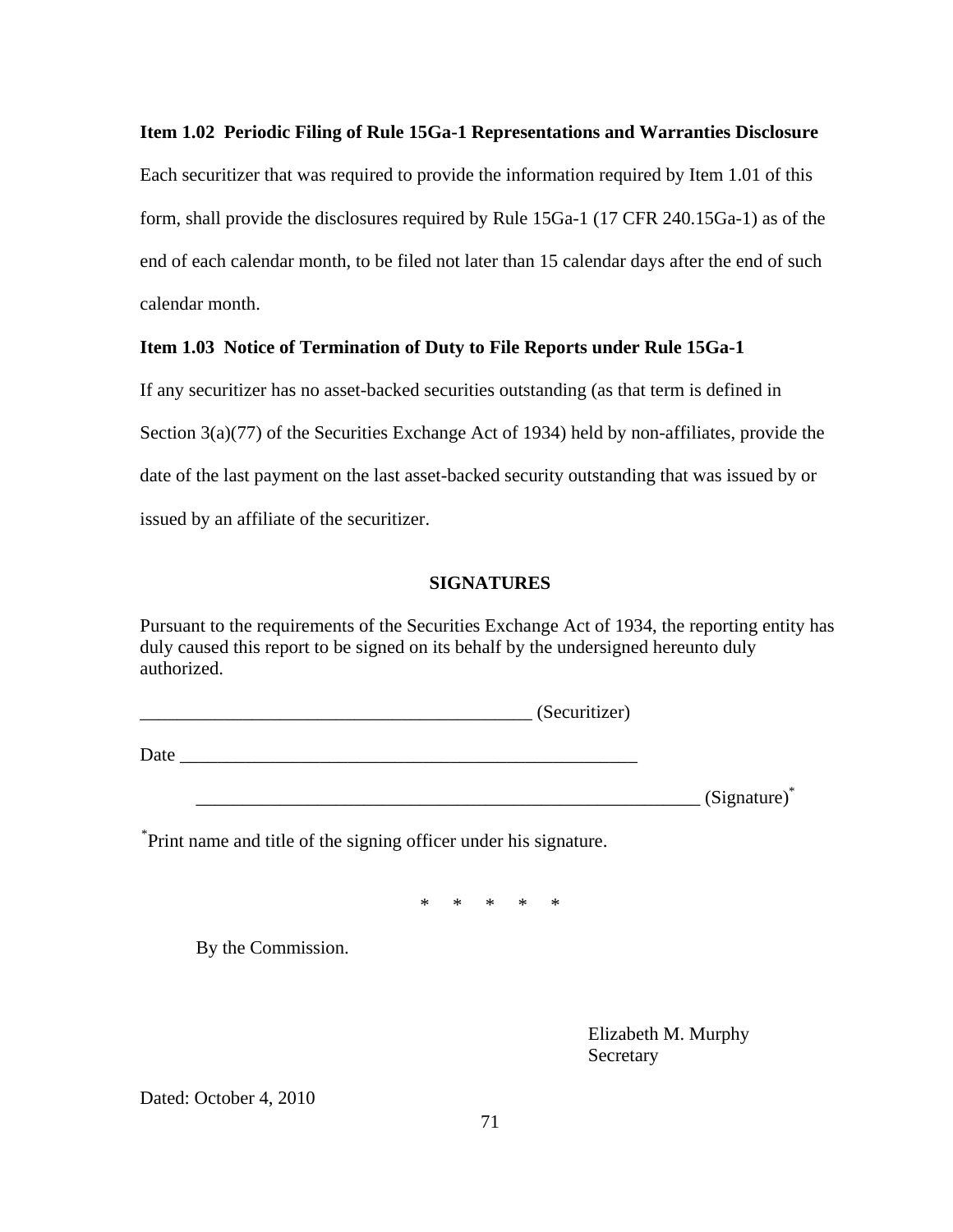**Item 1.02 Periodic Filing of Rule 15Ga-1 Representations and Warranties Disclosure**

Each securitizer that was required to provide the information required by Item 1.01 of this form, shall provide the disclosures required by Rule 15Ga-1 (17 CFR 240.15Ga-1) as of the end of each calendar month, to be filed not later than 15 calendar days after the end of such calendar month.

**Item 1.03 Notice of Termination of Duty to File Reports under Rule 15Ga-1**

If any securitizer has no asset-backed securities outstanding (as that term is defined in Section 3(a)(77) of the Securities Exchange Act of 1934) held by non-affiliates, provide the date of the last payment on the last asset-backed security outstanding that was issued by or issued by an affiliate of the securitizer.

**SIGNATURES**

Pursuant to the requirements of the Securities Exchange Act of 1934, the reporting entity has duly caused this report to be signed on its behalf by the undersigned hereunto duly authorized.

___________________________________________ (Securitizer)

Date ___________________________________________________

_______________________________________________________ (Signature)*

*Print name and title of the signing officer under his signature.

\* \* \* \* \*

By the Commission.

Elizabeth M. Murphy
Secretary

Dated: October 4, 2010